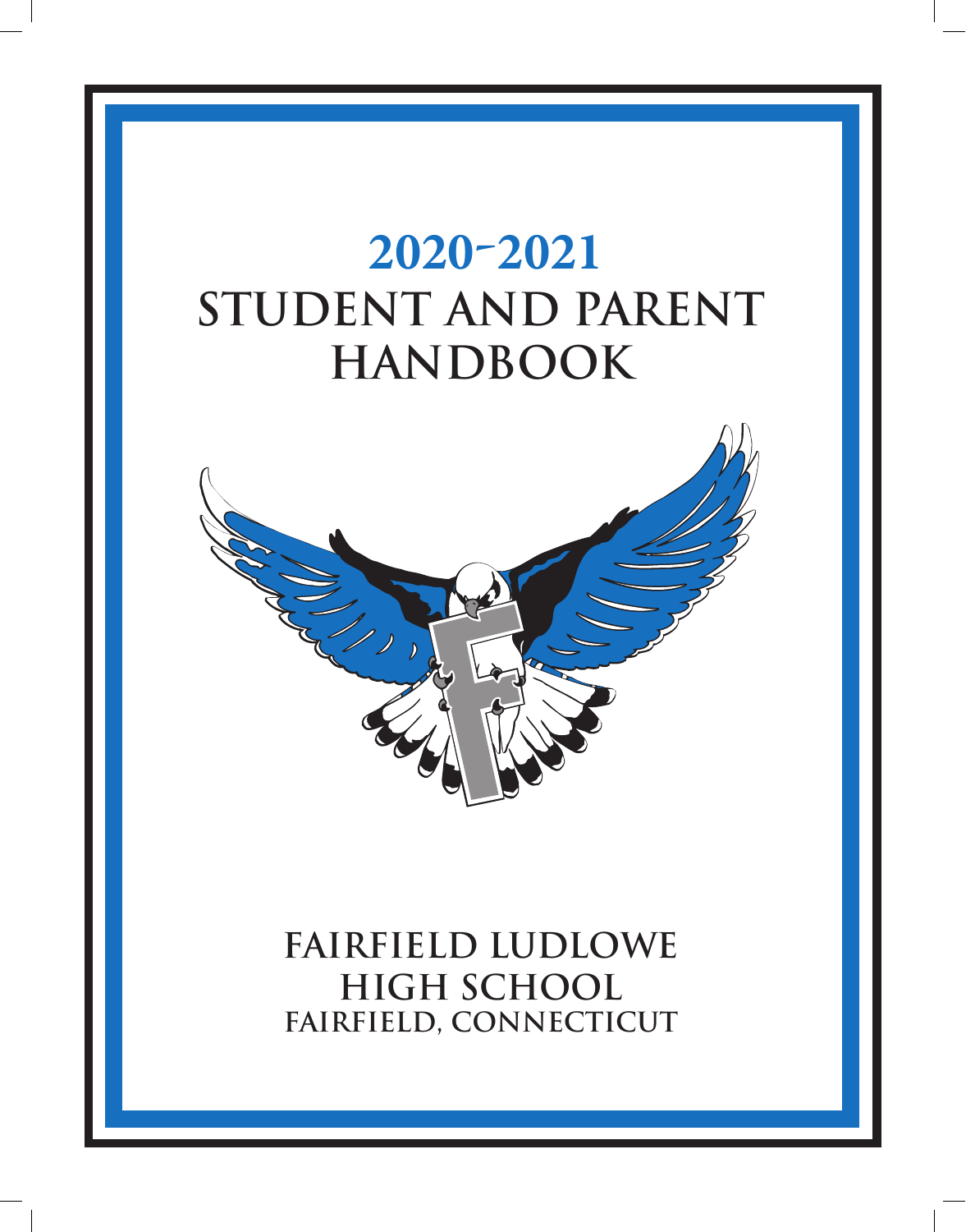# 2020-2021
# STUDENT AND PARENT HANDBOOK

## FAIRFIELD LUDLOWE HIGH SCHOOL
### FAIRFIELD, CONNECTICUT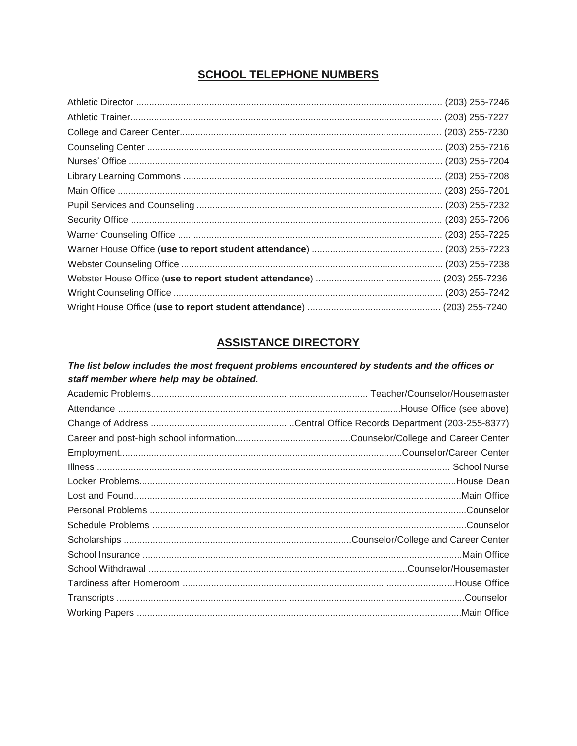## SCHOOL TELEPHONE NUMBERS

| | |
|---|---|
| Athletic Director | (203) 255-7246 |
| Athletic Trainer | (203) 255-7227 |
| College and Career Center | (203) 255-7230 |
| Counseling Center | (203) 255-7216 |
| Nurses' Office | (203) 255-7204 |
| Library Learning Commons | (203) 255-7208 |
| Main Office | (203) 255-7201 |
| Pupil Services and Counseling | (203) 255-7232 |
| Security Office | (203) 255-7206 |
| Warner Counseling Office | (203) 255-7225 |
| Warner House Office (**use to report student attendance**) | (203) 255-7223 |
| Webster Counseling Office | (203) 255-7238 |
| Webster House Office (**use to report student attendance**) | (203) 255-7236 |
| Wright Counseling Office | (203) 255-7242 |
| Wright House Office (**use to report student attendance**) | (203) 255-7240 |

## ASSISTANCE DIRECTORY

***The list below includes the most frequent problems encountered by students and the offices or staff member where help may be obtained.***

| | |
|---|---|
| Academic Problems | Teacher/Counselor/Housemaster |
| Attendance | House Office (see above) |
| Change of Address | Central Office Records Department (203-255-8377) |
| Career and post-high school information | Counselor/College and Career Center |
| Employment | Counselor/Career Center |
| Illness | School Nurse |
| Locker Problems | House Dean |
| Lost and Found | Main Office |
| Personal Problems | Counselor |
| Schedule Problems | Counselor |
| Scholarships | Counselor/College and Career Center |
| School Insurance | Main Office |
| School Withdrawal | Counselor/Housemaster |
| Tardiness after Homeroom | House Office |
| Transcripts | Counselor |
| Working Papers | Main Office |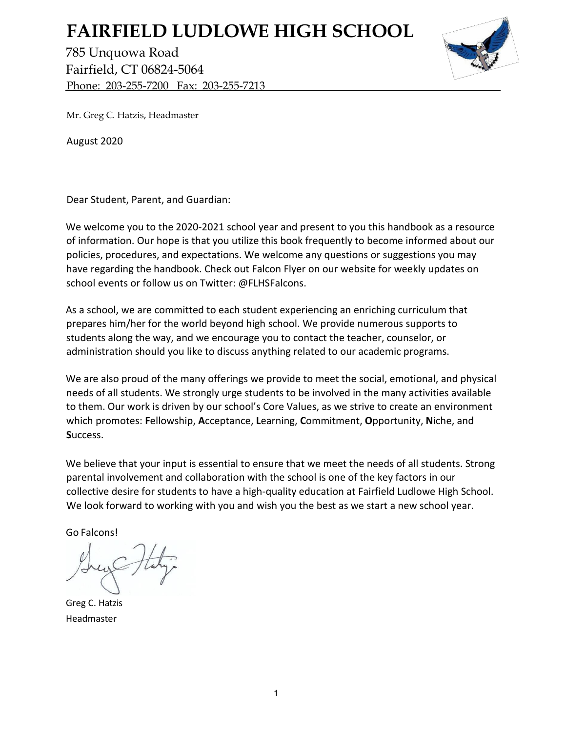# FAIRFIELD LUDLOWE HIGH SCHOOL

785 Unquowa Road
Fairfield, CT 06824-5064
Phone: 203-255-7200 Fax: 203-255-7213

Mr. Greg C. Hatzis, Headmaster

August 2020

Dear Student, Parent, and Guardian:

We welcome you to the 2020-2021 school year and present to you this handbook as a resource of information. Our hope is that you utilize this book frequently to become informed about our policies, procedures, and expectations. We welcome any questions or suggestions you may have regarding the handbook. Check out Falcon Flyer on our website for weekly updates on school events or follow us on Twitter: @FLHSFalcons.

As a school, we are committed to each student experiencing an enriching curriculum that prepares him/her for the world beyond high school. We provide numerous supports to students along the way, and we encourage you to contact the teacher, counselor, or administration should you like to discuss anything related to our academic programs.

We are also proud of the many offerings we provide to meet the social, emotional, and physical needs of all students. We strongly urge students to be involved in the many activities available to them. Our work is driven by our school's Core Values, as we strive to create an environment which promotes: **F**ellowship, **A**cceptance, **L**earning, **C**ommitment, **O**pportunity, **N**iche, and **S**uccess.

We believe that your input is essential to ensure that we meet the needs of all students. Strong parental involvement and collaboration with the school is one of the key factors in our collective desire for students to have a high-quality education at Fairfield Ludlowe High School. We look forward to working with you and wish you the best as we start a new school year.

Go Falcons!

Greg C. Hatzis
Headmaster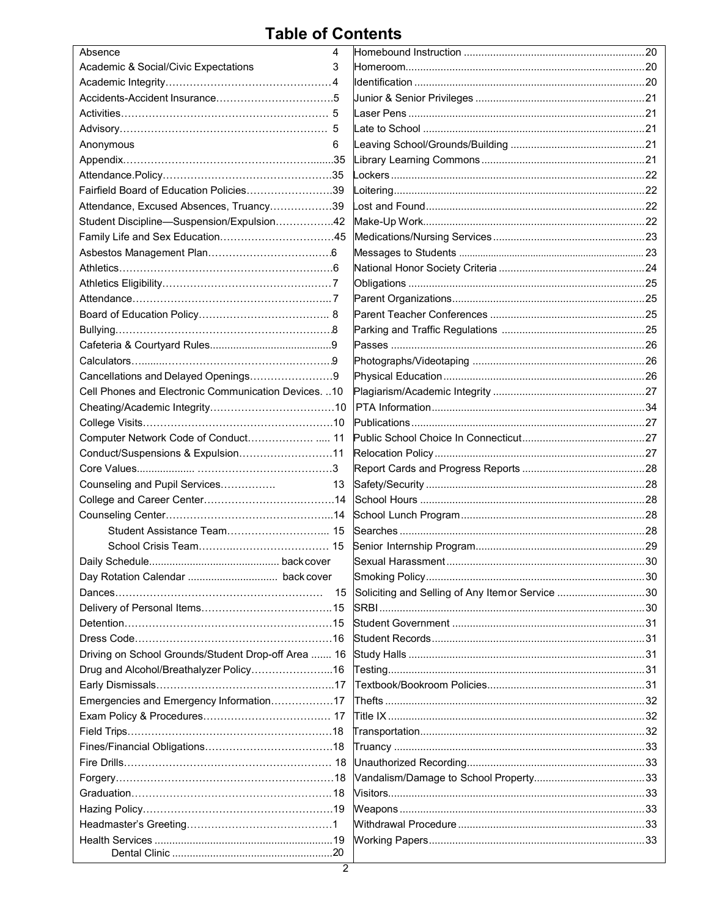# Table of Contents

| | | | |
|---|---|---|---|
| Absence | 4 | Homebound Instruction | 20 |
| Academic & Social/Civic Expectations | 3 | Homeroom | 20 |
| Academic Integrity | 4 | Identification | 20 |
| Accidents-Accident Insurance | 5 | Junior & Senior Privileges | 21 |
| Activities | 5 | Laser Pens | 21 |
| Advisory | 5 | Late to School | 21 |
| Anonymous | 6 | Leaving School/Grounds/Building | 21 |
| Appendix | 35 | Library Learning Commons | 21 |
| Attendance.Policy | 35 | Lockers | 22 |
| Fairfield Board of Education Policies | 39 | Loitering | 22 |
| Attendance, Excused Absences, Truancy | 39 | Lost and Found | 22 |
| Student Discipline—Suspension/Expulsion | 42 | Make-Up Work | 22 |
| Family Life and Sex Education | 45 | Medications/Nursing Services | 23 |
| Asbestos Management Plan | 6 | Messages to Students | 23 |
| Athletics | 6 | National Honor Society Criteria | 24 |
| Athletics Eligibility | 7 | Obligations | 25 |
| Attendance | 7 | Parent Organizations | 25 |
| Board of Education Policy | 8 | Parent Teacher Conferences | 25 |
| Bullying | 8 | Parking and Traffic Regulations | 25 |
| Cafeteria & Courtyard Rules | 9 | Passes | 26 |
| Calculators | 9 | Photographs/Videotaping | 26 |
| Cancellations and Delayed Openings | 9 | Physical Education | 26 |
| Cell Phones and Electronic Communication Devices. | 10 | Plagiarism/Academic Integrity | 27 |
| Cheating/Academic Integrity | 10 | PTA Information | 34 |
| College Visits | 10 | Publications | 27 |
| Computer Network Code of Conduct | 11 | Public School Choice In Connecticut | 27 |
| Conduct/Suspensions & Expulsion | 11 | Relocation Policy | 27 |
| Core Values | 3 | Report Cards and Progress Reports | 28 |
| Counseling and Pupil Services | 13 | Safety/Security | 28 |
| College and Career Center | 14 | School Hours | 28 |
| Counseling Center | 14 | School Lunch Program | 28 |
| Student Assistance Team | 15 | Searches | 28 |
| School Crisis Team | 15 | Senior Internship Program | 29 |
| Daily Schedule | back cover | Sexual Harassment | 30 |
| Day Rotation Calendar | back cover | Smoking Policy | 30 |
| Dances | 15 | Soliciting and Selling of Any Item or Service | 30 |
| Delivery of Personal Items | 15 | SRBI | 30 |
| Detention | 15 | Student Government | 31 |
| Dress Code | 16 | Student Records | 31 |
| Driving on School Grounds/Student Drop-off Area | 16 | Study Halls | 31 |
| Drug and Alcohol/Breathalyzer Policy | 16 | Testing | 31 |
| Early Dismissals | 17 | Textbook/Bookroom Policies | 31 |
| Emergencies and Emergency Information | 17 | Thefts | 32 |
| Exam Policy & Procedures | 17 | Title IX | 32 |
| Field Trips | 18 | Transportation | 32 |
| Fines/Financial Obligations | 18 | Truancy | 33 |
| Fire Drills | 18 | Unauthorized Recording | 33 |
| Forgery | 18 | Vandalism/Damage to School Property | 33 |
| Graduation | 18 | Visitors | 33 |
| Hazing Policy | 19 | Weapons | 33 |
| Headmaster's Greeting | 1 | Withdrawal Procedure | 33 |
| Health Services | 19 | Working Papers | 33 |
| Dental Clinic | 20 | | |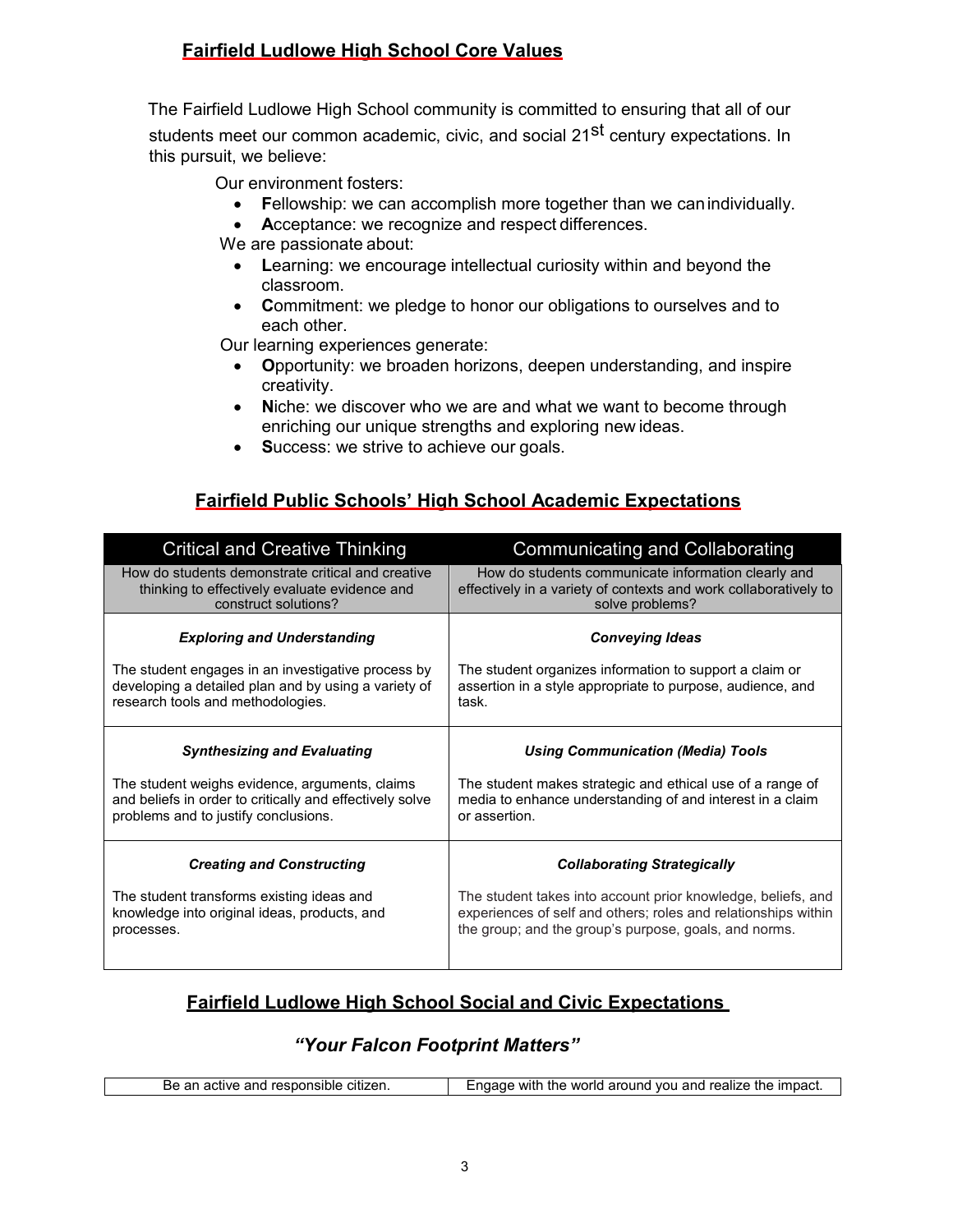## Fairfield Ludlowe High School Core Values

The Fairfield Ludlowe High School community is committed to ensuring that all of our students meet our common academic, civic, and social 21st century expectations. In this pursuit, we believe:

Our environment fosters:

- **F**ellowship: we can accomplish more together than we can individually.
- **A**cceptance: we recognize and respect differences.

We are passionate about:

- **L**earning: we encourage intellectual curiosity within and beyond the classroom.
- **C**ommitment: we pledge to honor our obligations to ourselves and to each other.

Our learning experiences generate:

- **O**pportunity: we broaden horizons, deepen understanding, and inspire creativity.
- **N**iche: we discover who we are and what we want to become through enriching our unique strengths and exploring new ideas.
- **S**uccess: we strive to achieve our goals.

## Fairfield Public Schools' High School Academic Expectations

| Critical and Creative Thinking | Communicating and Collaborating |
|---|---|
| How do students demonstrate critical and creative thinking to effectively evaluate evidence and construct solutions? | How do students communicate information clearly and effectively in a variety of contexts and work collaboratively to solve problems? |
| ***Exploring and Understanding*** The student engages in an investigative process by developing a detailed plan and by using a variety of research tools and methodologies. | ***Conveying Ideas*** The student organizes information to support a claim or assertion in a style appropriate to purpose, audience, and task. |
| ***Synthesizing and Evaluating*** The student weighs evidence, arguments, claims and beliefs in order to critically and effectively solve problems and to justify conclusions. | ***Using Communication (Media) Tools*** The student makes strategic and ethical use of a range of media to enhance understanding of and interest in a claim or assertion. |
| ***Creating and Constructing*** The student transforms existing ideas and knowledge into original ideas, products, and processes. | ***Collaborating Strategically*** The student takes into account prior knowledge, beliefs, and experiences of self and others; roles and relationships within the group; and the group's purpose, goals, and norms. |

## Fairfield Ludlowe High School Social and Civic Expectations

### *"Your Falcon Footprint Matters"*

| Be an active and responsible citizen. | Engage with the world around you and realize the impact. |
|---|---|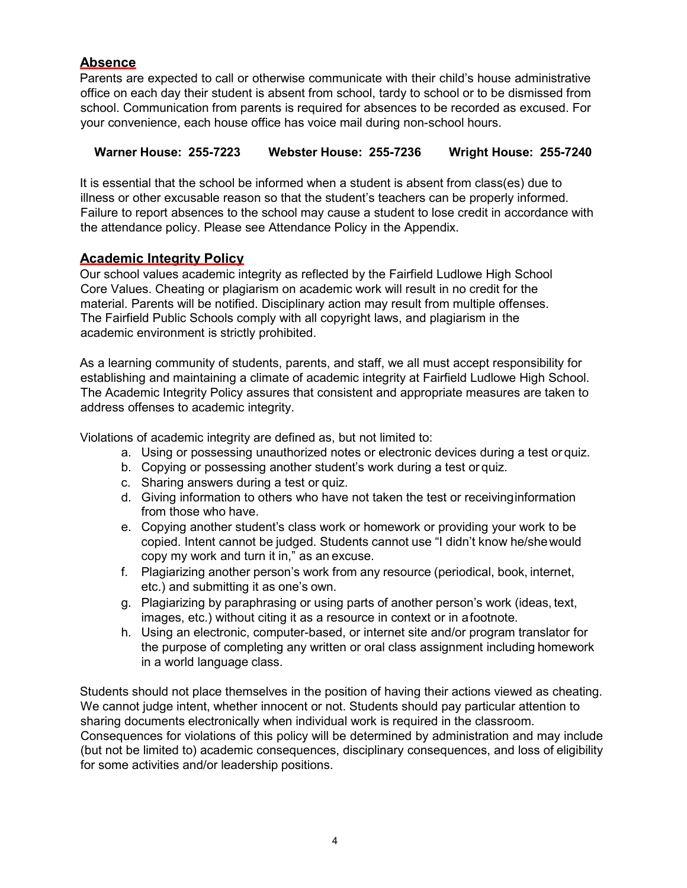## Absence

Parents are expected to call or otherwise communicate with their child's house administrative office on each day their student is absent from school, tardy to school or to be dismissed from school. Communication from parents is required for absences to be recorded as excused. For your convenience, each house office has voice mail during non-school hours.

**Warner House: 255-7223 Webster House: 255-7236 Wright House: 255-7240**

It is essential that the school be informed when a student is absent from class(es) due to illness or other excusable reason so that the student's teachers can be properly informed. Failure to report absences to the school may cause a student to lose credit in accordance with the attendance policy. Please see Attendance Policy in the Appendix.

## Academic Integrity Policy

Our school values academic integrity as reflected by the Fairfield Ludlowe High School Core Values. Cheating or plagiarism on academic work will result in no credit for the material. Parents will be notified. Disciplinary action may result from multiple offenses. The Fairfield Public Schools comply with all copyright laws, and plagiarism in the academic environment is strictly prohibited.

As a learning community of students, parents, and staff, we all must accept responsibility for establishing and maintaining a climate of academic integrity at Fairfield Ludlowe High School. The Academic Integrity Policy assures that consistent and appropriate measures are taken to address offenses to academic integrity.

Violations of academic integrity are defined as, but not limited to:

a. Using or possessing unauthorized notes or electronic devices during a test or quiz.
b. Copying or possessing another student's work during a test or quiz.
c. Sharing answers during a test or quiz.
d. Giving information to others who have not taken the test or receiving information from those who have.
e. Copying another student's class work or homework or providing your work to be copied. Intent cannot be judged. Students cannot use "I didn't know he/she would copy my work and turn it in," as an excuse.
f. Plagiarizing another person's work from any resource (periodical, book, internet, etc.) and submitting it as one's own.
g. Plagiarizing by paraphrasing or using parts of another person's work (ideas, text, images, etc.) without citing it as a resource in context or in a footnote.
h. Using an electronic, computer-based, or internet site and/or program translator for the purpose of completing any written or oral class assignment including homework in a world language class.

Students should not place themselves in the position of having their actions viewed as cheating. We cannot judge intent, whether innocent or not. Students should pay particular attention to sharing documents electronically when individual work is required in the classroom. Consequences for violations of this policy will be determined by administration and may include (but not be limited to) academic consequences, disciplinary consequences, and loss of eligibility for some activities and/or leadership positions.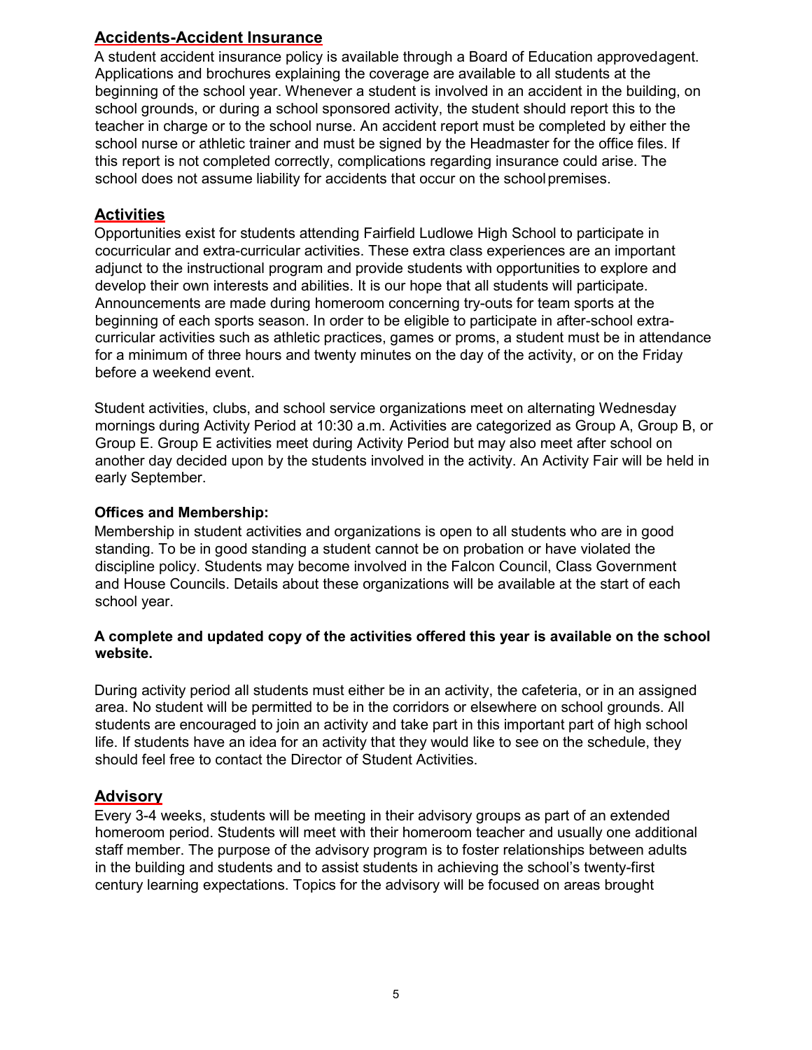## Accidents-Accident Insurance

A student accident insurance policy is available through a Board of Education approved agent. Applications and brochures explaining the coverage are available to all students at the beginning of the school year. Whenever a student is involved in an accident in the building, on school grounds, or during a school sponsored activity, the student should report this to the teacher in charge or to the school nurse. An accident report must be completed by either the school nurse or athletic trainer and must be signed by the Headmaster for the office files. If this report is not completed correctly, complications regarding insurance could arise. The school does not assume liability for accidents that occur on the school premises.

## Activities

Opportunities exist for students attending Fairfield Ludlowe High School to participate in cocurricular and extra-curricular activities. These extra class experiences are an important adjunct to the instructional program and provide students with opportunities to explore and develop their own interests and abilities. It is our hope that all students will participate. Announcements are made during homeroom concerning try-outs for team sports at the beginning of each sports season. In order to be eligible to participate in after-school extra-curricular activities such as athletic practices, games or proms, a student must be in attendance for a minimum of three hours and twenty minutes on the day of the activity, or on the Friday before a weekend event.

Student activities, clubs, and school service organizations meet on alternating Wednesday mornings during Activity Period at 10:30 a.m. Activities are categorized as Group A, Group B, or Group E. Group E activities meet during Activity Period but may also meet after school on another day decided upon by the students involved in the activity. An Activity Fair will be held in early September.

**Offices and Membership:**

Membership in student activities and organizations is open to all students who are in good standing. To be in good standing a student cannot be on probation or have violated the discipline policy. Students may become involved in the Falcon Council, Class Government and House Councils. Details about these organizations will be available at the start of each school year.

**A complete and updated copy of the activities offered this year is available on the school website.**

During activity period all students must either be in an activity, the cafeteria, or in an assigned area. No student will be permitted to be in the corridors or elsewhere on school grounds. All students are encouraged to join an activity and take part in this important part of high school life. If students have an idea for an activity that they would like to see on the schedule, they should feel free to contact the Director of Student Activities.

## Advisory

Every 3-4 weeks, students will be meeting in their advisory groups as part of an extended homeroom period. Students will meet with their homeroom teacher and usually one additional staff member. The purpose of the advisory program is to foster relationships between adults in the building and students and to assist students in achieving the school's twenty-first century learning expectations. Topics for the advisory will be focused on areas brought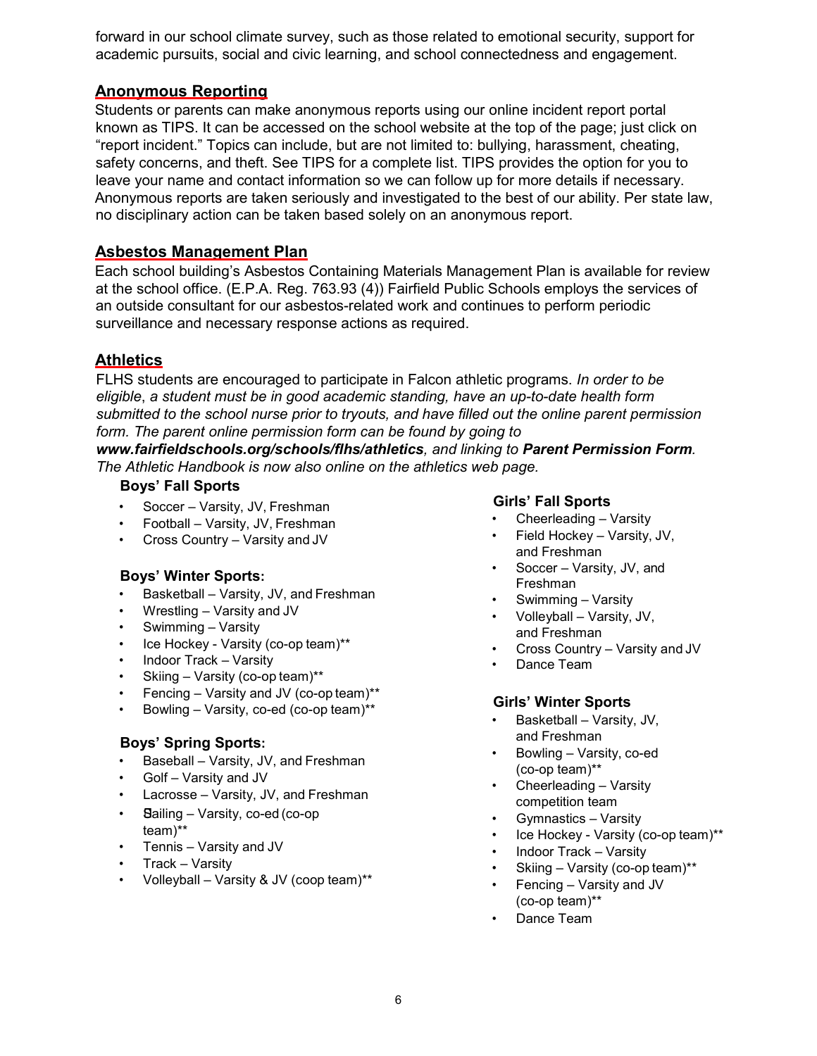forward in our school climate survey, such as those related to emotional security, support for academic pursuits, social and civic learning, and school connectedness and engagement.

## Anonymous Reporting

Students or parents can make anonymous reports using our online incident report portal known as TIPS. It can be accessed on the school website at the top of the page; just click on "report incident." Topics can include, but are not limited to: bullying, harassment, cheating, safety concerns, and theft. See TIPS for a complete list. TIPS provides the option for you to leave your name and contact information so we can follow up for more details if necessary. Anonymous reports are taken seriously and investigated to the best of our ability. Per state law, no disciplinary action can be taken based solely on an anonymous report.

## Asbestos Management Plan

Each school building's Asbestos Containing Materials Management Plan is available for review at the school office. (E.P.A. Reg. 763.93 (4)) Fairfield Public Schools employs the services of an outside consultant for our asbestos-related work and continues to perform periodic surveillance and necessary response actions as required.

## Athletics

FLHS students are encouraged to participate in Falcon athletic programs. *In order to be eligible, a student must be in good academic standing, have an up-to-date health form submitted to the school nurse prior to tryouts, and have filled out the online parent permission form. The parent online permission form can be found by going to **www.fairfieldschools.org/schools/flhs/athletics**, and linking to **Parent Permission Form**. The Athletic Handbook is now also online on the athletics web page.*

### Boys' Fall Sports

- Soccer – Varsity, JV, Freshman
- Football – Varsity, JV, Freshman
- Cross Country – Varsity and JV

### Boys' Winter Sports:

- Basketball – Varsity, JV, and Freshman
- Wrestling – Varsity and JV
- Swimming – Varsity
- Ice Hockey - Varsity (co-op team)**
- Indoor Track – Varsity
- Skiing – Varsity (co-op team)**
- Fencing – Varsity and JV (co-op team)**
- Bowling – Varsity, co-ed (co-op team)**

### Boys' Spring Sports:

- Baseball – Varsity, JV, and Freshman
- Golf – Varsity and JV
- Lacrosse – Varsity, JV, and Freshman
- Sailing – Varsity, co-ed (co-op team)**
- Tennis – Varsity and JV
- Track – Varsity
- Volleyball – Varsity & JV (coop team)**

### Girls' Fall Sports

- Cheerleading – Varsity
- Field Hockey – Varsity, JV, and Freshman
- Soccer – Varsity, JV, and Freshman
- Swimming – Varsity
- Volleyball – Varsity, JV, and Freshman
- Cross Country – Varsity and JV
- Dance Team

### Girls' Winter Sports

- Basketball – Varsity, JV, and Freshman
- Bowling – Varsity, co-ed (co-op team)**
- Cheerleading – Varsity competition team
- Gymnastics – Varsity
- Ice Hockey - Varsity (co-op team)**
- Indoor Track – Varsity
- Skiing – Varsity (co-op team)**
- Fencing – Varsity and JV (co-op team)**
- Dance Team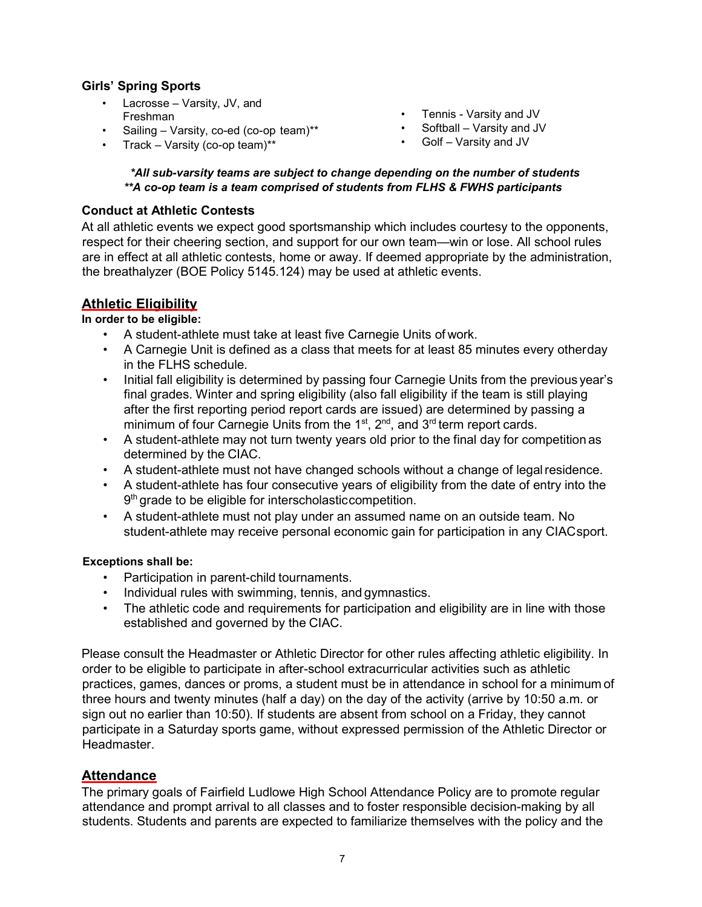### Girls' Spring Sports

- Lacrosse – Varsity, JV, and Freshman
- Sailing – Varsity, co-ed (co-op team)**
- Track – Varsity (co-op team)**
- Tennis - Varsity and JV
- Softball – Varsity and JV
- Golf – Varsity and JV

***All sub-varsity teams are subject to change depending on the number of students***
*****A co-op team is a team comprised of students from FLHS & FWHS participants***

### Conduct at Athletic Contests

At all athletic events we expect good sportsmanship which includes courtesy to the opponents, respect for their cheering section, and support for our own team—win or lose. All school rules are in effect at all athletic contests, home or away. If deemed appropriate by the administration, the breathalyzer (BOE Policy 5145.124) may be used at athletic events.

## Athletic Eligibility

**In order to be eligible:**

- A student-athlete must take at least five Carnegie Units of work.
- A Carnegie Unit is defined as a class that meets for at least 85 minutes every otherday in the FLHS schedule.
- Initial fall eligibility is determined by passing four Carnegie Units from the previous year's final grades. Winter and spring eligibility (also fall eligibility if the team is still playing after the first reporting period report cards are issued) are determined by passing a minimum of four Carnegie Units from the 1st, 2nd, and 3rd term report cards.
- A student-athlete may not turn twenty years old prior to the final day for competition as determined by the CIAC.
- A student-athlete must not have changed schools without a change of legal residence.
- A student-athlete has four consecutive years of eligibility from the date of entry into the 9th grade to be eligible for interscholasticcompetition.
- A student-athlete must not play under an assumed name on an outside team. No student-athlete may receive personal economic gain for participation in any CIACsport.

**Exceptions shall be:**

- Participation in parent-child tournaments.
- Individual rules with swimming, tennis, and gymnastics.
- The athletic code and requirements for participation and eligibility are in line with those established and governed by the CIAC.

Please consult the Headmaster or Athletic Director for other rules affecting athletic eligibility. In order to be eligible to participate in after-school extracurricular activities such as athletic practices, games, dances or proms, a student must be in attendance in school for a minimum of three hours and twenty minutes (half a day) on the day of the activity (arrive by 10:50 a.m. or sign out no earlier than 10:50). If students are absent from school on a Friday, they cannot participate in a Saturday sports game, without expressed permission of the Athletic Director or Headmaster.

## Attendance

The primary goals of Fairfield Ludlowe High School Attendance Policy are to promote regular attendance and prompt arrival to all classes and to foster responsible decision-making by all students. Students and parents are expected to familiarize themselves with the policy and the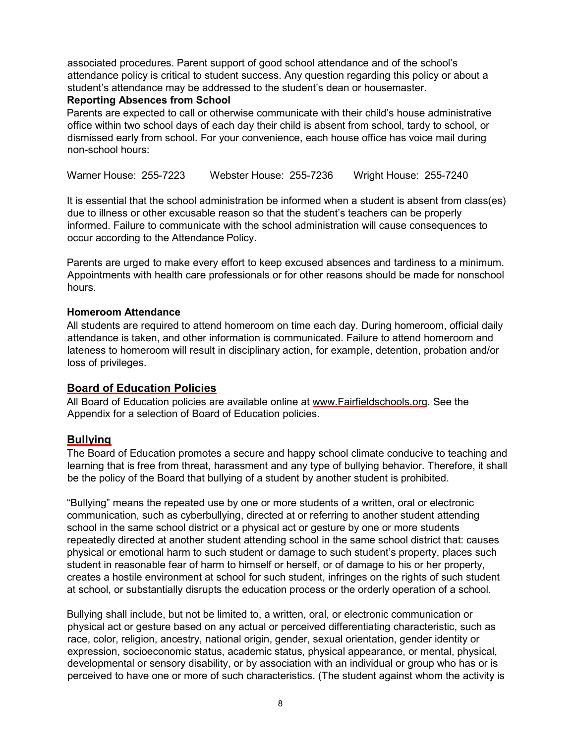associated procedures. Parent support of good school attendance and of the school's attendance policy is critical to student success. Any question regarding this policy or about a student's attendance may be addressed to the student's dean or housemaster.

**Reporting Absences from School**

Parents are expected to call or otherwise communicate with their child's house administrative office within two school days of each day their child is absent from school, tardy to school, or dismissed early from school. For your convenience, each house office has voice mail during non-school hours:

Warner House: 255-7223     Webster House: 255-7236     Wright House: 255-7240

It is essential that the school administration be informed when a student is absent from class(es) due to illness or other excusable reason so that the student's teachers can be properly informed. Failure to communicate with the school administration will cause consequences to occur according to the Attendance Policy.

Parents are urged to make every effort to keep excused absences and tardiness to a minimum. Appointments with health care professionals or for other reasons should be made for nonschool hours.

**Homeroom Attendance**

All students are required to attend homeroom on time each day. During homeroom, official daily attendance is taken, and other information is communicated. Failure to attend homeroom and lateness to homeroom will result in disciplinary action, for example, detention, probation and/or loss of privileges.

## Board of Education Policies

All Board of Education policies are available online at www.Fairfieldschools.org. See the Appendix for a selection of Board of Education policies.

## Bullying

The Board of Education promotes a secure and happy school climate conducive to teaching and learning that is free from threat, harassment and any type of bullying behavior. Therefore, it shall be the policy of the Board that bullying of a student by another student is prohibited.

"Bullying" means the repeated use by one or more students of a written, oral or electronic communication, such as cyberbullying, directed at or referring to another student attending school in the same school district or a physical act or gesture by one or more students repeatedly directed at another student attending school in the same school district that: causes physical or emotional harm to such student or damage to such student's property, places such student in reasonable fear of harm to himself or herself, or of damage to his or her property, creates a hostile environment at school for such student, infringes on the rights of such student at school, or substantially disrupts the education process or the orderly operation of a school.

Bullying shall include, but not be limited to, a written, oral, or electronic communication or physical act or gesture based on any actual or perceived differentiating characteristic, such as race, color, religion, ancestry, national origin, gender, sexual orientation, gender identity or expression, socioeconomic status, academic status, physical appearance, or mental, physical, developmental or sensory disability, or by association with an individual or group who has or is perceived to have one or more of such characteristics. (The student against whom the activity is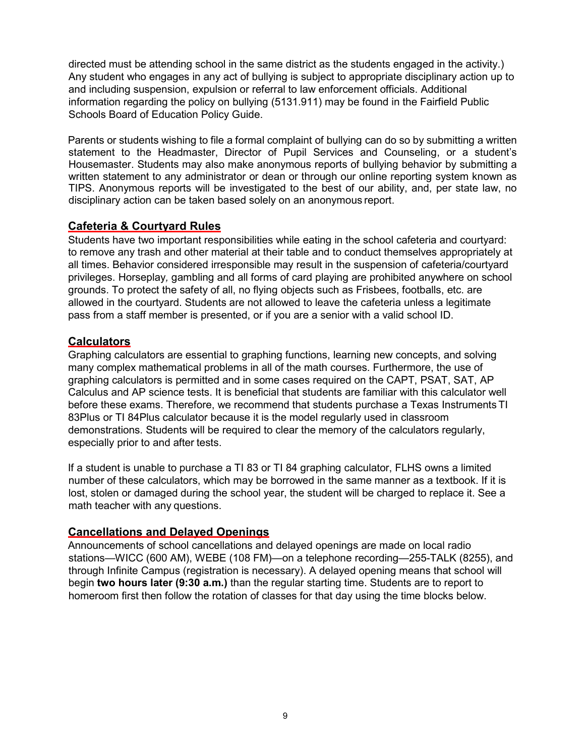directed must be attending school in the same district as the students engaged in the activity.) Any student who engages in any act of bullying is subject to appropriate disciplinary action up to and including suspension, expulsion or referral to law enforcement officials. Additional information regarding the policy on bullying (5131.911) may be found in the Fairfield Public Schools Board of Education Policy Guide.

Parents or students wishing to file a formal complaint of bullying can do so by submitting a written statement to the Headmaster, Director of Pupil Services and Counseling, or a student's Housemaster. Students may also make anonymous reports of bullying behavior by submitting a written statement to any administrator or dean or through our online reporting system known as TIPS. Anonymous reports will be investigated to the best of our ability, and, per state law, no disciplinary action can be taken based solely on an anonymous report.

## Cafeteria & Courtyard Rules

Students have two important responsibilities while eating in the school cafeteria and courtyard: to remove any trash and other material at their table and to conduct themselves appropriately at all times. Behavior considered irresponsible may result in the suspension of cafeteria/courtyard privileges. Horseplay, gambling and all forms of card playing are prohibited anywhere on school grounds. To protect the safety of all, no flying objects such as Frisbees, footballs, etc. are allowed in the courtyard. Students are not allowed to leave the cafeteria unless a legitimate pass from a staff member is presented, or if you are a senior with a valid school ID.

## Calculators

Graphing calculators are essential to graphing functions, learning new concepts, and solving many complex mathematical problems in all of the math courses. Furthermore, the use of graphing calculators is permitted and in some cases required on the CAPT, PSAT, SAT, AP Calculus and AP science tests. It is beneficial that students are familiar with this calculator well before these exams. Therefore, we recommend that students purchase a Texas Instruments TI 83Plus or TI 84Plus calculator because it is the model regularly used in classroom demonstrations. Students will be required to clear the memory of the calculators regularly, especially prior to and after tests.

If a student is unable to purchase a TI 83 or TI 84 graphing calculator, FLHS owns a limited number of these calculators, which may be borrowed in the same manner as a textbook. If it is lost, stolen or damaged during the school year, the student will be charged to replace it. See a math teacher with any questions.

## Cancellations and Delayed Openings

Announcements of school cancellations and delayed openings are made on local radio stations—WICC (600 AM), WEBE (108 FM)—on a telephone recording—255-TALK (8255), and through Infinite Campus (registration is necessary). A delayed opening means that school will begin **two hours later (9:30 a.m.)** than the regular starting time. Students are to report to homeroom first then follow the rotation of classes for that day using the time blocks below.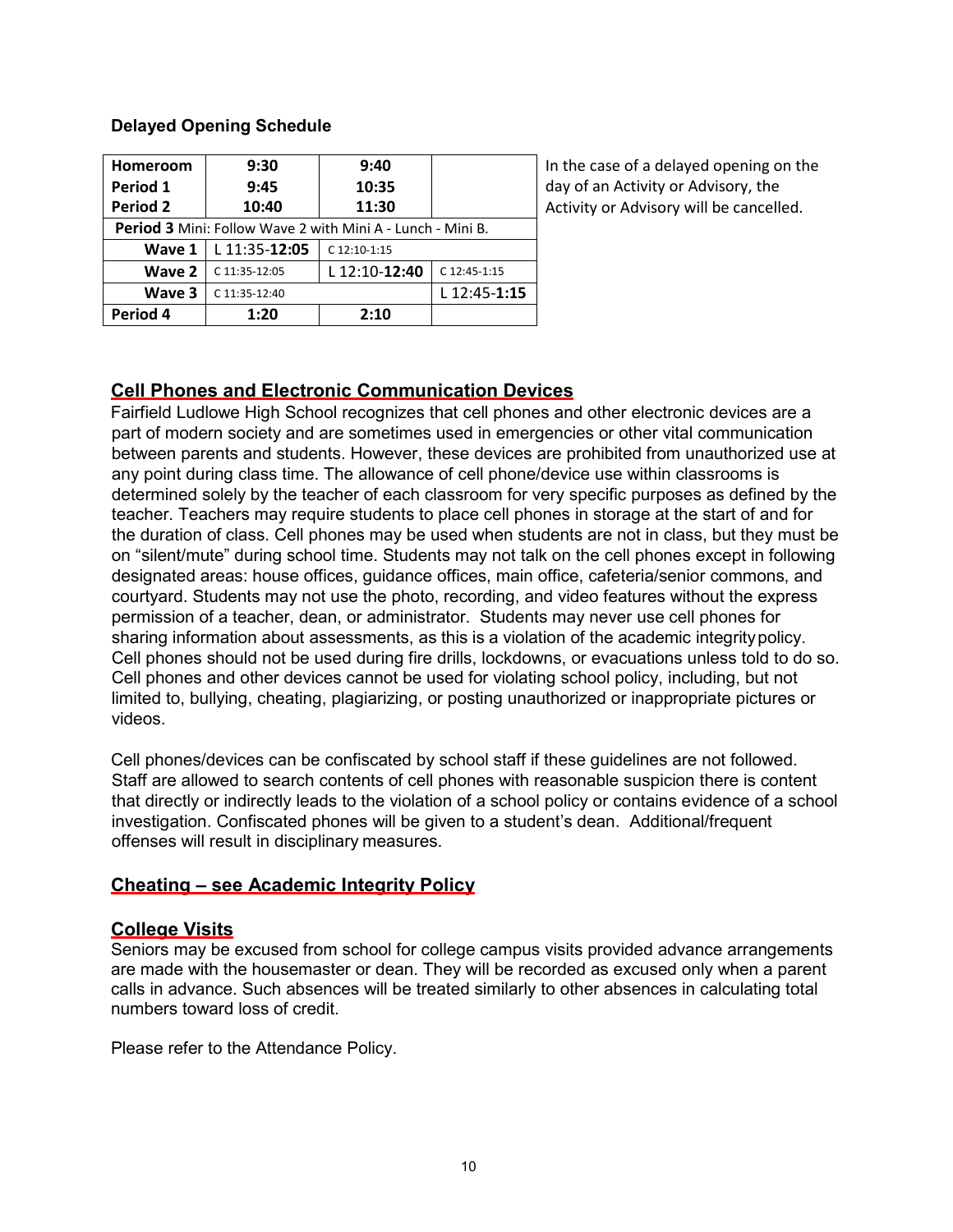### Delayed Opening Schedule

| | | | |
|---|---|---|---|
| **Homeroom** | **9:30** | **9:40** | |
| **Period 1** | **9:45** | **10:35** | |
| **Period 2** | **10:40** | **11:30** | |
| **Period 3** Mini: Follow Wave 2 with Mini A - Lunch - Mini B. | | | |
| **Wave 1** | L 11:35-**12:05** | C 12:10-1:15 | |
| **Wave 2** | C 11:35-12:05 | L 12:10-**12:40** | C 12:45-1:15 |
| **Wave 3** | C 11:35-12:40 | | L 12:45-**1:15** |
| **Period 4** | **1:20** | **2:10** | |

In the case of a delayed opening on the day of an Activity or Advisory, the Activity or Advisory will be cancelled.

## Cell Phones and Electronic Communication Devices

Fairfield Ludlowe High School recognizes that cell phones and other electronic devices are a part of modern society and are sometimes used in emergencies or other vital communication between parents and students. However, these devices are prohibited from unauthorized use at any point during class time. The allowance of cell phone/device use within classrooms is determined solely by the teacher of each classroom for very specific purposes as defined by the teacher. Teachers may require students to place cell phones in storage at the start of and for the duration of class. Cell phones may be used when students are not in class, but they must be on "silent/mute" during school time. Students may not talk on the cell phones except in following designated areas: house offices, guidance offices, main office, cafeteria/senior commons, and courtyard. Students may not use the photo, recording, and video features without the express permission of a teacher, dean, or administrator. Students may never use cell phones for sharing information about assessments, as this is a violation of the academic integrity policy. Cell phones should not be used during fire drills, lockdowns, or evacuations unless told to do so. Cell phones and other devices cannot be used for violating school policy, including, but not limited to, bullying, cheating, plagiarizing, or posting unauthorized or inappropriate pictures or videos.

Cell phones/devices can be confiscated by school staff if these guidelines are not followed. Staff are allowed to search contents of cell phones with reasonable suspicion there is content that directly or indirectly leads to the violation of a school policy or contains evidence of a school investigation. Confiscated phones will be given to a student's dean. Additional/frequent offenses will result in disciplinary measures.

## Cheating – see Academic Integrity Policy

## College Visits

Seniors may be excused from school for college campus visits provided advance arrangements are made with the housemaster or dean. They will be recorded as excused only when a parent calls in advance. Such absences will be treated similarly to other absences in calculating total numbers toward loss of credit.

Please refer to the Attendance Policy.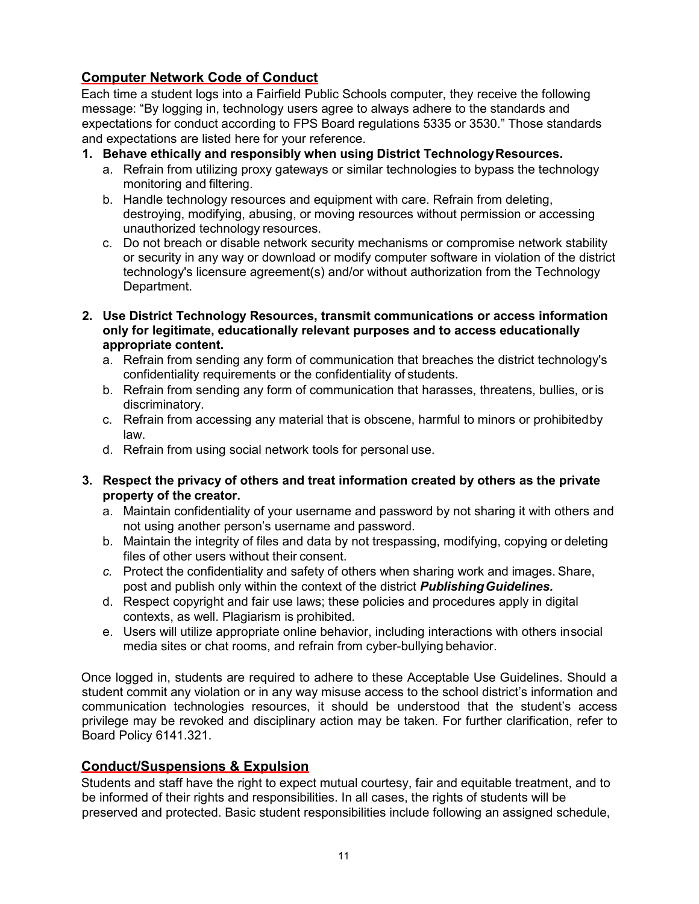## Computer Network Code of Conduct

Each time a student logs into a Fairfield Public Schools computer, they receive the following message: "By logging in, technology users agree to always adhere to the standards and expectations for conduct according to FPS Board regulations 5335 or 3530." Those standards and expectations are listed here for your reference.

1. **Behave ethically and responsibly when using District Technology Resources.**
   a. Refrain from utilizing proxy gateways or similar technologies to bypass the technology monitoring and filtering.
   b. Handle technology resources and equipment with care. Refrain from deleting, destroying, modifying, abusing, or moving resources without permission or accessing unauthorized technology resources.
   c. Do not breach or disable network security mechanisms or compromise network stability or security in any way or download or modify computer software in violation of the district technology's licensure agreement(s) and/or without authorization from the Technology Department.

2. **Use District Technology Resources, transmit communications or access information only for legitimate, educationally relevant purposes and to access educationally appropriate content.**
   a. Refrain from sending any form of communication that breaches the district technology's confidentiality requirements or the confidentiality of students.
   b. Refrain from sending any form of communication that harasses, threatens, bullies, or is discriminatory.
   c. Refrain from accessing any material that is obscene, harmful to minors or prohibited by law.
   d. Refrain from using social network tools for personal use.

3. **Respect the privacy of others and treat information created by others as the private property of the creator.**
   a. Maintain confidentiality of your username and password by not sharing it with others and not using another person's username and password.
   b. Maintain the integrity of files and data by not trespassing, modifying, copying or deleting files of other users without their consent.
   c. Protect the confidentiality and safety of others when sharing work and images. Share, post and publish only within the context of the district ***Publishing Guidelines.***
   d. Respect copyright and fair use laws; these policies and procedures apply in digital contexts, as well. Plagiarism is prohibited.
   e. Users will utilize appropriate online behavior, including interactions with others in social media sites or chat rooms, and refrain from cyber-bullying behavior.

Once logged in, students are required to adhere to these Acceptable Use Guidelines. Should a student commit any violation or in any way misuse access to the school district's information and communication technologies resources, it should be understood that the student's access privilege may be revoked and disciplinary action may be taken. For further clarification, refer to Board Policy 6141.321.

## Conduct/Suspensions & Expulsion

Students and staff have the right to expect mutual courtesy, fair and equitable treatment, and to be informed of their rights and responsibilities. In all cases, the rights of students will be preserved and protected. Basic student responsibilities include following an assigned schedule,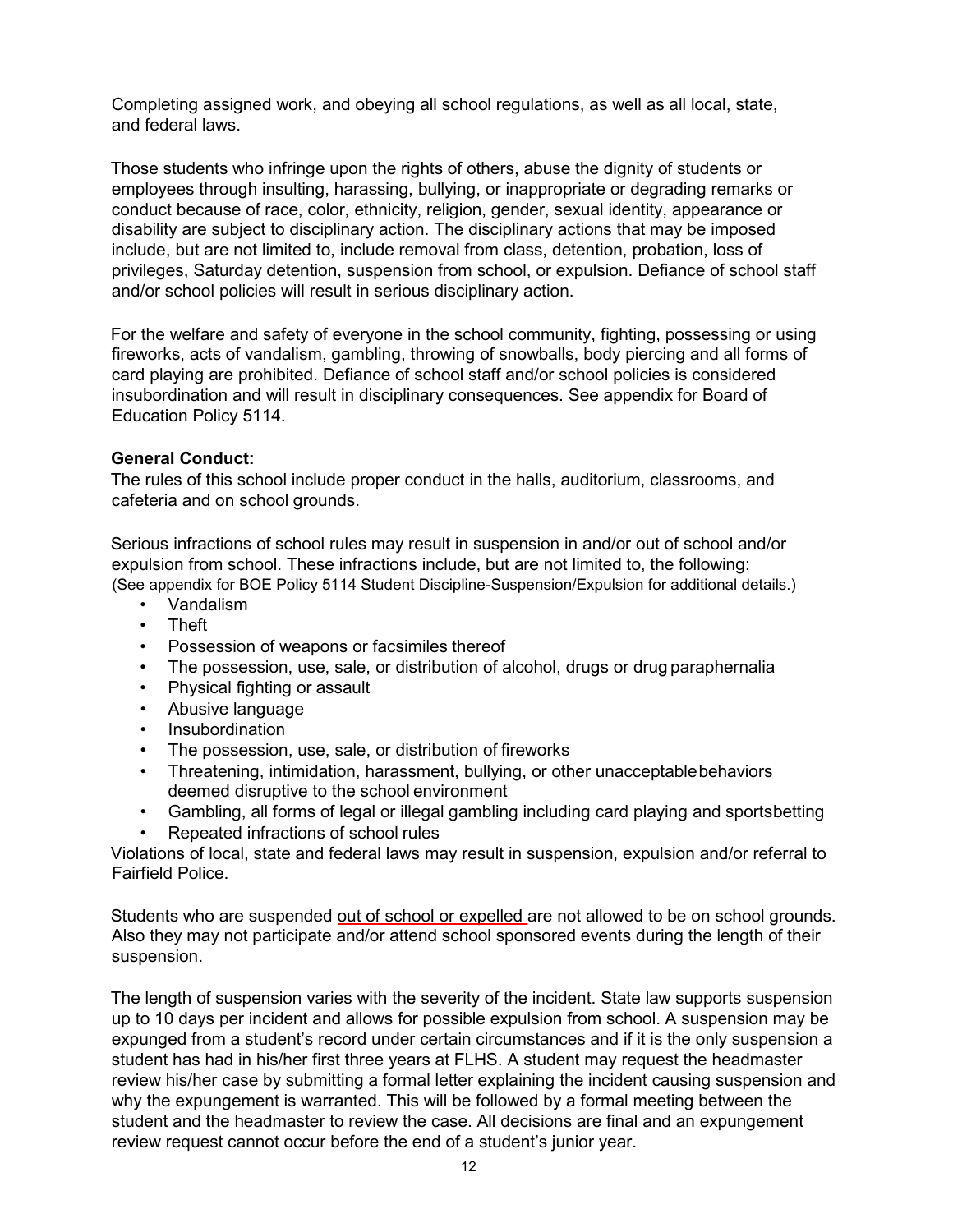Completing assigned work, and obeying all school regulations, as well as all local, state, and federal laws.

Those students who infringe upon the rights of others, abuse the dignity of students or employees through insulting, harassing, bullying, or inappropriate or degrading remarks or conduct because of race, color, ethnicity, religion, gender, sexual identity, appearance or disability are subject to disciplinary action. The disciplinary actions that may be imposed include, but are not limited to, include removal from class, detention, probation, loss of privileges, Saturday detention, suspension from school, or expulsion. Defiance of school staff and/or school policies will result in serious disciplinary action.

For the welfare and safety of everyone in the school community, fighting, possessing or using fireworks, acts of vandalism, gambling, throwing of snowballs, body piercing and all forms of card playing are prohibited. Defiance of school staff and/or school policies is considered insubordination and will result in disciplinary consequences. See appendix for Board of Education Policy 5114.

**General Conduct:**
The rules of this school include proper conduct in the halls, auditorium, classrooms, and cafeteria and on school grounds.

Serious infractions of school rules may result in suspension in and/or out of school and/or expulsion from school. These infractions include, but are not limited to, the following:
(See appendix for BOE Policy 5114 Student Discipline-Suspension/Expulsion for additional details.)

- Vandalism
- Theft
- Possession of weapons or facsimiles thereof
- The possession, use, sale, or distribution of alcohol, drugs or drug paraphernalia
- Physical fighting or assault
- Abusive language
- Insubordination
- The possession, use, sale, or distribution of fireworks
- Threatening, intimidation, harassment, bullying, or other unacceptable behaviors deemed disruptive to the school environment
- Gambling, all forms of legal or illegal gambling including card playing and sports betting
- Repeated infractions of school rules

Violations of local, state and federal laws may result in suspension, expulsion and/or referral to Fairfield Police.

Students who are suspended out of school or expelled are not allowed to be on school grounds. Also they may not participate and/or attend school sponsored events during the length of their suspension.

The length of suspension varies with the severity of the incident. State law supports suspension up to 10 days per incident and allows for possible expulsion from school. A suspension may be expunged from a student's record under certain circumstances and if it is the only suspension a student has had in his/her first three years at FLHS. A student may request the headmaster review his/her case by submitting a formal letter explaining the incident causing suspension and why the expungement is warranted. This will be followed by a formal meeting between the student and the headmaster to review the case. All decisions are final and an expungement review request cannot occur before the end of a student's junior year.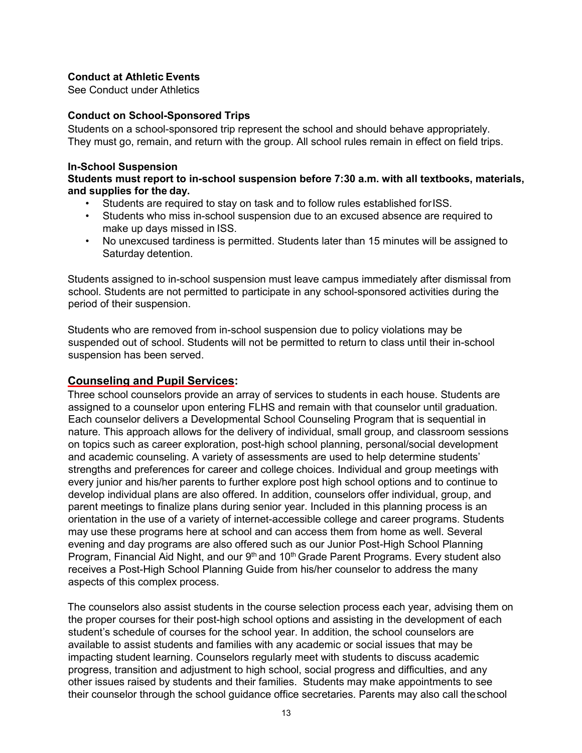**Conduct at Athletic Events**

See Conduct under Athletics

**Conduct on School-Sponsored Trips**

Students on a school-sponsored trip represent the school and should behave appropriately. They must go, remain, and return with the group. All school rules remain in effect on field trips.

**In-School Suspension**

**Students must report to in-school suspension before 7:30 a.m. with all textbooks, materials, and supplies for the day.**

- Students are required to stay on task and to follow rules established for ISS.
- Students who miss in-school suspension due to an excused absence are required to make up days missed in ISS.
- No unexcused tardiness is permitted. Students later than 15 minutes will be assigned to Saturday detention.

Students assigned to in-school suspension must leave campus immediately after dismissal from school. Students are not permitted to participate in any school-sponsored activities during the period of their suspension.

Students who are removed from in-school suspension due to policy violations may be suspended out of school. Students will not be permitted to return to class until their in-school suspension has been served.

## Counseling and Pupil Services:

Three school counselors provide an array of services to students in each house. Students are assigned to a counselor upon entering FLHS and remain with that counselor until graduation. Each counselor delivers a Developmental School Counseling Program that is sequential in nature. This approach allows for the delivery of individual, small group, and classroom sessions on topics such as career exploration, post-high school planning, personal/social development and academic counseling. A variety of assessments are used to help determine students' strengths and preferences for career and college choices. Individual and group meetings with every junior and his/her parents to further explore post high school options and to continue to develop individual plans are also offered. In addition, counselors offer individual, group, and parent meetings to finalize plans during senior year. Included in this planning process is an orientation in the use of a variety of internet-accessible college and career programs. Students may use these programs here at school and can access them from home as well. Several evening and day programs are also offered such as our Junior Post-High School Planning Program, Financial Aid Night, and our 9th and 10th Grade Parent Programs. Every student also receives a Post-High School Planning Guide from his/her counselor to address the many aspects of this complex process.

The counselors also assist students in the course selection process each year, advising them on the proper courses for their post-high school options and assisting in the development of each student's schedule of courses for the school year. In addition, the school counselors are available to assist students and families with any academic or social issues that may be impacting student learning. Counselors regularly meet with students to discuss academic progress, transition and adjustment to high school, social progress and difficulties, and any other issues raised by students and their families. Students may make appointments to see their counselor through the school guidance office secretaries. Parents may also call the school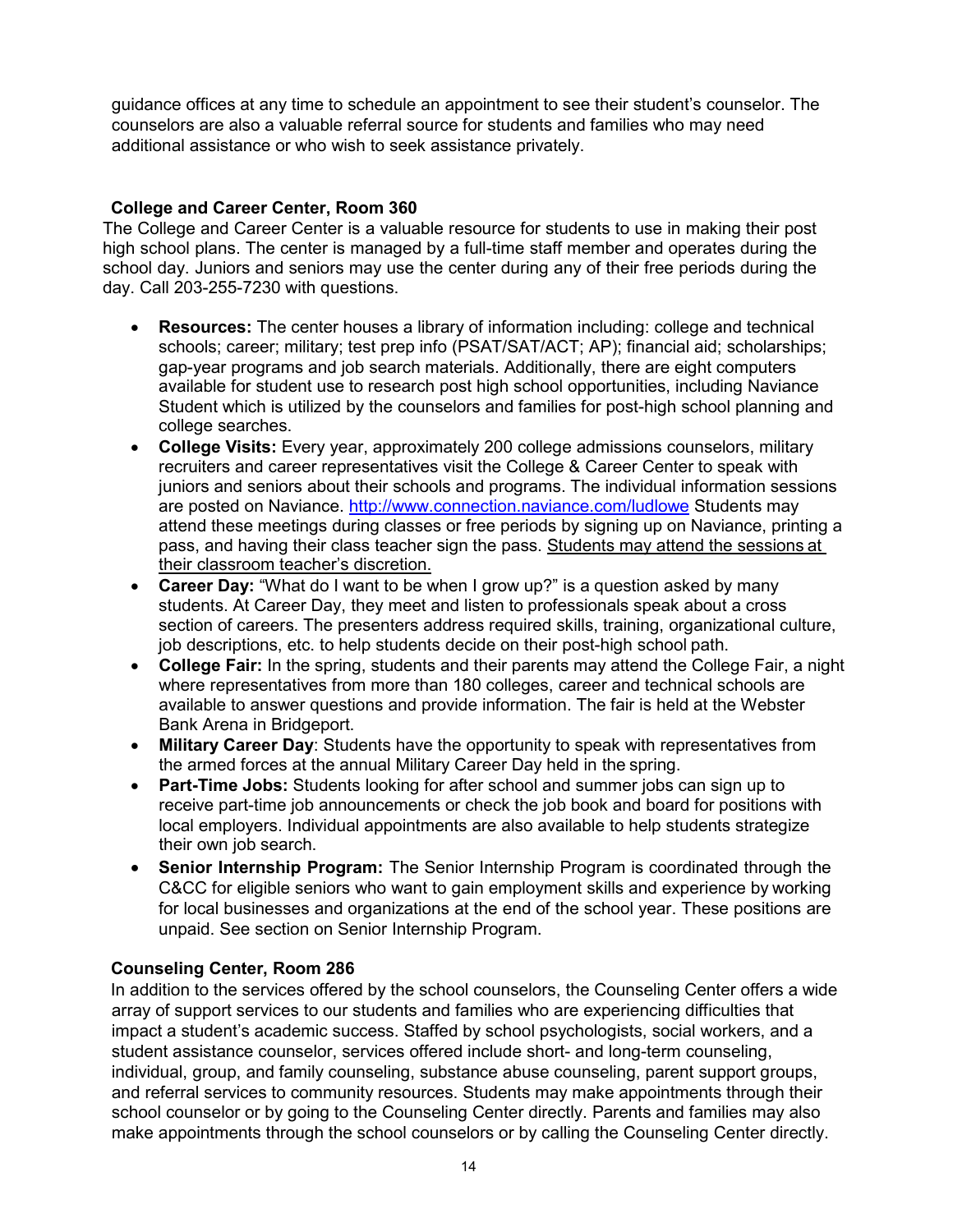guidance offices at any time to schedule an appointment to see their student's counselor. The counselors are also a valuable referral source for students and families who may need additional assistance or who wish to seek assistance privately.

**College and Career Center, Room 360**

The College and Career Center is a valuable resource for students to use in making their post high school plans. The center is managed by a full-time staff member and operates during the school day. Juniors and seniors may use the center during any of their free periods during the day. Call 203-255-7230 with questions.

- **Resources:** The center houses a library of information including: college and technical schools; career; military; test prep info (PSAT/SAT/ACT; AP); financial aid; scholarships; gap-year programs and job search materials. Additionally, there are eight computers available for student use to research post high school opportunities, including Naviance Student which is utilized by the counselors and families for post-high school planning and college searches.
- **College Visits:** Every year, approximately 200 college admissions counselors, military recruiters and career representatives visit the College & Career Center to speak with juniors and seniors about their schools and programs. The individual information sessions are posted on Naviance. [http://www.connection.naviance.com/ludlowe](http://www.connection.naviance.com/ludlowe) Students may attend these meetings during classes or free periods by signing up on Naviance, printing a pass, and having their class teacher sign the pass. <u>Students may attend the sessions at their classroom teacher's discretion.</u>
- **Career Day:** "What do I want to be when I grow up?" is a question asked by many students. At Career Day, they meet and listen to professionals speak about a cross section of careers. The presenters address required skills, training, organizational culture, job descriptions, etc. to help students decide on their post-high school path.
- **College Fair:** In the spring, students and their parents may attend the College Fair, a night where representatives from more than 180 colleges, career and technical schools are available to answer questions and provide information. The fair is held at the Webster Bank Arena in Bridgeport.
- **Military Career Day**: Students have the opportunity to speak with representatives from the armed forces at the annual Military Career Day held in the spring.
- **Part-Time Jobs:** Students looking for after school and summer jobs can sign up to receive part-time job announcements or check the job book and board for positions with local employers. Individual appointments are also available to help students strategize their own job search.
- **Senior Internship Program:** The Senior Internship Program is coordinated through the C&CC for eligible seniors who want to gain employment skills and experience by working for local businesses and organizations at the end of the school year. These positions are unpaid. See section on Senior Internship Program.

**Counseling Center, Room 286**

In addition to the services offered by the school counselors, the Counseling Center offers a wide array of support services to our students and families who are experiencing difficulties that impact a student's academic success. Staffed by school psychologists, social workers, and a student assistance counselor, services offered include short- and long-term counseling, individual, group, and family counseling, substance abuse counseling, parent support groups, and referral services to community resources. Students may make appointments through their school counselor or by going to the Counseling Center directly. Parents and families may also make appointments through the school counselors or by calling the Counseling Center directly.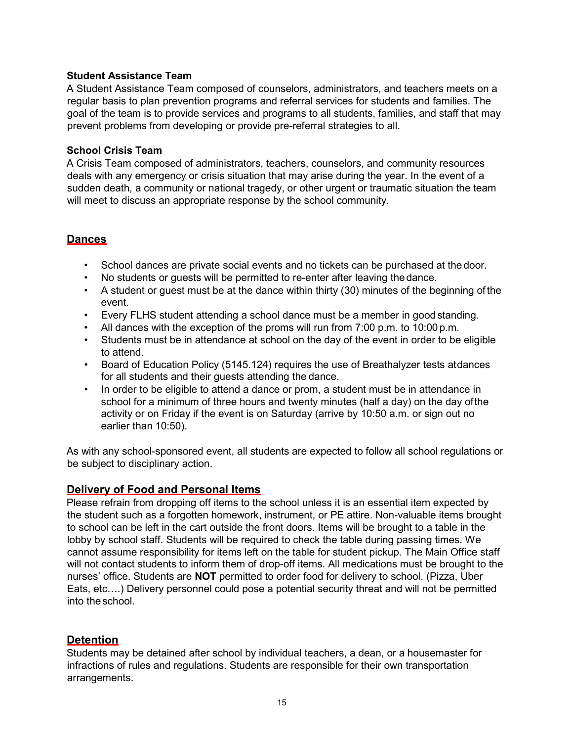### Student Assistance Team

A Student Assistance Team composed of counselors, administrators, and teachers meets on a regular basis to plan prevention programs and referral services for students and families. The goal of the team is to provide services and programs to all students, families, and staff that may prevent problems from developing or provide pre-referral strategies to all.

### School Crisis Team

A Crisis Team composed of administrators, teachers, counselors, and community resources deals with any emergency or crisis situation that may arise during the year. In the event of a sudden death, a community or national tragedy, or other urgent or traumatic situation the team will meet to discuss an appropriate response by the school community.

## Dances

- School dances are private social events and no tickets can be purchased at the door.
- No students or guests will be permitted to re-enter after leaving the dance.
- A student or guest must be at the dance within thirty (30) minutes of the beginning of the event.
- Every FLHS student attending a school dance must be a member in good standing.
- All dances with the exception of the proms will run from 7:00 p.m. to 10:00 p.m.
- Students must be in attendance at school on the day of the event in order to be eligible to attend.
- Board of Education Policy (5145.124) requires the use of Breathalyzer tests at dances for all students and their guests attending the dance.
- In order to be eligible to attend a dance or prom, a student must be in attendance in school for a minimum of three hours and twenty minutes (half a day) on the day of the activity or on Friday if the event is on Saturday (arrive by 10:50 a.m. or sign out no earlier than 10:50).

As with any school-sponsored event, all students are expected to follow all school regulations or be subject to disciplinary action.

## Delivery of Food and Personal Items

Please refrain from dropping off items to the school unless it is an essential item expected by the student such as a forgotten homework, instrument, or PE attire. Non-valuable items brought to school can be left in the cart outside the front doors. Items will be brought to a table in the lobby by school staff. Students will be required to check the table during passing times. We cannot assume responsibility for items left on the table for student pickup. The Main Office staff will not contact students to inform them of drop-off items. All medications must be brought to the nurses' office. Students are **NOT** permitted to order food for delivery to school. (Pizza, Uber Eats, etc….) Delivery personnel could pose a potential security threat and will not be permitted into the school.

## Detention

Students may be detained after school by individual teachers, a dean, or a housemaster for infractions of rules and regulations. Students are responsible for their own transportation arrangements.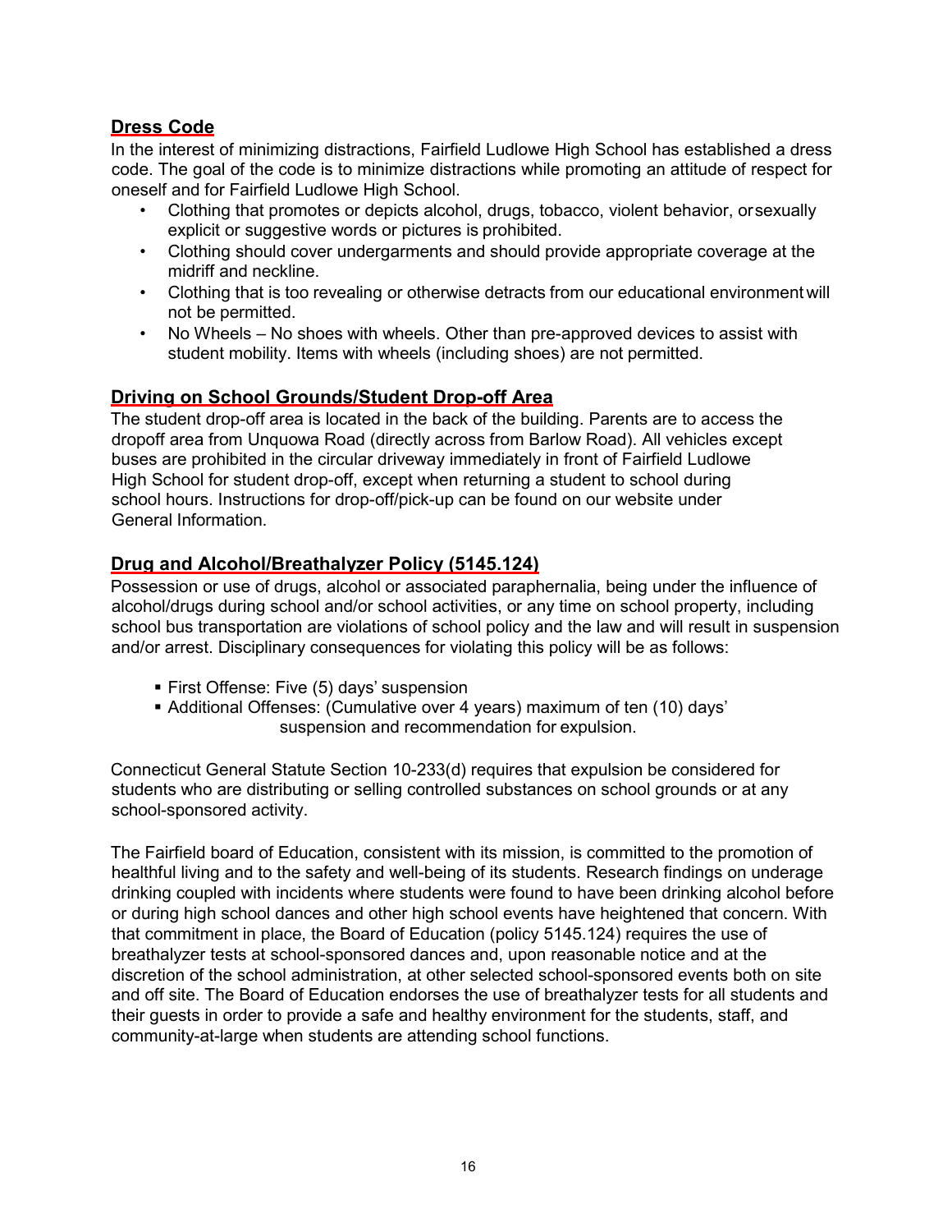## Dress Code

In the interest of minimizing distractions, Fairfield Ludlowe High School has established a dress code. The goal of the code is to minimize distractions while promoting an attitude of respect for oneself and for Fairfield Ludlowe High School.

- Clothing that promotes or depicts alcohol, drugs, tobacco, violent behavior, or sexually explicit or suggestive words or pictures is prohibited.
- Clothing should cover undergarments and should provide appropriate coverage at the midriff and neckline.
- Clothing that is too revealing or otherwise detracts from our educational environment will not be permitted.
- No Wheels – No shoes with wheels. Other than pre-approved devices to assist with student mobility. Items with wheels (including shoes) are not permitted.

## Driving on School Grounds/Student Drop-off Area

The student drop-off area is located in the back of the building. Parents are to access the dropoff area from Unquowa Road (directly across from Barlow Road). All vehicles except buses are prohibited in the circular driveway immediately in front of Fairfield Ludlowe High School for student drop-off, except when returning a student to school during school hours. Instructions for drop-off/pick-up can be found on our website under General Information.

## Drug and Alcohol/Breathalyzer Policy (5145.124)

Possession or use of drugs, alcohol or associated paraphernalia, being under the influence of alcohol/drugs during school and/or school activities, or any time on school property, including school bus transportation are violations of school policy and the law and will result in suspension and/or arrest. Disciplinary consequences for violating this policy will be as follows:

- First Offense: Five (5) days' suspension
- Additional Offenses: (Cumulative over 4 years) maximum of ten (10) days' suspension and recommendation for expulsion.

Connecticut General Statute Section 10-233(d) requires that expulsion be considered for students who are distributing or selling controlled substances on school grounds or at any school-sponsored activity.

The Fairfield board of Education, consistent with its mission, is committed to the promotion of healthful living and to the safety and well-being of its students. Research findings on underage drinking coupled with incidents where students were found to have been drinking alcohol before or during high school dances and other high school events have heightened that concern. With that commitment in place, the Board of Education (policy 5145.124) requires the use of breathalyzer tests at school-sponsored dances and, upon reasonable notice and at the discretion of the school administration, at other selected school-sponsored events both on site and off site. The Board of Education endorses the use of breathalyzer tests for all students and their guests in order to provide a safe and healthy environment for the students, staff, and community-at-large when students are attending school functions.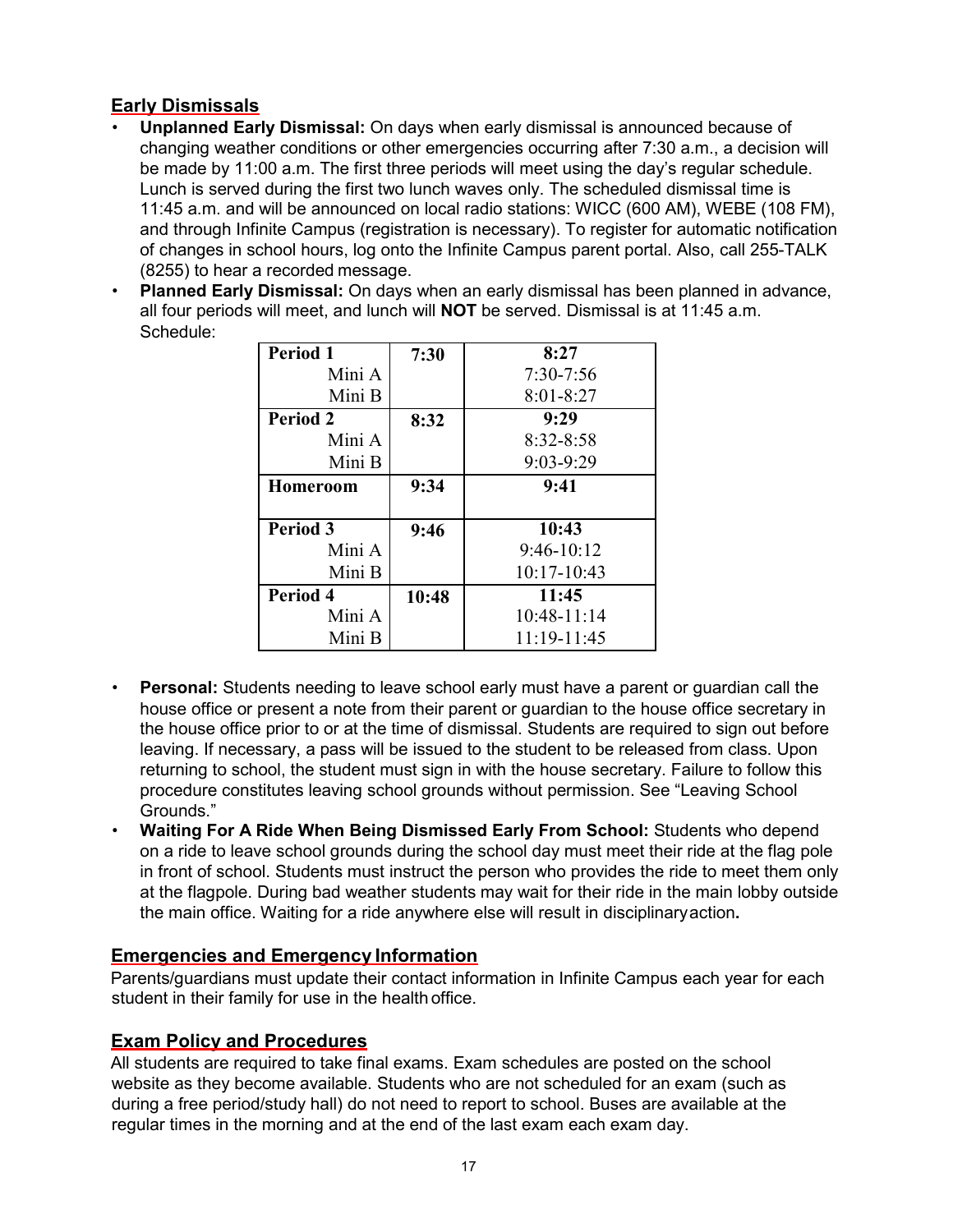## Early Dismissals

- **Unplanned Early Dismissal:** On days when early dismissal is announced because of changing weather conditions or other emergencies occurring after 7:30 a.m., a decision will be made by 11:00 a.m. The first three periods will meet using the day's regular schedule. Lunch is served during the first two lunch waves only. The scheduled dismissal time is 11:45 a.m. and will be announced on local radio stations: WICC (600 AM), WEBE (108 FM), and through Infinite Campus (registration is necessary). To register for automatic notification of changes in school hours, log onto the Infinite Campus parent portal. Also, call 255-TALK (8255) to hear a recorded message.
- **Planned Early Dismissal:** On days when an early dismissal has been planned in advance, all four periods will meet, and lunch will **NOT** be served. Dismissal is at 11:45 a.m. Schedule:

| | | |
|---|---|---|
| **Period 1** | **7:30** | **8:27** |
| Mini A | | 7:30-7:56 |
| Mini B | | 8:01-8:27 |
| **Period 2** | **8:32** | **9:29** |
| Mini A | | 8:32-8:58 |
| Mini B | | 9:03-9:29 |
| **Homeroom** | **9:34** | **9:41** |
| **Period 3** | **9:46** | **10:43** |
| Mini A | | 9:46-10:12 |
| Mini B | | 10:17-10:43 |
| **Period 4** | **10:48** | **11:45** |
| Mini A | | 10:48-11:14 |
| Mini B | | 11:19-11:45 |

- **Personal:** Students needing to leave school early must have a parent or guardian call the house office or present a note from their parent or guardian to the house office secretary in the house office prior to or at the time of dismissal. Students are required to sign out before leaving. If necessary, a pass will be issued to the student to be released from class. Upon returning to school, the student must sign in with the house secretary. Failure to follow this procedure constitutes leaving school grounds without permission. See "Leaving School Grounds."
- **Waiting For A Ride When Being Dismissed Early From School:** Students who depend on a ride to leave school grounds during the school day must meet their ride at the flag pole in front of school. Students must instruct the person who provides the ride to meet them only at the flagpole. During bad weather students may wait for their ride in the main lobby outside the main office. Waiting for a ride anywhere else will result in disciplinary action**.**

## Emergencies and Emergency Information

Parents/guardians must update their contact information in Infinite Campus each year for each student in their family for use in the health office.

## Exam Policy and Procedures

All students are required to take final exams. Exam schedules are posted on the school website as they become available. Students who are not scheduled for an exam (such as during a free period/study hall) do not need to report to school. Buses are available at the regular times in the morning and at the end of the last exam each exam day.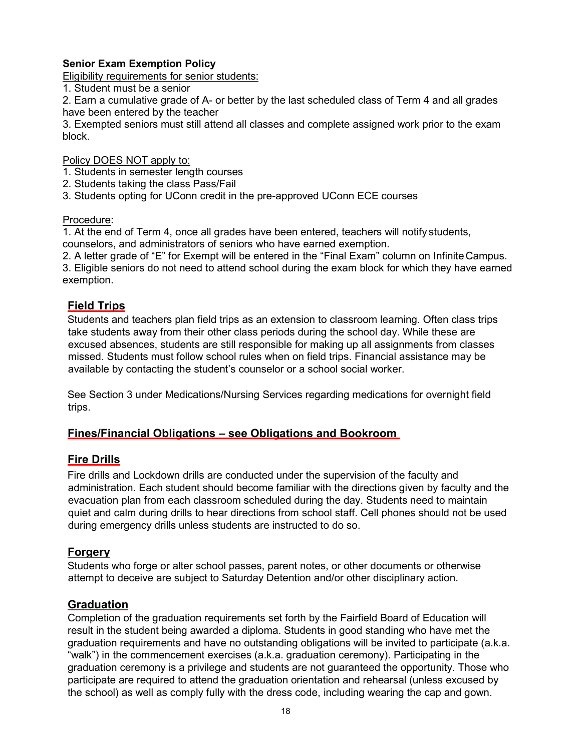### Senior Exam Exemption Policy

Eligibility requirements for senior students:

1. Student must be a senior
2. Earn a cumulative grade of A- or better by the last scheduled class of Term 4 and all grades have been entered by the teacher
3. Exempted seniors must still attend all classes and complete assigned work prior to the exam block.

Policy DOES NOT apply to:

1. Students in semester length courses
2. Students taking the class Pass/Fail
3. Students opting for UConn credit in the pre-approved UConn ECE courses

Procedure:

1. At the end of Term 4, once all grades have been entered, teachers will notify students, counselors, and administrators of seniors who have earned exemption.
2. A letter grade of "E" for Exempt will be entered in the "Final Exam" column on Infinite Campus.
3. Eligible seniors do not need to attend school during the exam block for which they have earned exemption.

## Field Trips

Students and teachers plan field trips as an extension to classroom learning. Often class trips take students away from their other class periods during the school day. While these are excused absences, students are still responsible for making up all assignments from classes missed. Students must follow school rules when on field trips. Financial assistance may be available by contacting the student's counselor or a school social worker.

See Section 3 under Medications/Nursing Services regarding medications for overnight field trips.

## Fines/Financial Obligations – see Obligations and Bookroom

## Fire Drills

Fire drills and Lockdown drills are conducted under the supervision of the faculty and administration. Each student should become familiar with the directions given by faculty and the evacuation plan from each classroom scheduled during the day. Students need to maintain quiet and calm during drills to hear directions from school staff. Cell phones should not be used during emergency drills unless students are instructed to do so.

## Forgery

Students who forge or alter school passes, parent notes, or other documents or otherwise attempt to deceive are subject to Saturday Detention and/or other disciplinary action.

## Graduation

Completion of the graduation requirements set forth by the Fairfield Board of Education will result in the student being awarded a diploma. Students in good standing who have met the graduation requirements and have no outstanding obligations will be invited to participate (a.k.a. "walk") in the commencement exercises (a.k.a. graduation ceremony). Participating in the graduation ceremony is a privilege and students are not guaranteed the opportunity. Those who participate are required to attend the graduation orientation and rehearsal (unless excused by the school) as well as comply fully with the dress code, including wearing the cap and gown.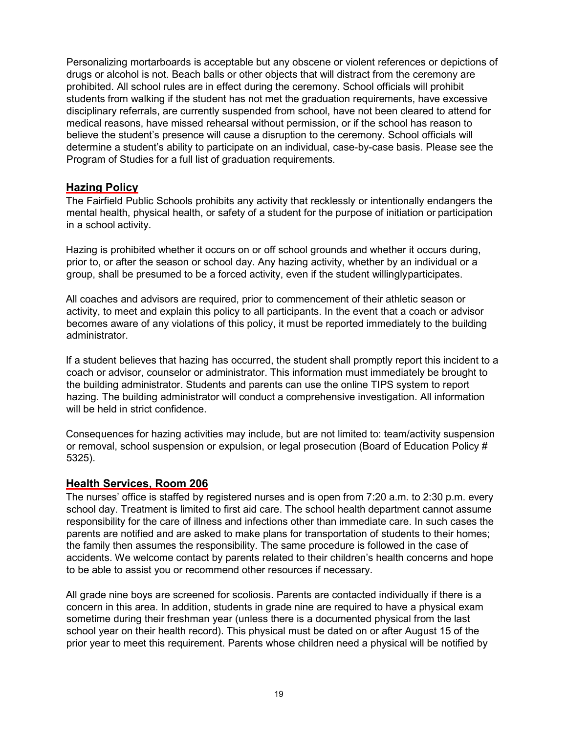Personalizing mortarboards is acceptable but any obscene or violent references or depictions of drugs or alcohol is not. Beach balls or other objects that will distract from the ceremony are prohibited. All school rules are in effect during the ceremony. School officials will prohibit students from walking if the student has not met the graduation requirements, have excessive disciplinary referrals, are currently suspended from school, have not been cleared to attend for medical reasons, have missed rehearsal without permission, or if the school has reason to believe the student's presence will cause a disruption to the ceremony. School officials will determine a student's ability to participate on an individual, case-by-case basis. Please see the Program of Studies for a full list of graduation requirements.

## Hazing Policy

The Fairfield Public Schools prohibits any activity that recklessly or intentionally endangers the mental health, physical health, or safety of a student for the purpose of initiation or participation in a school activity.

Hazing is prohibited whether it occurs on or off school grounds and whether it occurs during, prior to, or after the season or school day. Any hazing activity, whether by an individual or a group, shall be presumed to be a forced activity, even if the student willinglyparticipates.

All coaches and advisors are required, prior to commencement of their athletic season or activity, to meet and explain this policy to all participants. In the event that a coach or advisor becomes aware of any violations of this policy, it must be reported immediately to the building administrator.

If a student believes that hazing has occurred, the student shall promptly report this incident to a coach or advisor, counselor or administrator. This information must immediately be brought to the building administrator. Students and parents can use the online TIPS system to report hazing. The building administrator will conduct a comprehensive investigation. All information will be held in strict confidence.

Consequences for hazing activities may include, but are not limited to: team/activity suspension or removal, school suspension or expulsion, or legal prosecution (Board of Education Policy # 5325).

## Health Services, Room 206

The nurses' office is staffed by registered nurses and is open from 7:20 a.m. to 2:30 p.m. every school day. Treatment is limited to first aid care. The school health department cannot assume responsibility for the care of illness and infections other than immediate care. In such cases the parents are notified and are asked to make plans for transportation of students to their homes; the family then assumes the responsibility. The same procedure is followed in the case of accidents. We welcome contact by parents related to their children's health concerns and hope to be able to assist you or recommend other resources if necessary.

All grade nine boys are screened for scoliosis. Parents are contacted individually if there is a concern in this area. In addition, students in grade nine are required to have a physical exam sometime during their freshman year (unless there is a documented physical from the last school year on their health record). This physical must be dated on or after August 15 of the prior year to meet this requirement. Parents whose children need a physical will be notified by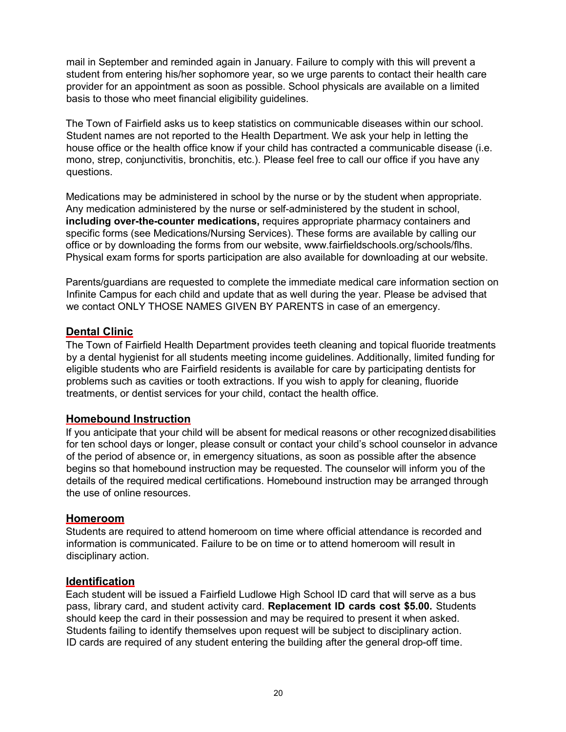mail in September and reminded again in January. Failure to comply with this will prevent a student from entering his/her sophomore year, so we urge parents to contact their health care provider for an appointment as soon as possible. School physicals are available on a limited basis to those who meet financial eligibility guidelines.

The Town of Fairfield asks us to keep statistics on communicable diseases within our school. Student names are not reported to the Health Department. We ask your help in letting the house office or the health office know if your child has contracted a communicable disease (i.e. mono, strep, conjunctivitis, bronchitis, etc.). Please feel free to call our office if you have any questions.

Medications may be administered in school by the nurse or by the student when appropriate. Any medication administered by the nurse or self-administered by the student in school, **including over-the-counter medications,** requires appropriate pharmacy containers and specific forms (see Medications/Nursing Services). These forms are available by calling our office or by downloading the forms from our website, www.fairfieldschools.org/schools/flhs. Physical exam forms for sports participation are also available for downloading at our website.

Parents/guardians are requested to complete the immediate medical care information section on Infinite Campus for each child and update that as well during the year. Please be advised that we contact ONLY THOSE NAMES GIVEN BY PARENTS in case of an emergency.

## Dental Clinic

The Town of Fairfield Health Department provides teeth cleaning and topical fluoride treatments by a dental hygienist for all students meeting income guidelines. Additionally, limited funding for eligible students who are Fairfield residents is available for care by participating dentists for problems such as cavities or tooth extractions. If you wish to apply for cleaning, fluoride treatments, or dentist services for your child, contact the health office.

## Homebound Instruction

If you anticipate that your child will be absent for medical reasons or other recognized disabilities for ten school days or longer, please consult or contact your child's school counselor in advance of the period of absence or, in emergency situations, as soon as possible after the absence begins so that homebound instruction may be requested. The counselor will inform you of the details of the required medical certifications. Homebound instruction may be arranged through the use of online resources.

## Homeroom

Students are required to attend homeroom on time where official attendance is recorded and information is communicated. Failure to be on time or to attend homeroom will result in disciplinary action.

## Identification

Each student will be issued a Fairfield Ludlowe High School ID card that will serve as a bus pass, library card, and student activity card. **Replacement ID cards cost $5.00.** Students should keep the card in their possession and may be required to present it when asked. Students failing to identify themselves upon request will be subject to disciplinary action. ID cards are required of any student entering the building after the general drop-off time.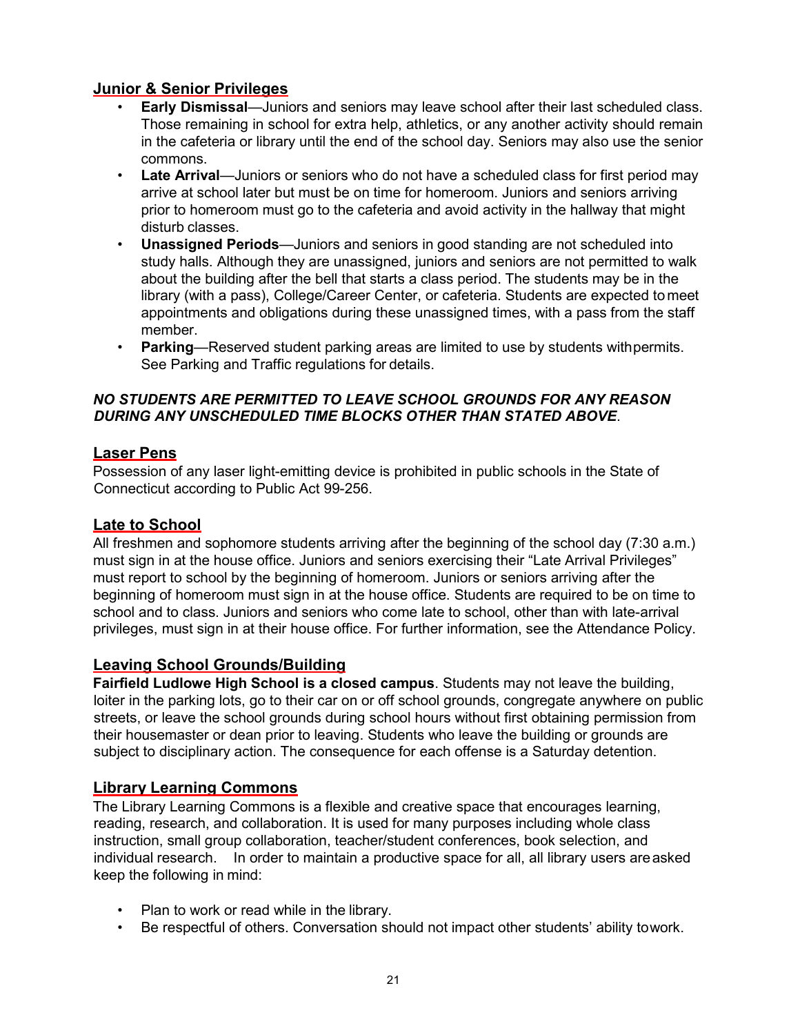## Junior & Senior Privileges

- **Early Dismissal**—Juniors and seniors may leave school after their last scheduled class. Those remaining in school for extra help, athletics, or any another activity should remain in the cafeteria or library until the end of the school day. Seniors may also use the senior commons.
- **Late Arrival**—Juniors or seniors who do not have a scheduled class for first period may arrive at school later but must be on time for homeroom. Juniors and seniors arriving prior to homeroom must go to the cafeteria and avoid activity in the hallway that might disturb classes.
- **Unassigned Periods**—Juniors and seniors in good standing are not scheduled into study halls. Although they are unassigned, juniors and seniors are not permitted to walk about the building after the bell that starts a class period. The students may be in the library (with a pass), College/Career Center, or cafeteria. Students are expected to meet appointments and obligations during these unassigned times, with a pass from the staff member.
- **Parking**—Reserved student parking areas are limited to use by students with permits. See Parking and Traffic regulations for details.

***NO STUDENTS ARE PERMITTED TO LEAVE SCHOOL GROUNDS FOR ANY REASON DURING ANY UNSCHEDULED TIME BLOCKS OTHER THAN STATED ABOVE***.

## Laser Pens

Possession of any laser light-emitting device is prohibited in public schools in the State of Connecticut according to Public Act 99-256.

## Late to School

All freshmen and sophomore students arriving after the beginning of the school day (7:30 a.m.) must sign in at the house office. Juniors and seniors exercising their "Late Arrival Privileges" must report to school by the beginning of homeroom. Juniors or seniors arriving after the beginning of homeroom must sign in at the house office. Students are required to be on time to school and to class. Juniors and seniors who come late to school, other than with late-arrival privileges, must sign in at their house office. For further information, see the Attendance Policy.

## Leaving School Grounds/Building

**Fairfield Ludlowe High School is a closed campus**. Students may not leave the building, loiter in the parking lots, go to their car on or off school grounds, congregate anywhere on public streets, or leave the school grounds during school hours without first obtaining permission from their housemaster or dean prior to leaving. Students who leave the building or grounds are subject to disciplinary action. The consequence for each offense is a Saturday detention.

## Library Learning Commons

The Library Learning Commons is a flexible and creative space that encourages learning, reading, research, and collaboration. It is used for many purposes including whole class instruction, small group collaboration, teacher/student conferences, book selection, and individual research. In order to maintain a productive space for all, all library users are asked keep the following in mind:

- Plan to work or read while in the library.
- Be respectful of others. Conversation should not impact other students' ability to work.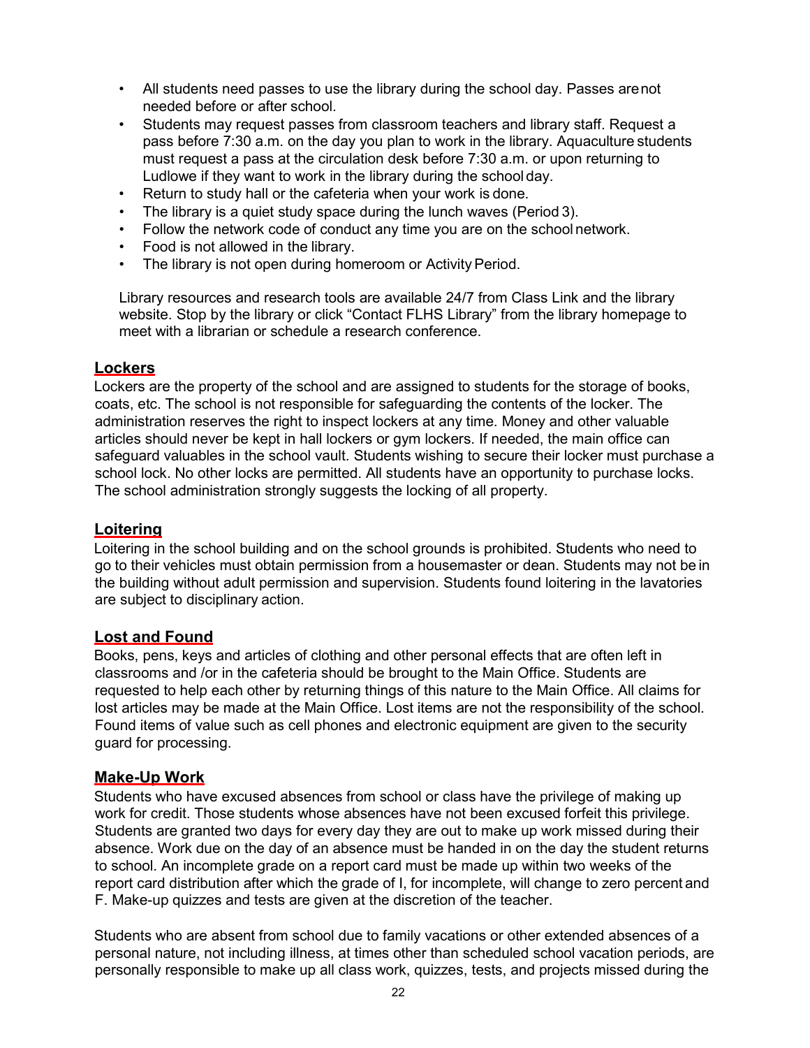- All students need passes to use the library during the school day. Passes are not needed before or after school.
- Students may request passes from classroom teachers and library staff. Request a pass before 7:30 a.m. on the day you plan to work in the library. Aquaculture students must request a pass at the circulation desk before 7:30 a.m. or upon returning to Ludlowe if they want to work in the library during the school day.
- Return to study hall or the cafeteria when your work is done.
- The library is a quiet study space during the lunch waves (Period 3).
- Follow the network code of conduct any time you are on the school network.
- Food is not allowed in the library.
- The library is not open during homeroom or Activity Period.

Library resources and research tools are available 24/7 from Class Link and the library website. Stop by the library or click "Contact FLHS Library" from the library homepage to meet with a librarian or schedule a research conference.

## Lockers

Lockers are the property of the school and are assigned to students for the storage of books, coats, etc. The school is not responsible for safeguarding the contents of the locker. The administration reserves the right to inspect lockers at any time. Money and other valuable articles should never be kept in hall lockers or gym lockers. If needed, the main office can safeguard valuables in the school vault. Students wishing to secure their locker must purchase a school lock. No other locks are permitted. All students have an opportunity to purchase locks. The school administration strongly suggests the locking of all property.

## Loitering

Loitering in the school building and on the school grounds is prohibited. Students who need to go to their vehicles must obtain permission from a housemaster or dean. Students may not be in the building without adult permission and supervision. Students found loitering in the lavatories are subject to disciplinary action.

## Lost and Found

Books, pens, keys and articles of clothing and other personal effects that are often left in classrooms and /or in the cafeteria should be brought to the Main Office. Students are requested to help each other by returning things of this nature to the Main Office. All claims for lost articles may be made at the Main Office. Lost items are not the responsibility of the school. Found items of value such as cell phones and electronic equipment are given to the security guard for processing.

## Make-Up Work

Students who have excused absences from school or class have the privilege of making up work for credit. Those students whose absences have not been excused forfeit this privilege. Students are granted two days for every day they are out to make up work missed during their absence. Work due on the day of an absence must be handed in on the day the student returns to school. An incomplete grade on a report card must be made up within two weeks of the report card distribution after which the grade of I, for incomplete, will change to zero percent and F. Make-up quizzes and tests are given at the discretion of the teacher.

Students who are absent from school due to family vacations or other extended absences of a personal nature, not including illness, at times other than scheduled school vacation periods, are personally responsible to make up all class work, quizzes, tests, and projects missed during the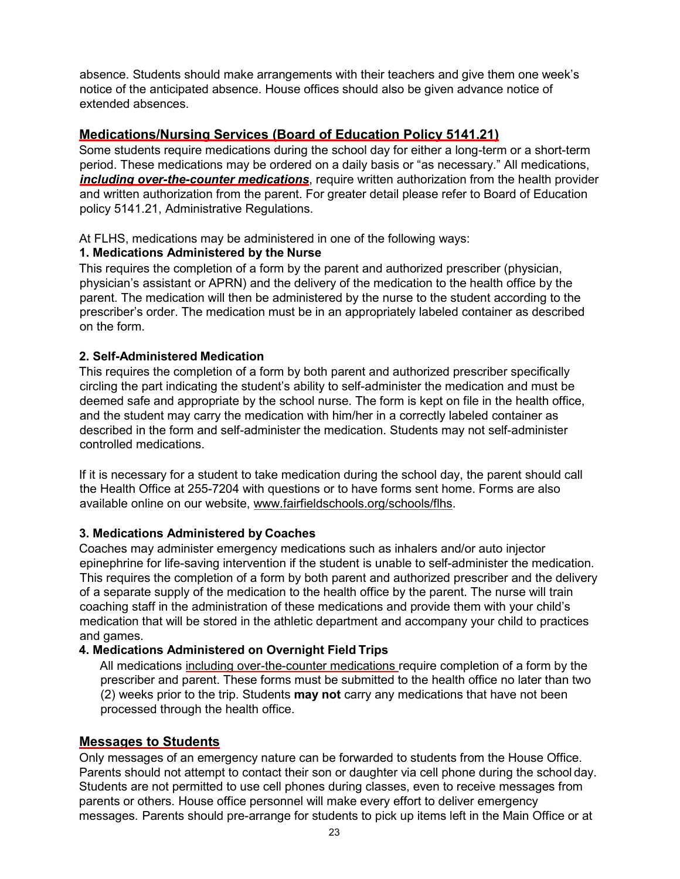absence. Students should make arrangements with their teachers and give them one week's notice of the anticipated absence. House offices should also be given advance notice of extended absences.

## Medications/Nursing Services (Board of Education Policy 5141.21)

Some students require medications during the school day for either a long-term or a short-term period. These medications may be ordered on a daily basis or "as necessary." All medications, ***including over-the-counter medications***, require written authorization from the health provider and written authorization from the parent. For greater detail please refer to Board of Education policy 5141.21, Administrative Regulations.

At FLHS, medications may be administered in one of the following ways:

**1. Medications Administered by the Nurse**

This requires the completion of a form by the parent and authorized prescriber (physician, physician's assistant or APRN) and the delivery of the medication to the health office by the parent. The medication will then be administered by the nurse to the student according to the prescriber's order. The medication must be in an appropriately labeled container as described on the form.

**2. Self-Administered Medication**

This requires the completion of a form by both parent and authorized prescriber specifically circling the part indicating the student's ability to self-administer the medication and must be deemed safe and appropriate by the school nurse. The form is kept on file in the health office, and the student may carry the medication with him/her in a correctly labeled container as described in the form and self-administer the medication. Students may not self-administer controlled medications.

If it is necessary for a student to take medication during the school day, the parent should call the Health Office at 255-7204 with questions or to have forms sent home. Forms are also available online on our website, www.fairfieldschools.org/schools/flhs.

**3. Medications Administered by Coaches**

Coaches may administer emergency medications such as inhalers and/or auto injector epinephrine for life-saving intervention if the student is unable to self-administer the medication. This requires the completion of a form by both parent and authorized prescriber and the delivery of a separate supply of the medication to the health office by the parent. The nurse will train coaching staff in the administration of these medications and provide them with your child's medication that will be stored in the athletic department and accompany your child to practices and games.

**4. Medications Administered on Overnight Field Trips**

All medications including over-the-counter medications require completion of a form by the prescriber and parent. These forms must be submitted to the health office no later than two (2) weeks prior to the trip. Students **may not** carry any medications that have not been processed through the health office.

## Messages to Students

Only messages of an emergency nature can be forwarded to students from the House Office. Parents should not attempt to contact their son or daughter via cell phone during the school day. Students are not permitted to use cell phones during classes, even to receive messages from parents or others. House office personnel will make every effort to deliver emergency messages. Parents should pre-arrange for students to pick up items left in the Main Office or at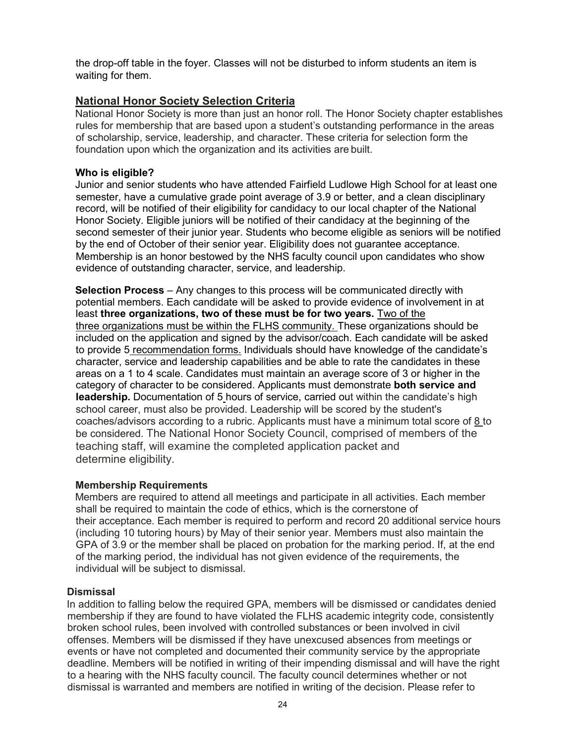the drop-off table in the foyer. Classes will not be disturbed to inform students an item is waiting for them.

## National Honor Society Selection Criteria

National Honor Society is more than just an honor roll. The Honor Society chapter establishes rules for membership that are based upon a student's outstanding performance in the areas of scholarship, service, leadership, and character. These criteria for selection form the foundation upon which the organization and its activities are built.

### Who is eligible?

Junior and senior students who have attended Fairfield Ludlowe High School for at least one semester, have a cumulative grade point average of 3.9 or better, and a clean disciplinary record, will be notified of their eligibility for candidacy to our local chapter of the National Honor Society. Eligible juniors will be notified of their candidacy at the beginning of the second semester of their junior year. Students who become eligible as seniors will be notified by the end of October of their senior year. Eligibility does not guarantee acceptance. Membership is an honor bestowed by the NHS faculty council upon candidates who show evidence of outstanding character, service, and leadership.

**Selection Process** – Any changes to this process will be communicated directly with potential members. Each candidate will be asked to provide evidence of involvement in at least **three organizations, two of these must be for two years.** Two of the three organizations must be within the FLHS community. These organizations should be included on the application and signed by the advisor/coach. Each candidate will be asked to provide 5 recommendation forms. Individuals should have knowledge of the candidate's character, service and leadership capabilities and be able to rate the candidates in these areas on a 1 to 4 scale. Candidates must maintain an average score of 3 or higher in the category of character to be considered. Applicants must demonstrate **both service and leadership.** Documentation of 5 hours of service, carried out within the candidate's high school career, must also be provided. Leadership will be scored by the student's coaches/advisors according to a rubric. Applicants must have a minimum total score of 8 to be considered. The National Honor Society Council, comprised of members of the teaching staff, will examine the completed application packet and determine eligibility.

### Membership Requirements

Members are required to attend all meetings and participate in all activities. Each member shall be required to maintain the code of ethics, which is the cornerstone of their acceptance. Each member is required to perform and record 20 additional service hours (including 10 tutoring hours) by May of their senior year. Members must also maintain the GPA of 3.9 or the member shall be placed on probation for the marking period. If, at the end of the marking period, the individual has not given evidence of the requirements, the individual will be subject to dismissal.

### Dismissal

In addition to falling below the required GPA, members will be dismissed or candidates denied membership if they are found to have violated the FLHS academic integrity code, consistently broken school rules, been involved with controlled substances or been involved in civil offenses. Members will be dismissed if they have unexcused absences from meetings or events or have not completed and documented their community service by the appropriate deadline. Members will be notified in writing of their impending dismissal and will have the right to a hearing with the NHS faculty council. The faculty council determines whether or not dismissal is warranted and members are notified in writing of the decision. Please refer to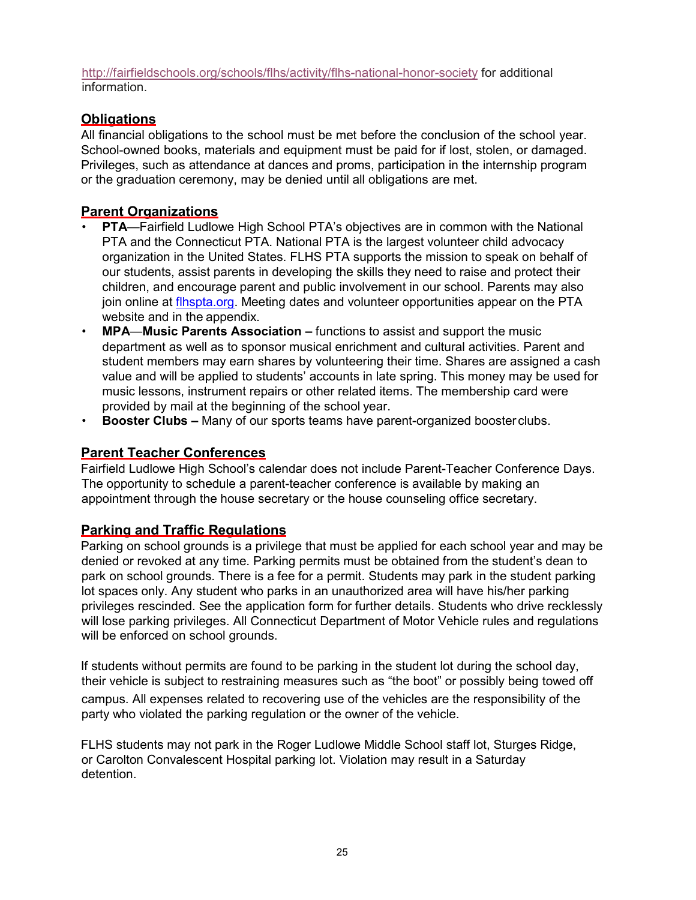http://fairfieldschools.org/schools/flhs/activity/flhs-national-honor-society for additional information.

## Obligations

All financial obligations to the school must be met before the conclusion of the school year. School-owned books, materials and equipment must be paid for if lost, stolen, or damaged. Privileges, such as attendance at dances and proms, participation in the internship program or the graduation ceremony, may be denied until all obligations are met.

## Parent Organizations

- **PTA**—Fairfield Ludlowe High School PTA's objectives are in common with the National PTA and the Connecticut PTA. National PTA is the largest volunteer child advocacy organization in the United States. FLHS PTA supports the mission to speak on behalf of our students, assist parents in developing the skills they need to raise and protect their children, and encourage parent and public involvement in our school. Parents may also join online at [flhspta.org](http://flhspta.org). Meeting dates and volunteer opportunities appear on the PTA website and in the appendix.
- **MPA**—**Music Parents Association –** functions to assist and support the music department as well as to sponsor musical enrichment and cultural activities. Parent and student members may earn shares by volunteering their time. Shares are assigned a cash value and will be applied to students' accounts in late spring. This money may be used for music lessons, instrument repairs or other related items. The membership card were provided by mail at the beginning of the school year.
- **Booster Clubs –** Many of our sports teams have parent-organized booster clubs.

## Parent Teacher Conferences

Fairfield Ludlowe High School's calendar does not include Parent-Teacher Conference Days. The opportunity to schedule a parent-teacher conference is available by making an appointment through the house secretary or the house counseling office secretary.

## Parking and Traffic Regulations

Parking on school grounds is a privilege that must be applied for each school year and may be denied or revoked at any time. Parking permits must be obtained from the student's dean to park on school grounds. There is a fee for a permit. Students may park in the student parking lot spaces only. Any student who parks in an unauthorized area will have his/her parking privileges rescinded. See the application form for further details. Students who drive recklessly will lose parking privileges. All Connecticut Department of Motor Vehicle rules and regulations will be enforced on school grounds.

If students without permits are found to be parking in the student lot during the school day, their vehicle is subject to restraining measures such as "the boot" or possibly being towed off campus. All expenses related to recovering use of the vehicles are the responsibility of the party who violated the parking regulation or the owner of the vehicle.

FLHS students may not park in the Roger Ludlowe Middle School staff lot, Sturges Ridge, or Carolton Convalescent Hospital parking lot. Violation may result in a Saturday detention.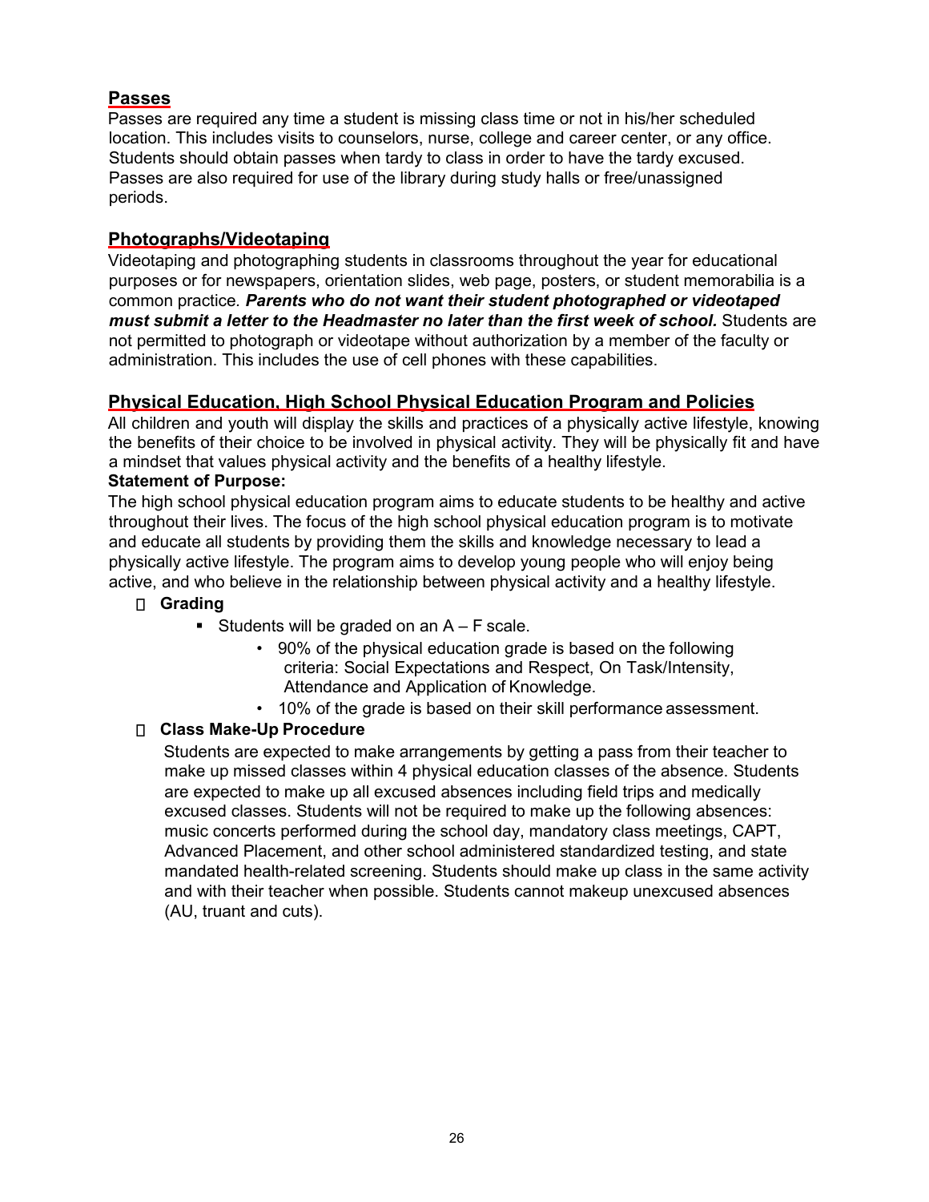## Passes

Passes are required any time a student is missing class time or not in his/her scheduled location. This includes visits to counselors, nurse, college and career center, or any office. Students should obtain passes when tardy to class in order to have the tardy excused. Passes are also required for use of the library during study halls or free/unassigned periods.

## Photographs/Videotaping

Videotaping and photographing students in classrooms throughout the year for educational purposes or for newspapers, orientation slides, web page, posters, or student memorabilia is a common practice. ***Parents who do not want their student photographed or videotaped must submit a letter to the Headmaster no later than the first week of school.*** Students are not permitted to photograph or videotape without authorization by a member of the faculty or administration. This includes the use of cell phones with these capabilities.

## Physical Education, High School Physical Education Program and Policies

All children and youth will display the skills and practices of a physically active lifestyle, knowing the benefits of their choice to be involved in physical activity. They will be physically fit and have a mindset that values physical activity and the benefits of a healthy lifestyle.

**Statement of Purpose:**

The high school physical education program aims to educate students to be healthy and active throughout their lives. The focus of the high school physical education program is to motivate and educate all students by providing them the skills and knowledge necessary to lead a physically active lifestyle. The program aims to develop young people who will enjoy being active, and who believe in the relationship between physical activity and a healthy lifestyle.

- **Grading**
  - Students will be graded on an A – F scale.
    - 90% of the physical education grade is based on the following criteria: Social Expectations and Respect, On Task/Intensity, Attendance and Application of Knowledge.
    - 10% of the grade is based on their skill performance assessment.
- **Class Make-Up Procedure**

  Students are expected to make arrangements by getting a pass from their teacher to make up missed classes within 4 physical education classes of the absence. Students are expected to make up all excused absences including field trips and medically excused classes. Students will not be required to make up the following absences: music concerts performed during the school day, mandatory class meetings, CAPT, Advanced Placement, and other school administered standardized testing, and state mandated health-related screening. Students should make up class in the same activity and with their teacher when possible. Students cannot makeup unexcused absences (AU, truant and cuts).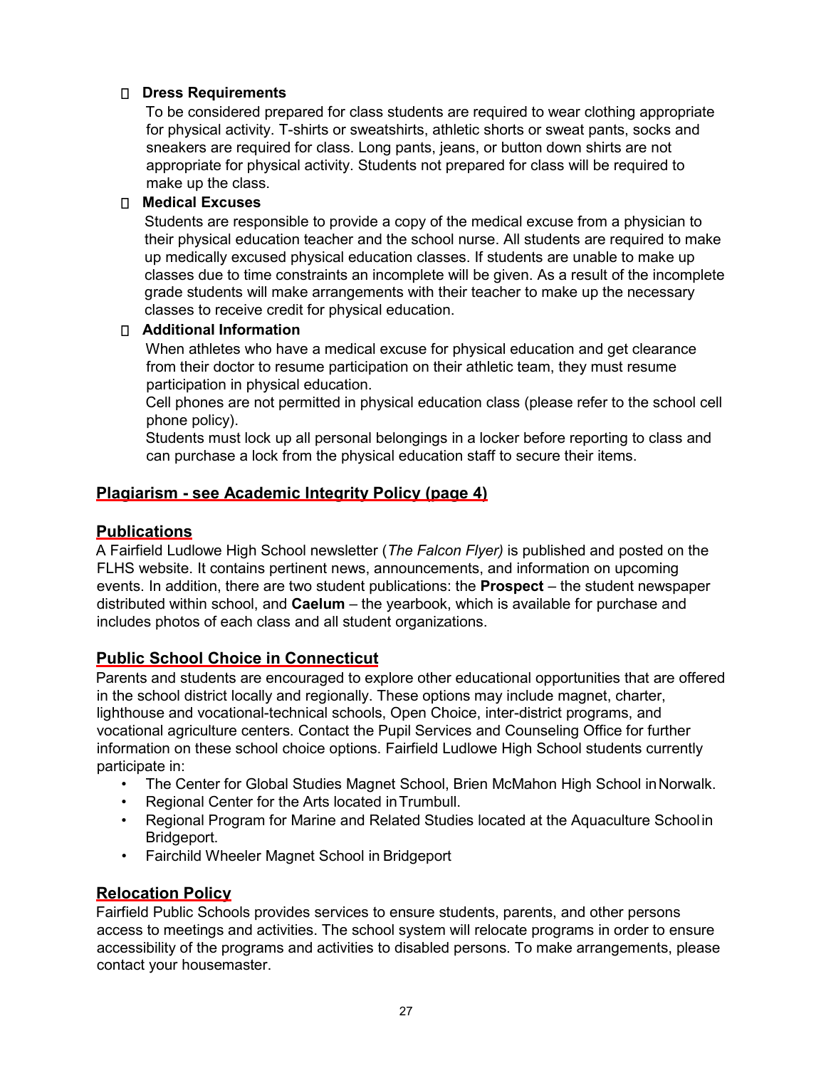- **Dress Requirements**

  To be considered prepared for class students are required to wear clothing appropriate for physical activity. T-shirts or sweatshirts, athletic shorts or sweat pants, socks and sneakers are required for class. Long pants, jeans, or button down shirts are not appropriate for physical activity. Students not prepared for class will be required to make up the class.

- **Medical Excuses**

  Students are responsible to provide a copy of the medical excuse from a physician to their physical education teacher and the school nurse. All students are required to make up medically excused physical education classes. If students are unable to make up classes due to time constraints an incomplete will be given. As a result of the incomplete grade students will make arrangements with their teacher to make up the necessary classes to receive credit for physical education.

- **Additional Information**

  When athletes who have a medical excuse for physical education and get clearance from their doctor to resume participation on their athletic team, they must resume participation in physical education.

  Cell phones are not permitted in physical education class (please refer to the school cell phone policy).

  Students must lock up all personal belongings in a locker before reporting to class and can purchase a lock from the physical education staff to secure their items.

## Plagiarism - see Academic Integrity Policy (page 4)

## Publications

A Fairfield Ludlowe High School newsletter (*The Falcon Flyer)* is published and posted on the FLHS website. It contains pertinent news, announcements, and information on upcoming events. In addition, there are two student publications: the **Prospect** – the student newspaper distributed within school, and **Caelum** – the yearbook, which is available for purchase and includes photos of each class and all student organizations.

## Public School Choice in Connecticut

Parents and students are encouraged to explore other educational opportunities that are offered in the school district locally and regionally. These options may include magnet, charter, lighthouse and vocational-technical schools, Open Choice, inter-district programs, and vocational agriculture centers. Contact the Pupil Services and Counseling Office for further information on these school choice options. Fairfield Ludlowe High School students currently participate in:

- The Center for Global Studies Magnet School, Brien McMahon High School in Norwalk.
- Regional Center for the Arts located in Trumbull.
- Regional Program for Marine and Related Studies located at the Aquaculture School in Bridgeport.
- Fairchild Wheeler Magnet School in Bridgeport

## Relocation Policy

Fairfield Public Schools provides services to ensure students, parents, and other persons access to meetings and activities. The school system will relocate programs in order to ensure accessibility of the programs and activities to disabled persons. To make arrangements, please contact your housemaster.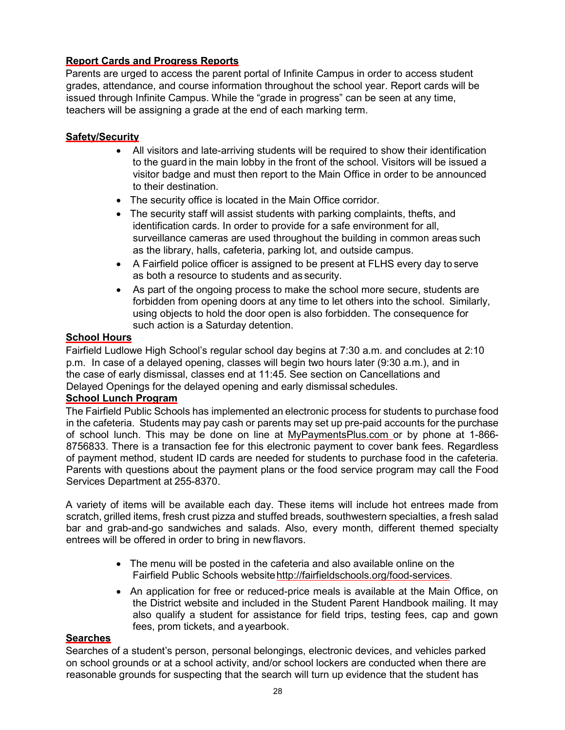**Report Cards and Progress Reports**

Parents are urged to access the parent portal of Infinite Campus in order to access student grades, attendance, and course information throughout the school year. Report cards will be issued through Infinite Campus. While the "grade in progress" can be seen at any time, teachers will be assigning a grade at the end of each marking term.

**Safety/Security**

- All visitors and late-arriving students will be required to show their identification to the guard in the main lobby in the front of the school. Visitors will be issued a visitor badge and must then report to the Main Office in order to be announced to their destination.
- The security office is located in the Main Office corridor.
- The security staff will assist students with parking complaints, thefts, and identification cards. In order to provide for a safe environment for all, surveillance cameras are used throughout the building in common areas such as the library, halls, cafeteria, parking lot, and outside campus.
- A Fairfield police officer is assigned to be present at FLHS every day to serve as both a resource to students and as security.
- As part of the ongoing process to make the school more secure, students are forbidden from opening doors at any time to let others into the school. Similarly, using objects to hold the door open is also forbidden. The consequence for such action is a Saturday detention.

**School Hours**

Fairfield Ludlowe High School's regular school day begins at 7:30 a.m. and concludes at 2:10 p.m. In case of a delayed opening, classes will begin two hours later (9:30 a.m.), and in the case of early dismissal, classes end at 11:45. See section on Cancellations and Delayed Openings for the delayed opening and early dismissal schedules.

**School Lunch Program**

The Fairfield Public Schools has implemented an electronic process for students to purchase food in the cafeteria. Students may pay cash or parents may set up pre-paid accounts for the purchase of school lunch. This may be done on line at MyPaymentsPlus.com or by phone at 1-866-8756833. There is a transaction fee for this electronic payment to cover bank fees. Regardless of payment method, student ID cards are needed for students to purchase food in the cafeteria. Parents with questions about the payment plans or the food service program may call the Food Services Department at 255-8370.

A variety of items will be available each day. These items will include hot entrees made from scratch, grilled items, fresh crust pizza and stuffed breads, southwestern specialties, a fresh salad bar and grab-and-go sandwiches and salads. Also, every month, different themed specialty entrees will be offered in order to bring in new flavors.

- The menu will be posted in the cafeteria and also available online on the Fairfield Public Schools website http://fairfieldschools.org/food-services.
- An application for free or reduced-price meals is available at the Main Office, on the District website and included in the Student Parent Handbook mailing. It may also qualify a student for assistance for field trips, testing fees, cap and gown fees, prom tickets, and a yearbook.

**Searches**

Searches of a student's person, personal belongings, electronic devices, and vehicles parked on school grounds or at a school activity, and/or school lockers are conducted when there are reasonable grounds for suspecting that the search will turn up evidence that the student has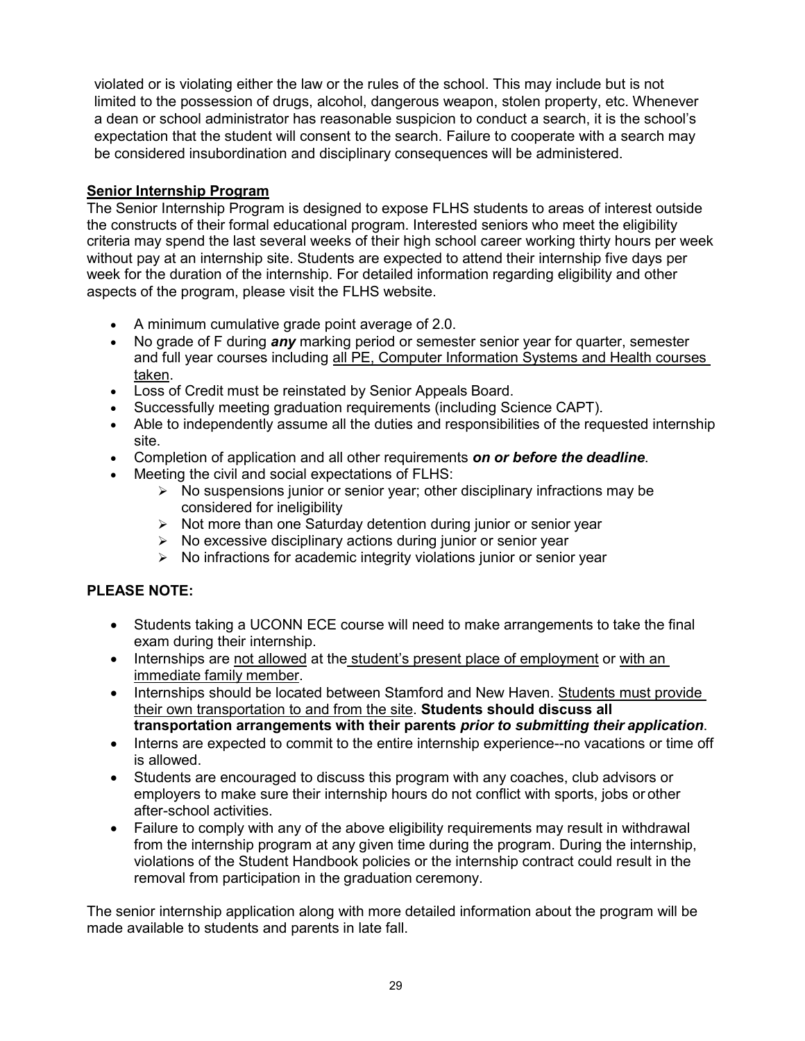violated or is violating either the law or the rules of the school. This may include but is not limited to the possession of drugs, alcohol, dangerous weapon, stolen property, etc. Whenever a dean or school administrator has reasonable suspicion to conduct a search, it is the school's expectation that the student will consent to the search. Failure to cooperate with a search may be considered insubordination and disciplinary consequences will be administered.

**Senior Internship Program**

The Senior Internship Program is designed to expose FLHS students to areas of interest outside the constructs of their formal educational program. Interested seniors who meet the eligibility criteria may spend the last several weeks of their high school career working thirty hours per week without pay at an internship site. Students are expected to attend their internship five days per week for the duration of the internship. For detailed information regarding eligibility and other aspects of the program, please visit the FLHS website.

- A minimum cumulative grade point average of 2.0.
- No grade of F during ***any*** marking period or semester senior year for quarter, semester and full year courses including all PE, Computer Information Systems and Health courses taken.
- Loss of Credit must be reinstated by Senior Appeals Board.
- Successfully meeting graduation requirements (including Science CAPT).
- Able to independently assume all the duties and responsibilities of the requested internship site.
- Completion of application and all other requirements ***on or before the deadline***.
- Meeting the civil and social expectations of FLHS:
    - No suspensions junior or senior year; other disciplinary infractions may be considered for ineligibility
    - Not more than one Saturday detention during junior or senior year
    - No excessive disciplinary actions during junior or senior year
    - No infractions for academic integrity violations junior or senior year

**PLEASE NOTE:**

- Students taking a UCONN ECE course will need to make arrangements to take the final exam during their internship.
- Internships are not allowed at the student's present place of employment or with an immediate family member.
- Internships should be located between Stamford and New Haven. Students must provide their own transportation to and from the site. **Students should discuss all transportation arrangements with their parents *prior to submitting their application*.**
- Interns are expected to commit to the entire internship experience--no vacations or time off is allowed.
- Students are encouraged to discuss this program with any coaches, club advisors or employers to make sure their internship hours do not conflict with sports, jobs or other after-school activities.
- Failure to comply with any of the above eligibility requirements may result in withdrawal from the internship program at any given time during the program. During the internship, violations of the Student Handbook policies or the internship contract could result in the removal from participation in the graduation ceremony.

The senior internship application along with more detailed information about the program will be made available to students and parents in late fall.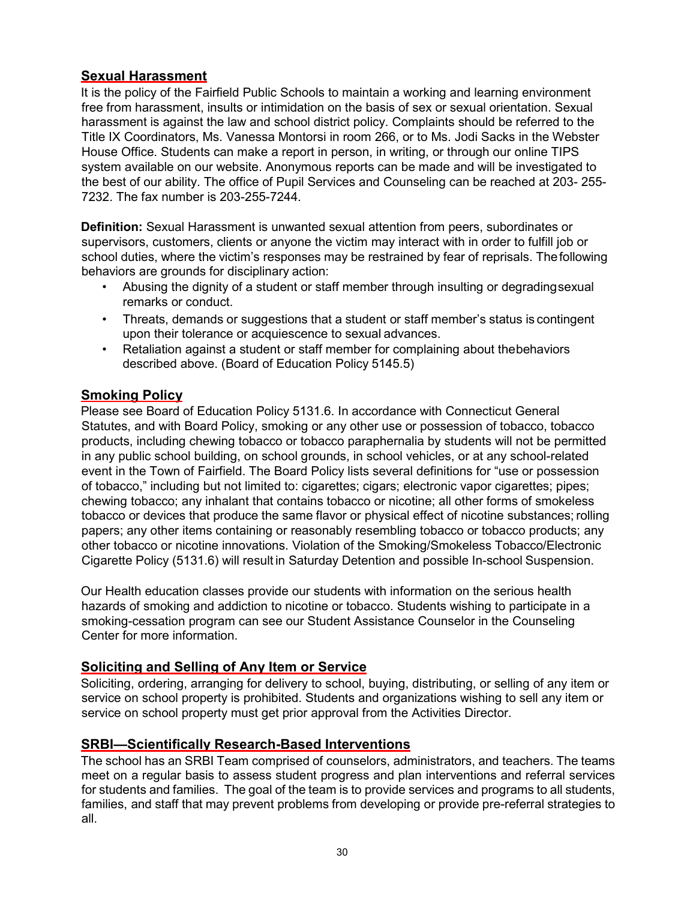## Sexual Harassment

It is the policy of the Fairfield Public Schools to maintain a working and learning environment free from harassment, insults or intimidation on the basis of sex or sexual orientation. Sexual harassment is against the law and school district policy. Complaints should be referred to the Title IX Coordinators, Ms. Vanessa Montorsi in room 266, or to Ms. Jodi Sacks in the Webster House Office. Students can make a report in person, in writing, or through our online TIPS system available on our website. Anonymous reports can be made and will be investigated to the best of our ability. The office of Pupil Services and Counseling can be reached at 203- 255-7232. The fax number is 203-255-7244.

**Definition:** Sexual Harassment is unwanted sexual attention from peers, subordinates or supervisors, customers, clients or anyone the victim may interact with in order to fulfill job or school duties, where the victim's responses may be restrained by fear of reprisals. The following behaviors are grounds for disciplinary action:

- Abusing the dignity of a student or staff member through insulting or degrading sexual remarks or conduct.
- Threats, demands or suggestions that a student or staff member's status is contingent upon their tolerance or acquiescence to sexual advances.
- Retaliation against a student or staff member for complaining about the behaviors described above. (Board of Education Policy 5145.5)

## Smoking Policy

Please see Board of Education Policy 5131.6. In accordance with Connecticut General Statutes, and with Board Policy, smoking or any other use or possession of tobacco, tobacco products, including chewing tobacco or tobacco paraphernalia by students will not be permitted in any public school building, on school grounds, in school vehicles, or at any school-related event in the Town of Fairfield. The Board Policy lists several definitions for "use or possession of tobacco," including but not limited to: cigarettes; cigars; electronic vapor cigarettes; pipes; chewing tobacco; any inhalant that contains tobacco or nicotine; all other forms of smokeless tobacco or devices that produce the same flavor or physical effect of nicotine substances; rolling papers; any other items containing or reasonably resembling tobacco or tobacco products; any other tobacco or nicotine innovations. Violation of the Smoking/Smokeless Tobacco/Electronic Cigarette Policy (5131.6) will result in Saturday Detention and possible In-school Suspension.

Our Health education classes provide our students with information on the serious health hazards of smoking and addiction to nicotine or tobacco. Students wishing to participate in a smoking-cessation program can see our Student Assistance Counselor in the Counseling Center for more information.

## Soliciting and Selling of Any Item or Service

Soliciting, ordering, arranging for delivery to school, buying, distributing, or selling of any item or service on school property is prohibited. Students and organizations wishing to sell any item or service on school property must get prior approval from the Activities Director.

## SRBI—Scientifically Research-Based Interventions

The school has an SRBI Team comprised of counselors, administrators, and teachers. The teams meet on a regular basis to assess student progress and plan interventions and referral services for students and families. The goal of the team is to provide services and programs to all students, families, and staff that may prevent problems from developing or provide pre-referral strategies to all.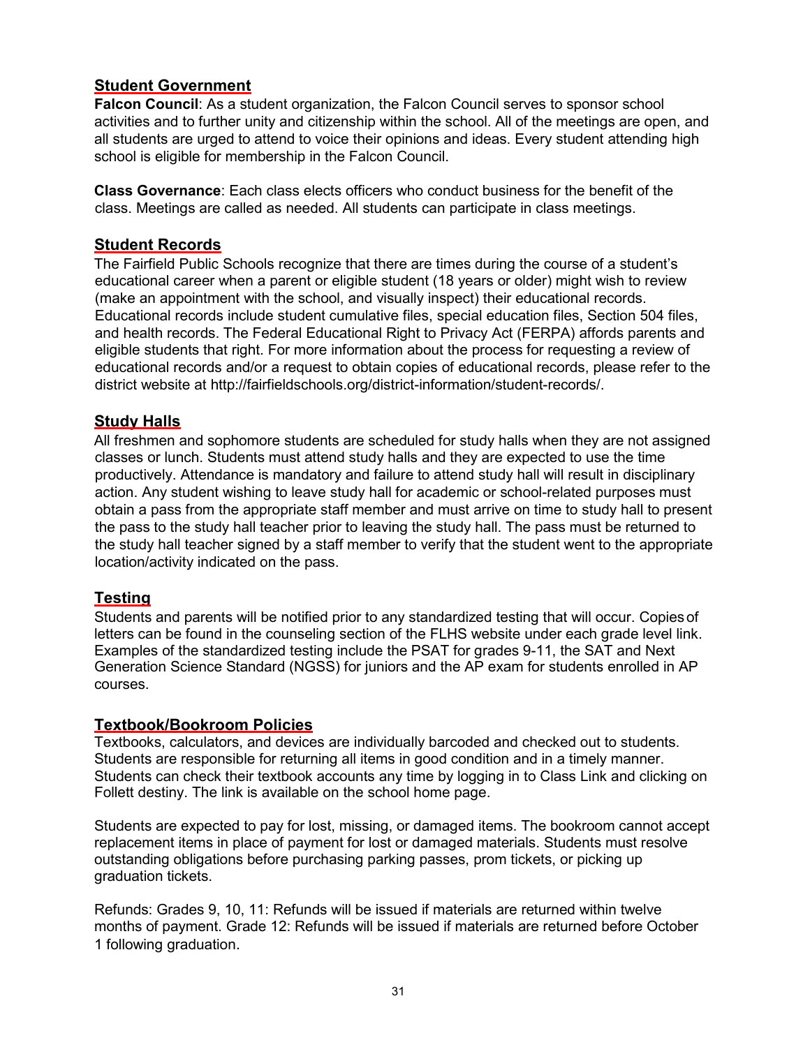## Student Government

**Falcon Council**: As a student organization, the Falcon Council serves to sponsor school activities and to further unity and citizenship within the school. All of the meetings are open, and all students are urged to attend to voice their opinions and ideas. Every student attending high school is eligible for membership in the Falcon Council.

**Class Governance**: Each class elects officers who conduct business for the benefit of the class. Meetings are called as needed. All students can participate in class meetings.

## Student Records

The Fairfield Public Schools recognize that there are times during the course of a student's educational career when a parent or eligible student (18 years or older) might wish to review (make an appointment with the school, and visually inspect) their educational records. Educational records include student cumulative files, special education files, Section 504 files, and health records. The Federal Educational Right to Privacy Act (FERPA) affords parents and eligible students that right. For more information about the process for requesting a review of educational records and/or a request to obtain copies of educational records, please refer to the district website at http://fairfieldschools.org/district-information/student-records/.

## Study Halls

All freshmen and sophomore students are scheduled for study halls when they are not assigned classes or lunch. Students must attend study halls and they are expected to use the time productively. Attendance is mandatory and failure to attend study hall will result in disciplinary action. Any student wishing to leave study hall for academic or school-related purposes must obtain a pass from the appropriate staff member and must arrive on time to study hall to present the pass to the study hall teacher prior to leaving the study hall. The pass must be returned to the study hall teacher signed by a staff member to verify that the student went to the appropriate location/activity indicated on the pass.

## Testing

Students and parents will be notified prior to any standardized testing that will occur. Copies of letters can be found in the counseling section of the FLHS website under each grade level link. Examples of the standardized testing include the PSAT for grades 9-11, the SAT and Next Generation Science Standard (NGSS) for juniors and the AP exam for students enrolled in AP courses.

## Textbook/Bookroom Policies

Textbooks, calculators, and devices are individually barcoded and checked out to students. Students are responsible for returning all items in good condition and in a timely manner. Students can check their textbook accounts any time by logging in to Class Link and clicking on Follett destiny. The link is available on the school home page.

Students are expected to pay for lost, missing, or damaged items. The bookroom cannot accept replacement items in place of payment for lost or damaged materials. Students must resolve outstanding obligations before purchasing parking passes, prom tickets, or picking up graduation tickets.

Refunds: Grades 9, 10, 11: Refunds will be issued if materials are returned within twelve months of payment. Grade 12: Refunds will be issued if materials are returned before October 1 following graduation.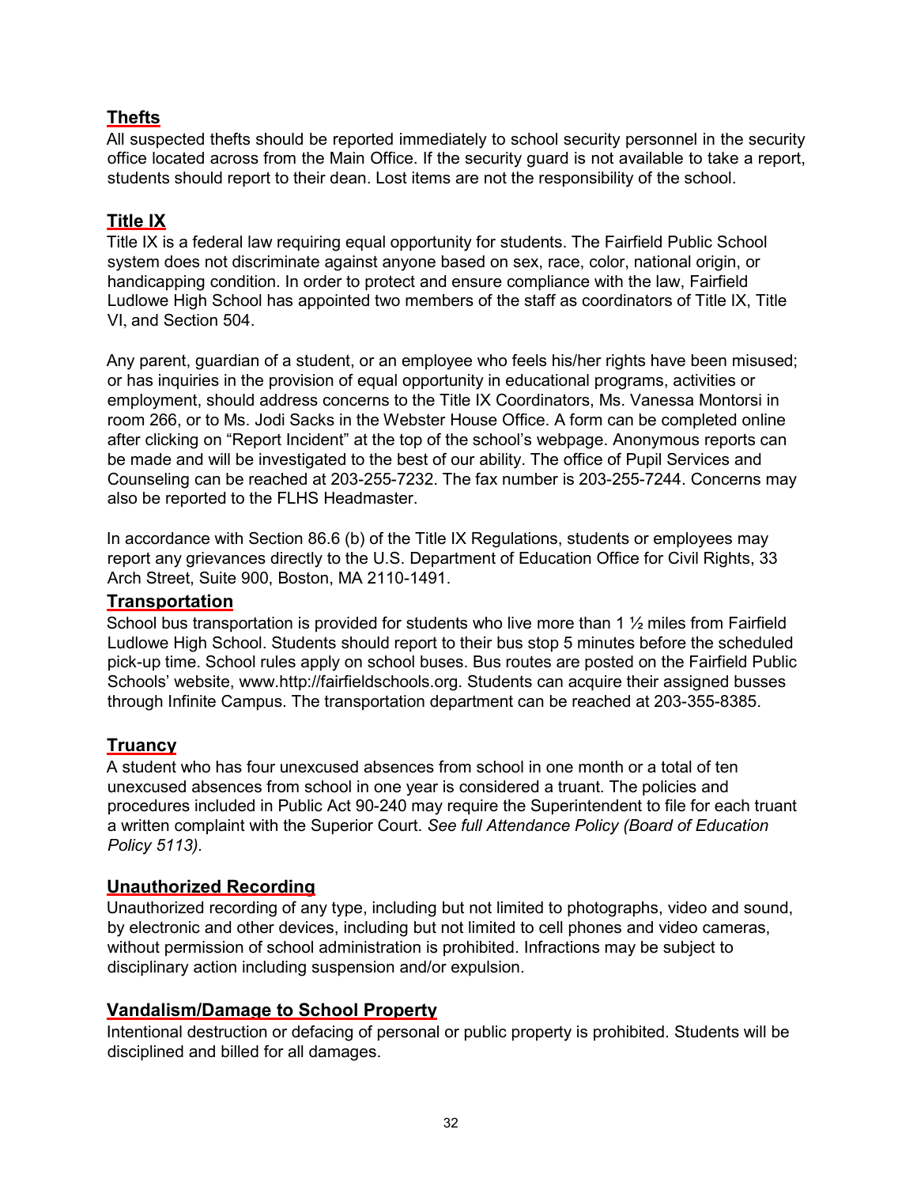## Thefts

All suspected thefts should be reported immediately to school security personnel in the security office located across from the Main Office. If the security guard is not available to take a report, students should report to their dean. Lost items are not the responsibility of the school.

## Title IX

Title IX is a federal law requiring equal opportunity for students. The Fairfield Public School system does not discriminate against anyone based on sex, race, color, national origin, or handicapping condition. In order to protect and ensure compliance with the law, Fairfield Ludlowe High School has appointed two members of the staff as coordinators of Title IX, Title VI, and Section 504.

Any parent, guardian of a student, or an employee who feels his/her rights have been misused; or has inquiries in the provision of equal opportunity in educational programs, activities or employment, should address concerns to the Title IX Coordinators, Ms. Vanessa Montorsi in room 266, or to Ms. Jodi Sacks in the Webster House Office. A form can be completed online after clicking on "Report Incident" at the top of the school's webpage. Anonymous reports can be made and will be investigated to the best of our ability. The office of Pupil Services and Counseling can be reached at 203-255-7232. The fax number is 203-255-7244. Concerns may also be reported to the FLHS Headmaster.

In accordance with Section 86.6 (b) of the Title IX Regulations, students or employees may report any grievances directly to the U.S. Department of Education Office for Civil Rights, 33 Arch Street, Suite 900, Boston, MA 2110-1491.

## Transportation

School bus transportation is provided for students who live more than 1 ½ miles from Fairfield Ludlowe High School. Students should report to their bus stop 5 minutes before the scheduled pick-up time. School rules apply on school buses. Bus routes are posted on the Fairfield Public Schools' website, www.http://fairfieldschools.org. Students can acquire their assigned busses through Infinite Campus. The transportation department can be reached at 203-355-8385.

## Truancy

A student who has four unexcused absences from school in one month or a total of ten unexcused absences from school in one year is considered a truant. The policies and procedures included in Public Act 90-240 may require the Superintendent to file for each truant a written complaint with the Superior Court. *See full Attendance Policy (Board of Education Policy 5113).*

## Unauthorized Recording

Unauthorized recording of any type, including but not limited to photographs, video and sound, by electronic and other devices, including but not limited to cell phones and video cameras, without permission of school administration is prohibited. Infractions may be subject to disciplinary action including suspension and/or expulsion.

## Vandalism/Damage to School Property

Intentional destruction or defacing of personal or public property is prohibited. Students will be disciplined and billed for all damages.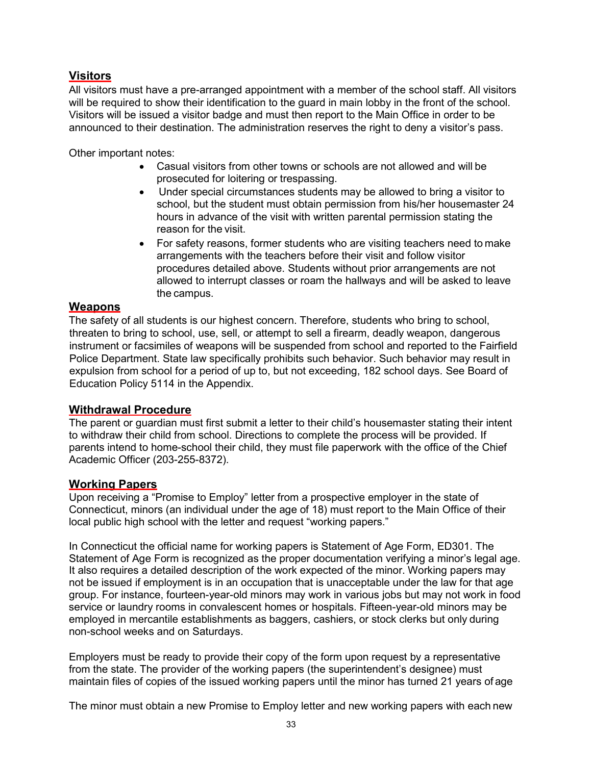## Visitors

All visitors must have a pre-arranged appointment with a member of the school staff. All visitors will be required to show their identification to the guard in main lobby in the front of the school. Visitors will be issued a visitor badge and must then report to the Main Office in order to be announced to their destination. The administration reserves the right to deny a visitor's pass.

Other important notes:

- Casual visitors from other towns or schools are not allowed and will be prosecuted for loitering or trespassing.
- Under special circumstances students may be allowed to bring a visitor to school, but the student must obtain permission from his/her housemaster 24 hours in advance of the visit with written parental permission stating the reason for the visit.
- For safety reasons, former students who are visiting teachers need to make arrangements with the teachers before their visit and follow visitor procedures detailed above. Students without prior arrangements are not allowed to interrupt classes or roam the hallways and will be asked to leave the campus.

## Weapons

The safety of all students is our highest concern. Therefore, students who bring to school, threaten to bring to school, use, sell, or attempt to sell a firearm, deadly weapon, dangerous instrument or facsimiles of weapons will be suspended from school and reported to the Fairfield Police Department. State law specifically prohibits such behavior. Such behavior may result in expulsion from school for a period of up to, but not exceeding, 182 school days. See Board of Education Policy 5114 in the Appendix.

## Withdrawal Procedure

The parent or guardian must first submit a letter to their child's housemaster stating their intent to withdraw their child from school. Directions to complete the process will be provided. If parents intend to home-school their child, they must file paperwork with the office of the Chief Academic Officer (203-255-8372).

## Working Papers

Upon receiving a "Promise to Employ" letter from a prospective employer in the state of Connecticut, minors (an individual under the age of 18) must report to the Main Office of their local public high school with the letter and request "working papers."

In Connecticut the official name for working papers is Statement of Age Form, ED301. The Statement of Age Form is recognized as the proper documentation verifying a minor's legal age. It also requires a detailed description of the work expected of the minor. Working papers may not be issued if employment is in an occupation that is unacceptable under the law for that age group. For instance, fourteen-year-old minors may work in various jobs but may not work in food service or laundry rooms in convalescent homes or hospitals. Fifteen-year-old minors may be employed in mercantile establishments as baggers, cashiers, or stock clerks but only during non-school weeks and on Saturdays.

Employers must be ready to provide their copy of the form upon request by a representative from the state. The provider of the working papers (the superintendent's designee) must maintain files of copies of the issued working papers until the minor has turned 21 years of age

The minor must obtain a new Promise to Employ letter and new working papers with each new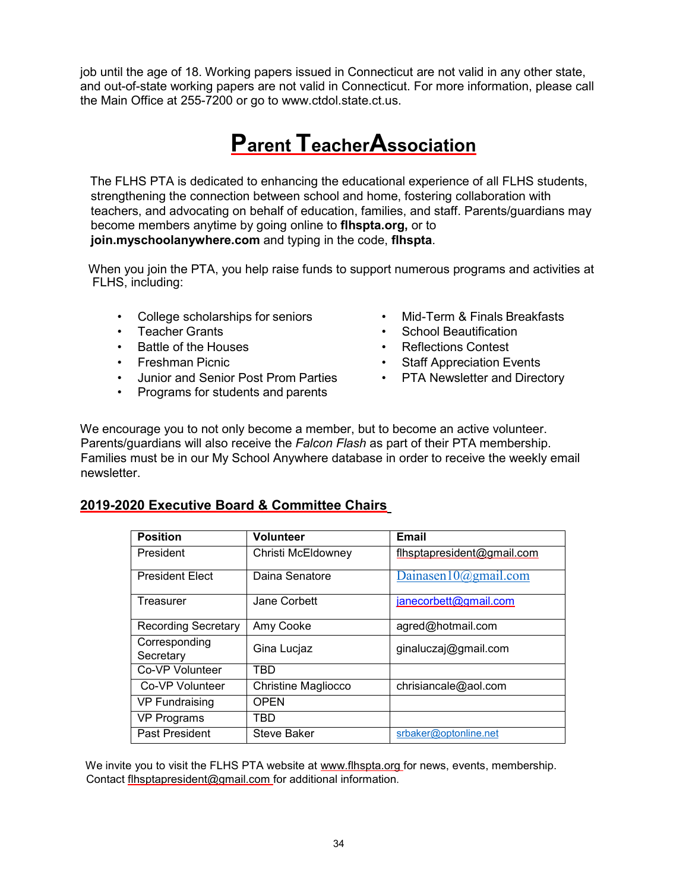job until the age of 18. Working papers issued in Connecticut are not valid in any other state, and out-of-state working papers are not valid in Connecticut. For more information, please call the Main Office at 255-7200 or go to www.ctdol.state.ct.us.

# Parent Teacher Association

The FLHS PTA is dedicated to enhancing the educational experience of all FLHS students, strengthening the connection between school and home, fostering collaboration with teachers, and advocating on behalf of education, families, and staff. Parents/guardians may become members anytime by going online to **flhspta.org,** or to **join.myschoolanywhere.com** and typing in the code, **flhspta**.

When you join the PTA, you help raise funds to support numerous programs and activities at FLHS, including:

- College scholarships for seniors
- Teacher Grants
- Battle of the Houses
- Freshman Picnic
- Junior and Senior Post Prom Parties
- Programs for students and parents
- Mid-Term & Finals Breakfasts
- School Beautification
- Reflections Contest
- Staff Appreciation Events
- PTA Newsletter and Directory

We encourage you to not only become a member, but to become an active volunteer. Parents/guardians will also receive the *Falcon Flash* as part of their PTA membership. Families must be in our My School Anywhere database in order to receive the weekly email newsletter.

## 2019-2020 Executive Board & Committee Chairs

| Position | Volunteer | Email |
|---|---|---|
| President | Christi McEldowney | flhsptapresident@gmail.com |
| President Elect | Daina Senatore | Dainasen10@gmail.com |
| Treasurer | Jane Corbett | janecorbett@gmail.com |
| Recording Secretary | Amy Cooke | agred@hotmail.com |
| Corresponding Secretary | Gina Lucjaz | ginaluczaj@gmail.com |
| Co-VP Volunteer | TBD | |
| Co-VP Volunteer | Christine Magliocco | chrisiancale@aol.com |
| VP Fundraising | OPEN | |
| VP Programs | TBD | |
| Past President | Steve Baker | srbaker@optonline.net |

We invite you to visit the FLHS PTA website at www.flhspta.org for news, events, membership. Contact flhsptapresident@gmail.com for additional information.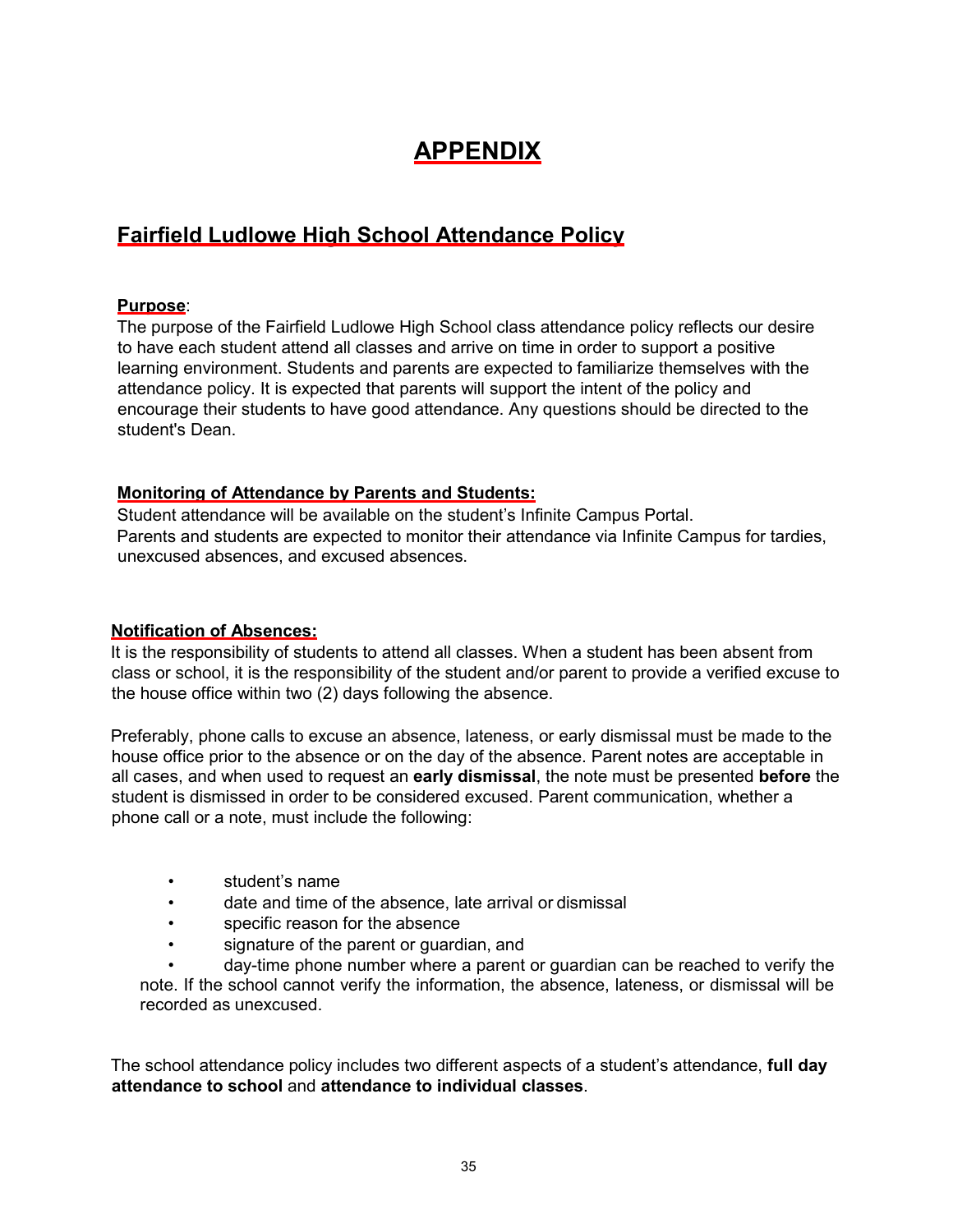# APPENDIX

## Fairfield Ludlowe High School Attendance Policy

**Purpose**:
The purpose of the Fairfield Ludlowe High School class attendance policy reflects our desire to have each student attend all classes and arrive on time in order to support a positive learning environment. Students and parents are expected to familiarize themselves with the attendance policy. It is expected that parents will support the intent of the policy and encourage their students to have good attendance. Any questions should be directed to the student's Dean.

**Monitoring of Attendance by Parents and Students:**
Student attendance will be available on the student's Infinite Campus Portal.
Parents and students are expected to monitor their attendance via Infinite Campus for tardies, unexcused absences, and excused absences.

**Notification of Absences:**
It is the responsibility of students to attend all classes. When a student has been absent from class or school, it is the responsibility of the student and/or parent to provide a verified excuse to the house office within two (2) days following the absence.

Preferably, phone calls to excuse an absence, lateness, or early dismissal must be made to the house office prior to the absence or on the day of the absence. Parent notes are acceptable in all cases, and when used to request an **early dismissal**, the note must be presented **before** the student is dismissed in order to be considered excused. Parent communication, whether a phone call or a note, must include the following:

- student's name
- date and time of the absence, late arrival or dismissal
- specific reason for the absence
- signature of the parent or guardian, and
- day-time phone number where a parent or guardian can be reached to verify the note. If the school cannot verify the information, the absence, lateness, or dismissal will be recorded as unexcused.

The school attendance policy includes two different aspects of a student's attendance, **full day attendance to school** and **attendance to individual classes**.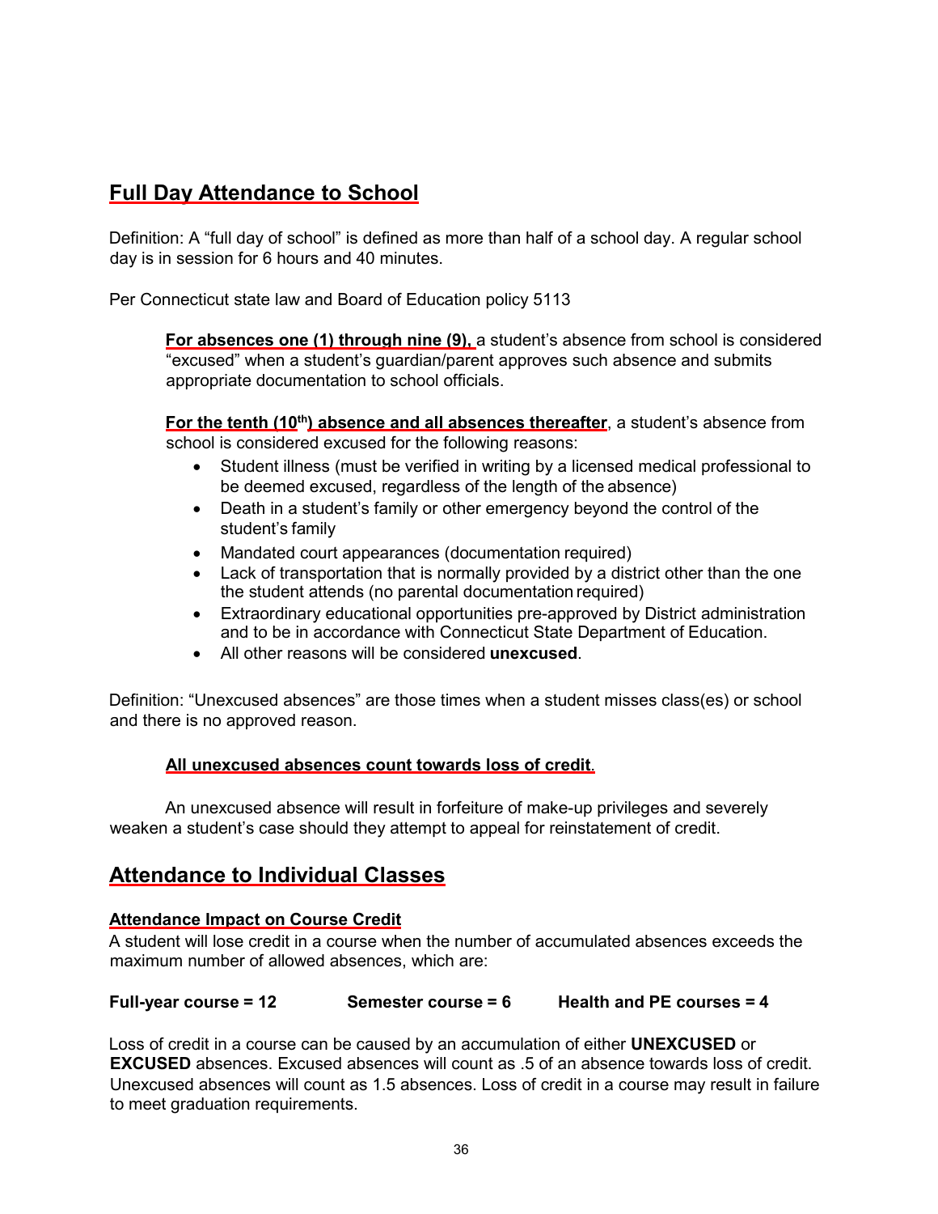## Full Day Attendance to School

Definition: A "full day of school" is defined as more than half of a school day. A regular school day is in session for 6 hours and 40 minutes.

Per Connecticut state law and Board of Education policy 5113

> **For absences one (1) through nine (9),** a student's absence from school is considered "excused" when a student's guardian/parent approves such absence and submits appropriate documentation to school officials.
>
> **For the tenth (10th) absence and all absences thereafter**, a student's absence from school is considered excused for the following reasons:
>
> - Student illness (must be verified in writing by a licensed medical professional to be deemed excused, regardless of the length of the absence)
> - Death in a student's family or other emergency beyond the control of the student's family
> - Mandated court appearances (documentation required)
> - Lack of transportation that is normally provided by a district other than the one the student attends (no parental documentation required)
> - Extraordinary educational opportunities pre-approved by District administration and to be in accordance with Connecticut State Department of Education.
> - All other reasons will be considered **unexcused**.

Definition: "Unexcused absences" are those times when a student misses class(es) or school and there is no approved reason.

> **All unexcused absences count towards loss of credit**.

An unexcused absence will result in forfeiture of make-up privileges and severely weaken a student's case should they attempt to appeal for reinstatement of credit.

## Attendance to Individual Classes

### Attendance Impact on Course Credit

A student will lose credit in a course when the number of accumulated absences exceeds the maximum number of allowed absences, which are:

**Full-year course = 12** **Semester course = 6** **Health and PE courses = 4**

Loss of credit in a course can be caused by an accumulation of either **UNEXCUSED** or **EXCUSED** absences. Excused absences will count as .5 of an absence towards loss of credit. Unexcused absences will count as 1.5 absences. Loss of credit in a course may result in failure to meet graduation requirements.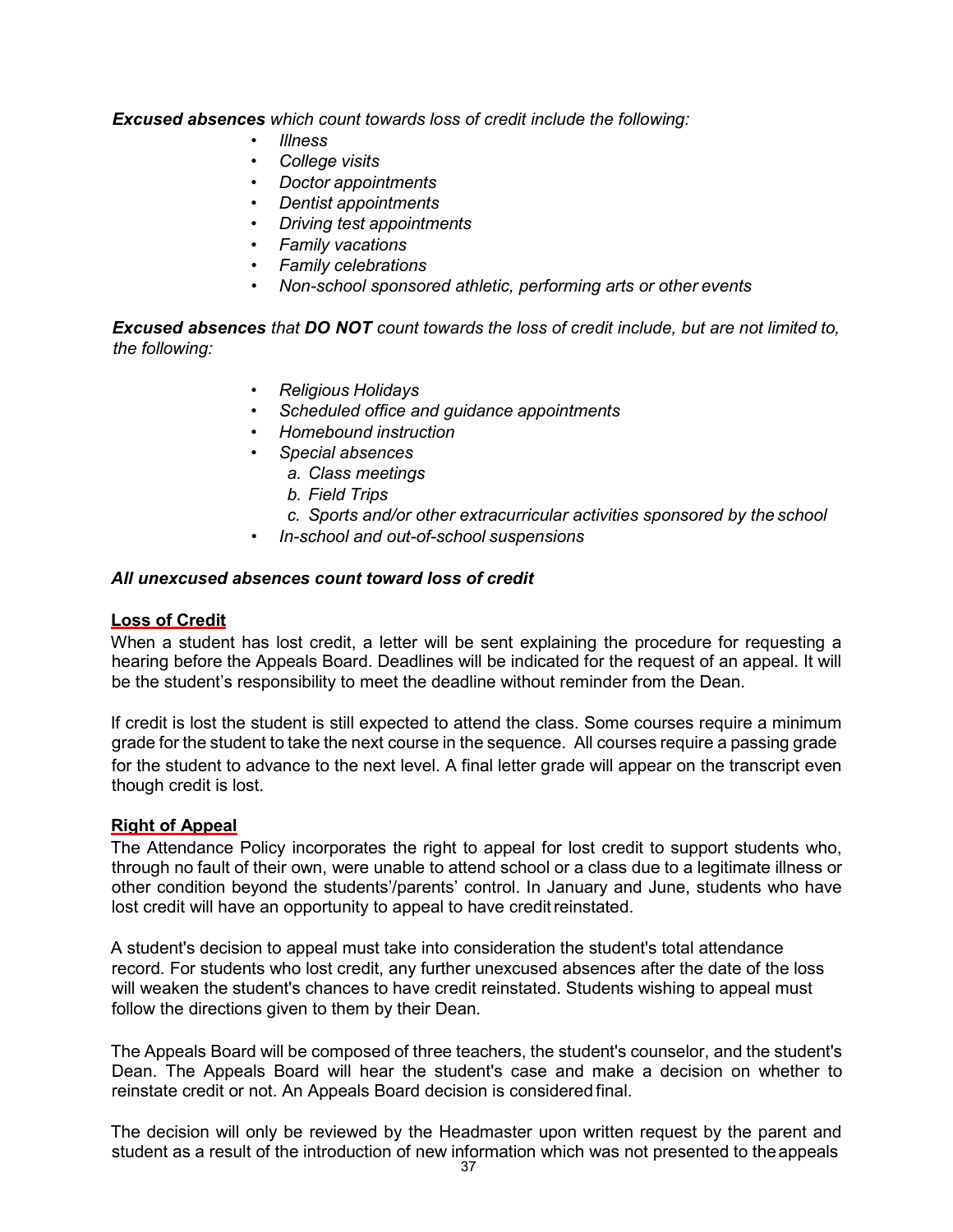***Excused absences** which count towards loss of credit include the following:*

- *Illness*
- *College visits*
- *Doctor appointments*
- *Dentist appointments*
- *Driving test appointments*
- *Family vacations*
- *Family celebrations*
- *Non-school sponsored athletic, performing arts or other events*

***Excused absences** that **DO NOT** count towards the loss of credit include, but are not limited to, the following:*

- *Religious Holidays*
- *Scheduled office and guidance appointments*
- *Homebound instruction*
- *Special absences*
  - *a. Class meetings*
  - *b. Field Trips*
  - *c. Sports and/or other extracurricular activities sponsored by the school*
- *In-school and out-of-school suspensions*

***All unexcused absences count toward loss of credit***

**Loss of Credit**

When a student has lost credit, a letter will be sent explaining the procedure for requesting a hearing before the Appeals Board. Deadlines will be indicated for the request of an appeal. It will be the student's responsibility to meet the deadline without reminder from the Dean.

If credit is lost the student is still expected to attend the class. Some courses require a minimum grade for the student to take the next course in the sequence. All courses require a passing grade for the student to advance to the next level. A final letter grade will appear on the transcript even though credit is lost.

**Right of Appeal**

The Attendance Policy incorporates the right to appeal for lost credit to support students who, through no fault of their own, were unable to attend school or a class due to a legitimate illness or other condition beyond the students'/parents' control. In January and June, students who have lost credit will have an opportunity to appeal to have credit reinstated.

A student's decision to appeal must take into consideration the student's total attendance record. For students who lost credit, any further unexcused absences after the date of the loss will weaken the student's chances to have credit reinstated. Students wishing to appeal must follow the directions given to them by their Dean.

The Appeals Board will be composed of three teachers, the student's counselor, and the student's Dean. The Appeals Board will hear the student's case and make a decision on whether to reinstate credit or not. An Appeals Board decision is considered final.

The decision will only be reviewed by the Headmaster upon written request by the parent and student as a result of the introduction of new information which was not presented to the appeals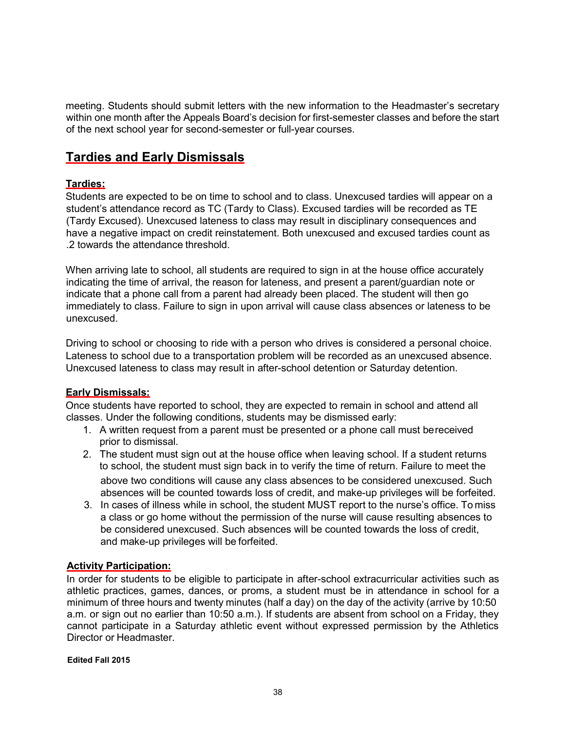meeting. Students should submit letters with the new information to the Headmaster's secretary within one month after the Appeals Board's decision for first-semester classes and before the start of the next school year for second-semester or full-year courses.

## Tardies and Early Dismissals

### Tardies:

Students are expected to be on time to school and to class. Unexcused tardies will appear on a student's attendance record as TC (Tardy to Class). Excused tardies will be recorded as TE (Tardy Excused). Unexcused lateness to class may result in disciplinary consequences and have a negative impact on credit reinstatement. Both unexcused and excused tardies count as .2 towards the attendance threshold.

When arriving late to school, all students are required to sign in at the house office accurately indicating the time of arrival, the reason for lateness, and present a parent/guardian note or indicate that a phone call from a parent had already been placed. The student will then go immediately to class. Failure to sign in upon arrival will cause class absences or lateness to be unexcused.

Driving to school or choosing to ride with a person who drives is considered a personal choice. Lateness to school due to a transportation problem will be recorded as an unexcused absence. Unexcused lateness to class may result in after-school detention or Saturday detention.

### Early Dismissals:

Once students have reported to school, they are expected to remain in school and attend all classes. Under the following conditions, students may be dismissed early:

1. A written request from a parent must be presented or a phone call must bereceived prior to dismissal.
2. The student must sign out at the house office when leaving school. If a student returns to school, the student must sign back in to verify the time of return. Failure to meet the above two conditions will cause any class absences to be considered unexcused. Such absences will be counted towards loss of credit, and make-up privileges will be forfeited.
3. In cases of illness while in school, the student MUST report to the nurse's office. To miss a class or go home without the permission of the nurse will cause resulting absences to be considered unexcused. Such absences will be counted towards the loss of credit, and make-up privileges will be forfeited.

### Activity Participation:

In order for students to be eligible to participate in after-school extracurricular activities such as athletic practices, games, dances, or proms, a student must be in attendance in school for a minimum of three hours and twenty minutes (half a day) on the day of the activity (arrive by 10:50 a.m. or sign out no earlier than 10:50 a.m.). If students are absent from school on a Friday, they cannot participate in a Saturday athletic event without expressed permission by the Athletics Director or Headmaster.

**Edited Fall 2015**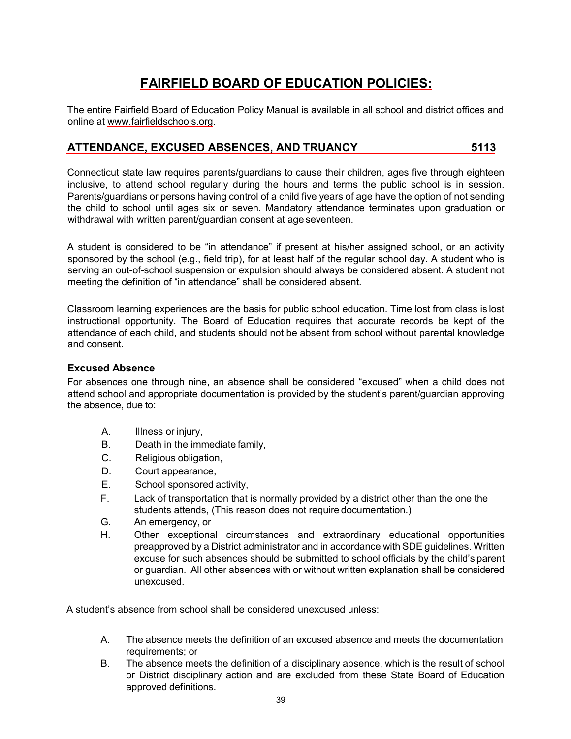# FAIRFIELD BOARD OF EDUCATION POLICIES:

The entire Fairfield Board of Education Policy Manual is available in all school and district offices and online at www.fairfieldschools.org.

## ATTENDANCE, EXCUSED ABSENCES, AND TRUANCY 5113

Connecticut state law requires parents/guardians to cause their children, ages five through eighteen inclusive, to attend school regularly during the hours and terms the public school is in session. Parents/guardians or persons having control of a child five years of age have the option of not sending the child to school until ages six or seven. Mandatory attendance terminates upon graduation or withdrawal with written parent/guardian consent at age seventeen.

A student is considered to be "in attendance" if present at his/her assigned school, or an activity sponsored by the school (e.g., field trip), for at least half of the regular school day. A student who is serving an out-of-school suspension or expulsion should always be considered absent. A student not meeting the definition of "in attendance" shall be considered absent.

Classroom learning experiences are the basis for public school education. Time lost from class is lost instructional opportunity. The Board of Education requires that accurate records be kept of the attendance of each child, and students should not be absent from school without parental knowledge and consent.

### Excused Absence

For absences one through nine, an absence shall be considered "excused" when a child does not attend school and appropriate documentation is provided by the student's parent/guardian approving the absence, due to:

A. Illness or injury,
B. Death in the immediate family,
C. Religious obligation,
D. Court appearance,
E. School sponsored activity,
F. Lack of transportation that is normally provided by a district other than the one the students attends, (This reason does not require documentation.)
G. An emergency, or
H. Other exceptional circumstances and extraordinary educational opportunities preapproved by a District administrator and in accordance with SDE guidelines. Written excuse for such absences should be submitted to school officials by the child's parent or guardian. All other absences with or without written explanation shall be considered unexcused.

A student's absence from school shall be considered unexcused unless:

A. The absence meets the definition of an excused absence and meets the documentation requirements; or
B. The absence meets the definition of a disciplinary absence, which is the result of school or District disciplinary action and are excluded from these State Board of Education approved definitions.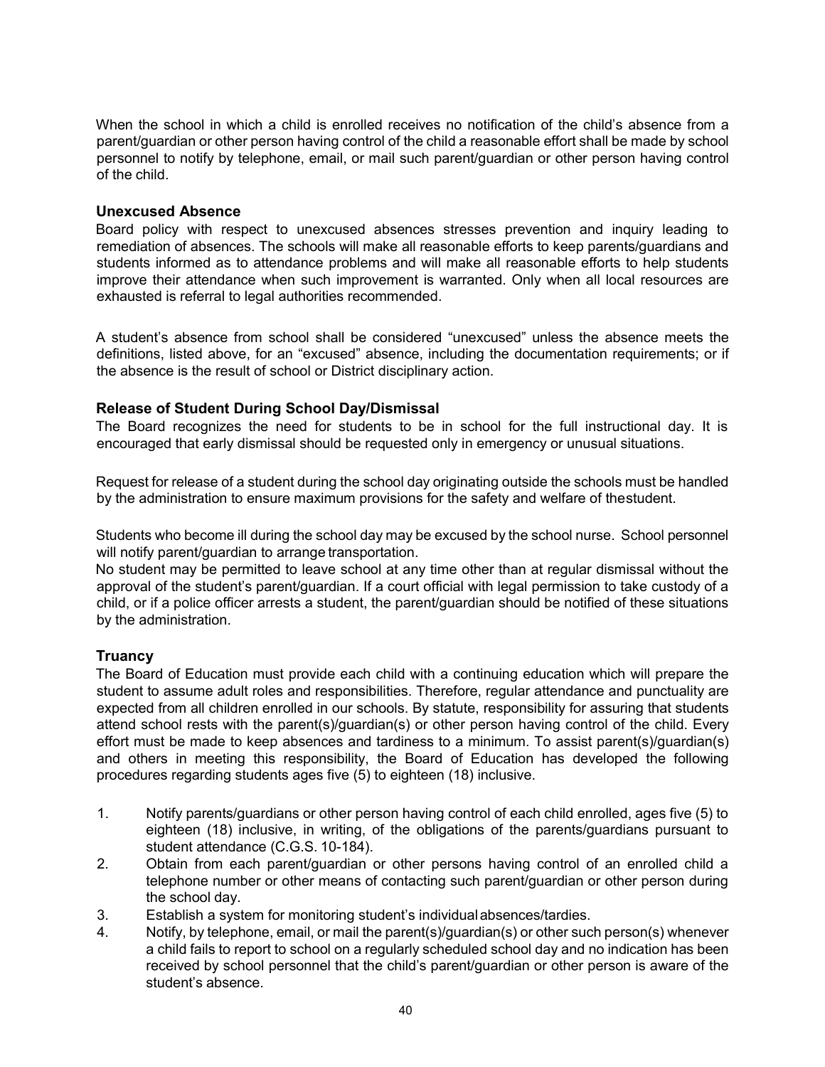When the school in which a child is enrolled receives no notification of the child's absence from a parent/guardian or other person having control of the child a reasonable effort shall be made by school personnel to notify by telephone, email, or mail such parent/guardian or other person having control of the child.

### Unexcused Absence

Board policy with respect to unexcused absences stresses prevention and inquiry leading to remediation of absences. The schools will make all reasonable efforts to keep parents/guardians and students informed as to attendance problems and will make all reasonable efforts to help students improve their attendance when such improvement is warranted. Only when all local resources are exhausted is referral to legal authorities recommended.

A student's absence from school shall be considered "unexcused" unless the absence meets the definitions, listed above, for an "excused" absence, including the documentation requirements; or if the absence is the result of school or District disciplinary action.

### Release of Student During School Day/Dismissal

The Board recognizes the need for students to be in school for the full instructional day. It is encouraged that early dismissal should be requested only in emergency or unusual situations.

Request for release of a student during the school day originating outside the schools must be handled by the administration to ensure maximum provisions for the safety and welfare of thestudent.

Students who become ill during the school day may be excused by the school nurse. School personnel will notify parent/guardian to arrange transportation.
No student may be permitted to leave school at any time other than at regular dismissal without the approval of the student's parent/guardian. If a court official with legal permission to take custody of a child, or if a police officer arrests a student, the parent/guardian should be notified of these situations by the administration.

### Truancy

The Board of Education must provide each child with a continuing education which will prepare the student to assume adult roles and responsibilities. Therefore, regular attendance and punctuality are expected from all children enrolled in our schools. By statute, responsibility for assuring that students attend school rests with the parent(s)/guardian(s) or other person having control of the child. Every effort must be made to keep absences and tardiness to a minimum. To assist parent(s)/guardian(s) and others in meeting this responsibility, the Board of Education has developed the following procedures regarding students ages five (5) to eighteen (18) inclusive.

1. Notify parents/guardians or other person having control of each child enrolled, ages five (5) to eighteen (18) inclusive, in writing, of the obligations of the parents/guardians pursuant to student attendance (C.G.S. 10-184).
2. Obtain from each parent/guardian or other persons having control of an enrolled child a telephone number or other means of contacting such parent/guardian or other person during the school day.
3. Establish a system for monitoring student's individual absences/tardies.
4. Notify, by telephone, email, or mail the parent(s)/guardian(s) or other such person(s) whenever a child fails to report to school on a regularly scheduled school day and no indication has been received by school personnel that the child's parent/guardian or other person is aware of the student's absence.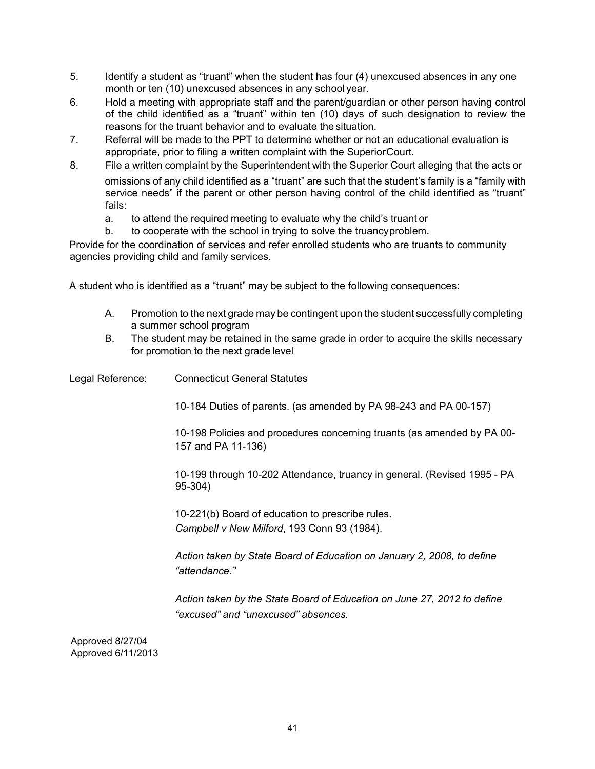5. Identify a student as "truant" when the student has four (4) unexcused absences in any one month or ten (10) unexcused absences in any school year.
6. Hold a meeting with appropriate staff and the parent/guardian or other person having control of the child identified as a "truant" within ten (10) days of such designation to review the reasons for the truant behavior and to evaluate the situation.
7. Referral will be made to the PPT to determine whether or not an educational evaluation is appropriate, prior to filing a written complaint with the Superior Court.
8. File a written complaint by the Superintendent with the Superior Court alleging that the acts or omissions of any child identified as a "truant" are such that the student's family is a "family with service needs" if the parent or other person having control of the child identified as "truant" fails:
   a. to attend the required meeting to evaluate why the child's truant or
   b. to cooperate with the school in trying to solve the truancy problem.

Provide for the coordination of services and refer enrolled students who are truants to community agencies providing child and family services.

A student who is identified as a "truant" may be subject to the following consequences:

A. Promotion to the next grade may be contingent upon the student successfully completing a summer school program
B. The student may be retained in the same grade in order to acquire the skills necessary for promotion to the next grade level

Legal Reference: Connecticut General Statutes

10-184 Duties of parents. (as amended by PA 98-243 and PA 00-157)

10-198 Policies and procedures concerning truants (as amended by PA 00-157 and PA 11-136)

10-199 through 10-202 Attendance, truancy in general. (Revised 1995 - PA 95-304)

10-221(b) Board of education to prescribe rules.
*Campbell v New Milford*, 193 Conn 93 (1984).

*Action taken by State Board of Education on January 2, 2008, to define "attendance."*

*Action taken by the State Board of Education on June 27, 2012 to define "excused" and "unexcused" absences.*

Approved 8/27/04
Approved 6/11/2013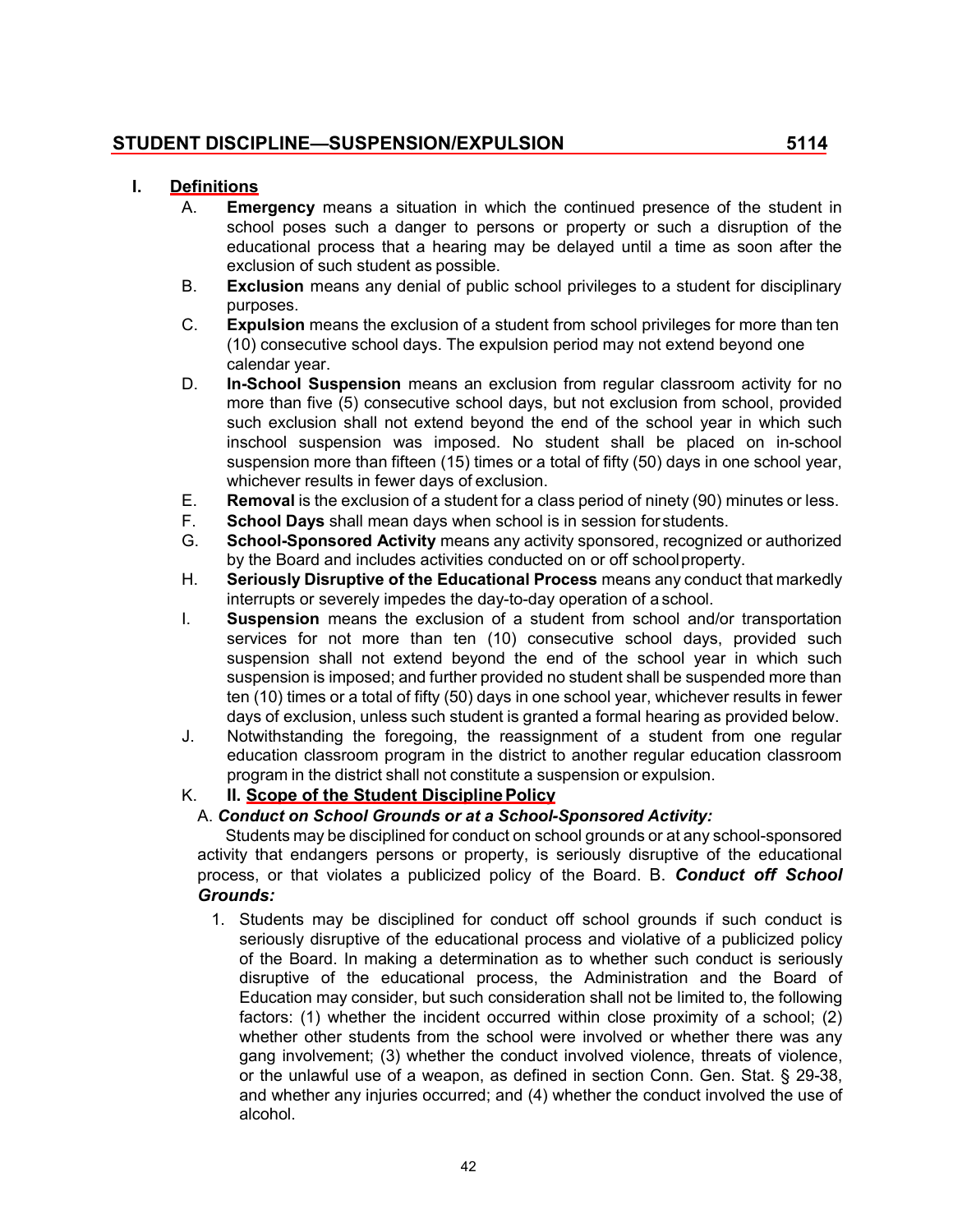## STUDENT DISCIPLINE—SUSPENSION/EXPULSION 5114

### I. Definitions

A. **Emergency** means a situation in which the continued presence of the student in school poses such a danger to persons or property or such a disruption of the educational process that a hearing may be delayed until a time as soon after the exclusion of such student as possible.

B. **Exclusion** means any denial of public school privileges to a student for disciplinary purposes.

C. **Expulsion** means the exclusion of a student from school privileges for more than ten (10) consecutive school days. The expulsion period may not extend beyond one calendar year.

D. **In-School Suspension** means an exclusion from regular classroom activity for no more than five (5) consecutive school days, but not exclusion from school, provided such exclusion shall not extend beyond the end of the school year in which such inschool suspension was imposed. No student shall be placed on in-school suspension more than fifteen (15) times or a total of fifty (50) days in one school year, whichever results in fewer days of exclusion.

E. **Removal** is the exclusion of a student for a class period of ninety (90) minutes or less.

F. **School Days** shall mean days when school is in session for students.

G. **School-Sponsored Activity** means any activity sponsored, recognized or authorized by the Board and includes activities conducted on or off school property.

H. **Seriously Disruptive of the Educational Process** means any conduct that markedly interrupts or severely impedes the day-to-day operation of a school.

I. **Suspension** means the exclusion of a student from school and/or transportation services for not more than ten (10) consecutive school days, provided such suspension shall not extend beyond the end of the school year in which such suspension is imposed; and further provided no student shall be suspended more than ten (10) times or a total of fifty (50) days in one school year, whichever results in fewer days of exclusion, unless such student is granted a formal hearing as provided below.

J. Notwithstanding the foregoing, the reassignment of a student from one regular education classroom program in the district to another regular education classroom program in the district shall not constitute a suspension or expulsion.

K. **II. Scope of the Student Discipline Policy**

A. ***Conduct on School Grounds or at a School-Sponsored Activity:***

Students may be disciplined for conduct on school grounds or at any school-sponsored activity that endangers persons or property, is seriously disruptive of the educational process, or that violates a publicized policy of the Board. B. ***Conduct off School Grounds:***

1. Students may be disciplined for conduct off school grounds if such conduct is seriously disruptive of the educational process and violative of a publicized policy of the Board. In making a determination as to whether such conduct is seriously disruptive of the educational process, the Administration and the Board of Education may consider, but such consideration shall not be limited to, the following factors: (1) whether the incident occurred within close proximity of a school; (2) whether other students from the school were involved or whether there was any gang involvement; (3) whether the conduct involved violence, threats of violence, or the unlawful use of a weapon, as defined in section Conn. Gen. Stat. § 29-38, and whether any injuries occurred; and (4) whether the conduct involved the use of alcohol.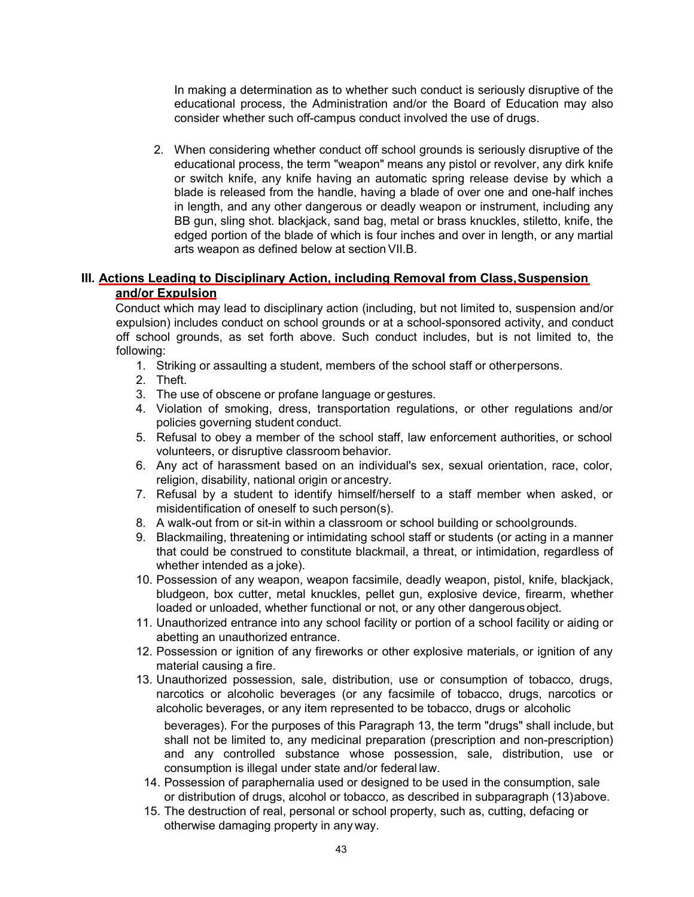In making a determination as to whether such conduct is seriously disruptive of the educational process, the Administration and/or the Board of Education may also consider whether such off-campus conduct involved the use of drugs.

2. When considering whether conduct off school grounds is seriously disruptive of the educational process, the term "weapon" means any pistol or revolver, any dirk knife or switch knife, any knife having an automatic spring release devise by which a blade is released from the handle, having a blade of over one and one-half inches in length, and any other dangerous or deadly weapon or instrument, including any BB gun, sling shot. blackjack, sand bag, metal or brass knuckles, stiletto, knife, the edged portion of the blade of which is four inches and over in length, or any martial arts weapon as defined below at section VII.B.

## III. Actions Leading to Disciplinary Action, including Removal from Class, Suspension and/or Expulsion

Conduct which may lead to disciplinary action (including, but not limited to, suspension and/or expulsion) includes conduct on school grounds or at a school-sponsored activity, and conduct off school grounds, as set forth above. Such conduct includes, but is not limited to, the following:

1. Striking or assaulting a student, members of the school staff or other persons.
2. Theft.
3. The use of obscene or profane language or gestures.
4. Violation of smoking, dress, transportation regulations, or other regulations and/or policies governing student conduct.
5. Refusal to obey a member of the school staff, law enforcement authorities, or school volunteers, or disruptive classroom behavior.
6. Any act of harassment based on an individual's sex, sexual orientation, race, color, religion, disability, national origin or ancestry.
7. Refusal by a student to identify himself/herself to a staff member when asked, or misidentification of oneself to such person(s).
8. A walk-out from or sit-in within a classroom or school building or school grounds.
9. Blackmailing, threatening or intimidating school staff or students (or acting in a manner that could be construed to constitute blackmail, a threat, or intimidation, regardless of whether intended as a joke).
10. Possession of any weapon, weapon facsimile, deadly weapon, pistol, knife, blackjack, bludgeon, box cutter, metal knuckles, pellet gun, explosive device, firearm, whether loaded or unloaded, whether functional or not, or any other dangerous object.
11. Unauthorized entrance into any school facility or portion of a school facility or aiding or abetting an unauthorized entrance.
12. Possession or ignition of any fireworks or other explosive materials, or ignition of any material causing a fire.
13. Unauthorized possession, sale, distribution, use or consumption of tobacco, drugs, narcotics or alcoholic beverages (or any facsimile of tobacco, drugs, narcotics or alcoholic beverages, or any item represented to be tobacco, drugs or alcoholic beverages). For the purposes of this Paragraph 13, the term "drugs" shall include, but shall not be limited to, any medicinal preparation (prescription and non-prescription) and any controlled substance whose possession, sale, distribution, use or consumption is illegal under state and/or federal law.
14. Possession of paraphernalia used or designed to be used in the consumption, sale or distribution of drugs, alcohol or tobacco, as described in subparagraph (13) above.
15. The destruction of real, personal or school property, such as, cutting, defacing or otherwise damaging property in any way.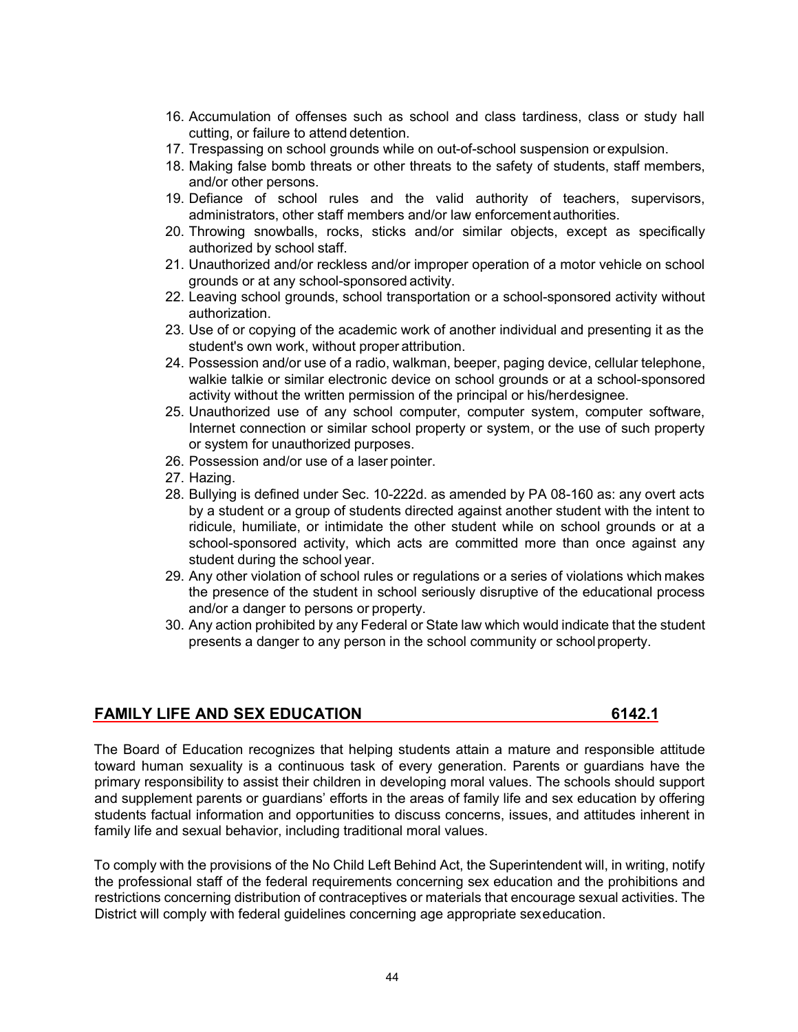16. Accumulation of offenses such as school and class tardiness, class or study hall cutting, or failure to attend detention.
17. Trespassing on school grounds while on out-of-school suspension or expulsion.
18. Making false bomb threats or other threats to the safety of students, staff members, and/or other persons.
19. Defiance of school rules and the valid authority of teachers, supervisors, administrators, other staff members and/or law enforcement authorities.
20. Throwing snowballs, rocks, sticks and/or similar objects, except as specifically authorized by school staff.
21. Unauthorized and/or reckless and/or improper operation of a motor vehicle on school grounds or at any school-sponsored activity.
22. Leaving school grounds, school transportation or a school-sponsored activity without authorization.
23. Use of or copying of the academic work of another individual and presenting it as the student's own work, without proper attribution.
24. Possession and/or use of a radio, walkman, beeper, paging device, cellular telephone, walkie talkie or similar electronic device on school grounds or at a school-sponsored activity without the written permission of the principal or his/her designee.
25. Unauthorized use of any school computer, computer system, computer software, Internet connection or similar school property or system, or the use of such property or system for unauthorized purposes.
26. Possession and/or use of a laser pointer.
27. Hazing.
28. Bullying is defined under Sec. 10-222d. as amended by PA 08-160 as: any overt acts by a student or a group of students directed against another student with the intent to ridicule, humiliate, or intimidate the other student while on school grounds or at a school-sponsored activity, which acts are committed more than once against any student during the school year.
29. Any other violation of school rules or regulations or a series of violations which makes the presence of the student in school seriously disruptive of the educational process and/or a danger to persons or property.
30. Any action prohibited by any Federal or State law which would indicate that the student presents a danger to any person in the school community or school property.

## FAMILY LIFE AND SEX EDUCATION 6142.1

The Board of Education recognizes that helping students attain a mature and responsible attitude toward human sexuality is a continuous task of every generation. Parents or guardians have the primary responsibility to assist their children in developing moral values. The schools should support and supplement parents or guardians' efforts in the areas of family life and sex education by offering students factual information and opportunities to discuss concerns, issues, and attitudes inherent in family life and sexual behavior, including traditional moral values.

To comply with the provisions of the No Child Left Behind Act, the Superintendent will, in writing, notify the professional staff of the federal requirements concerning sex education and the prohibitions and restrictions concerning distribution of contraceptives or materials that encourage sexual activities. The District will comply with federal guidelines concerning age appropriate sex education.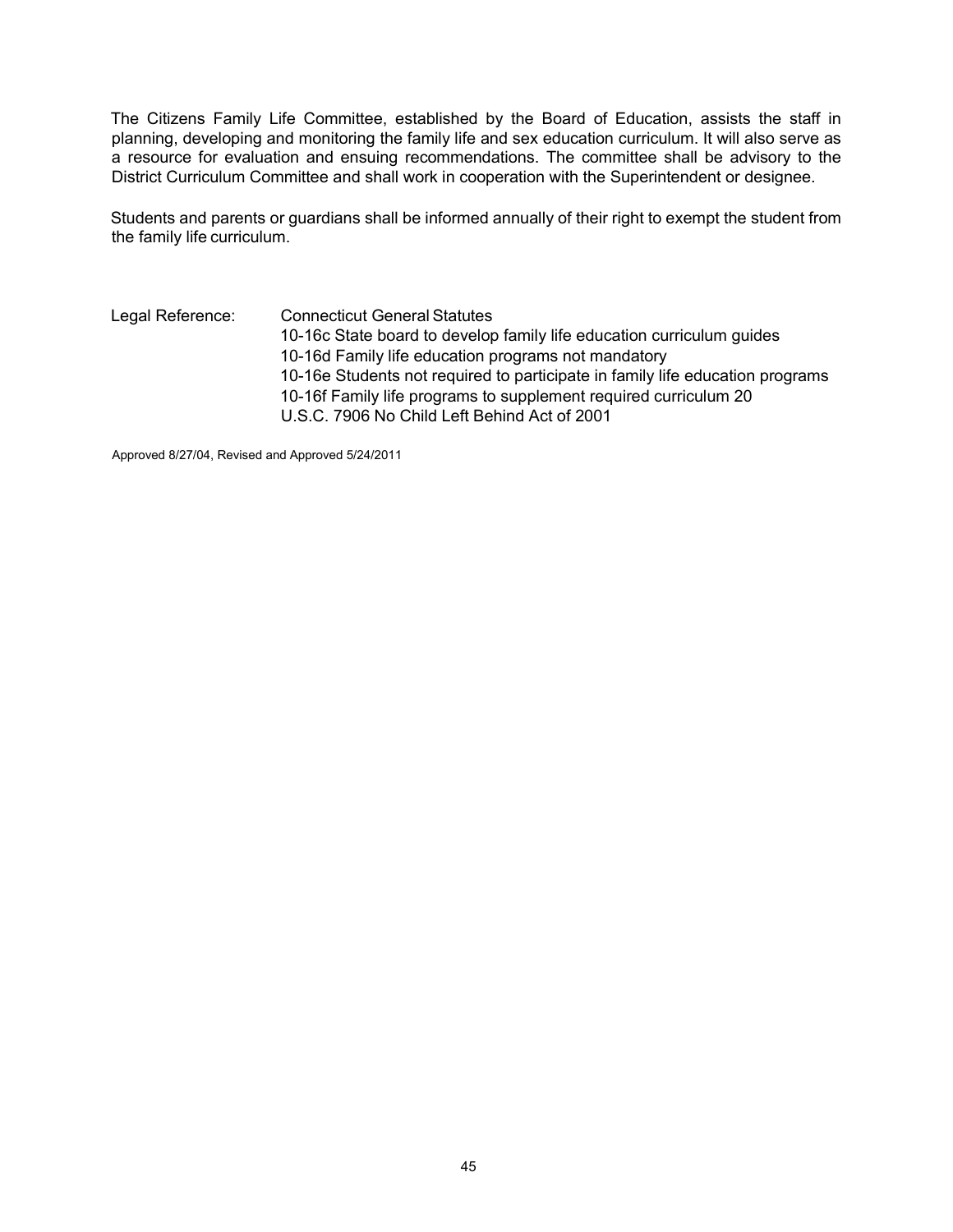The Citizens Family Life Committee, established by the Board of Education, assists the staff in planning, developing and monitoring the family life and sex education curriculum. It will also serve as a resource for evaluation and ensuing recommendations. The committee shall be advisory to the District Curriculum Committee and shall work in cooperation with the Superintendent or designee.

Students and parents or guardians shall be informed annually of their right to exempt the student from the family life curriculum.

Legal Reference: Connecticut General Statutes

10-16c State board to develop family life education curriculum guides

10-16d Family life education programs not mandatory

10-16e Students not required to participate in family life education programs

10-16f Family life programs to supplement required curriculum 20

U.S.C. 7906 No Child Left Behind Act of 2001

Approved 8/27/04, Revised and Approved 5/24/2011